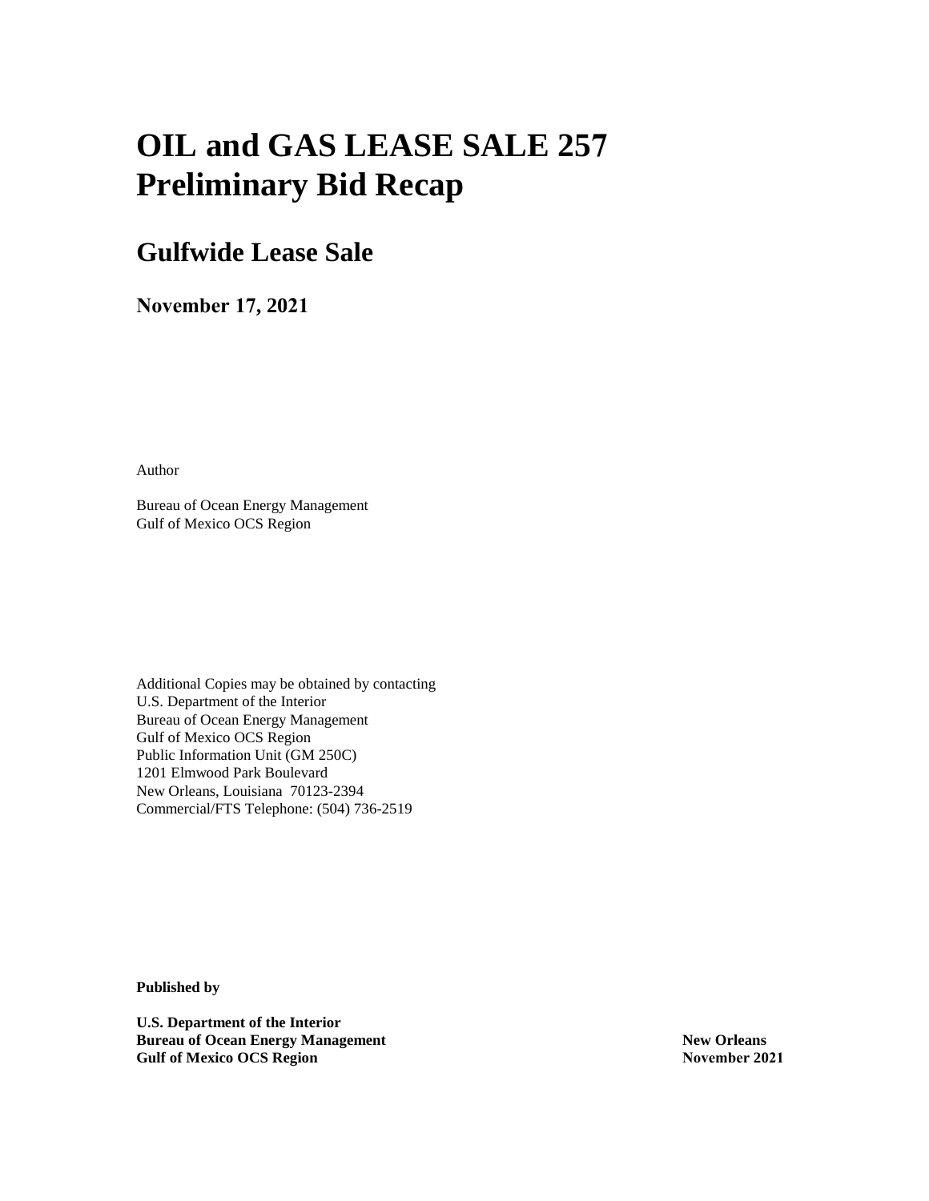# OIL and GAS LEASE SALE 257
# Preliminary Bid Recap

## Gulfwide Lease Sale

### November 17, 2021

Author

Bureau of Ocean Energy Management
Gulf of Mexico OCS Region

Additional Copies may be obtained by contacting
U.S. Department of the Interior
Bureau of Ocean Energy Management
Gulf of Mexico OCS Region
Public Information Unit (GM 250C)
1201 Elmwood Park Boulevard
New Orleans, Louisiana 70123-2394
Commercial/FTS Telephone: (504) 736-2519

**Published by**

**U.S. Department of the Interior**
**Bureau of Ocean Energy Management**
**Gulf of Mexico OCS Region**

**New Orleans**
**November 2021**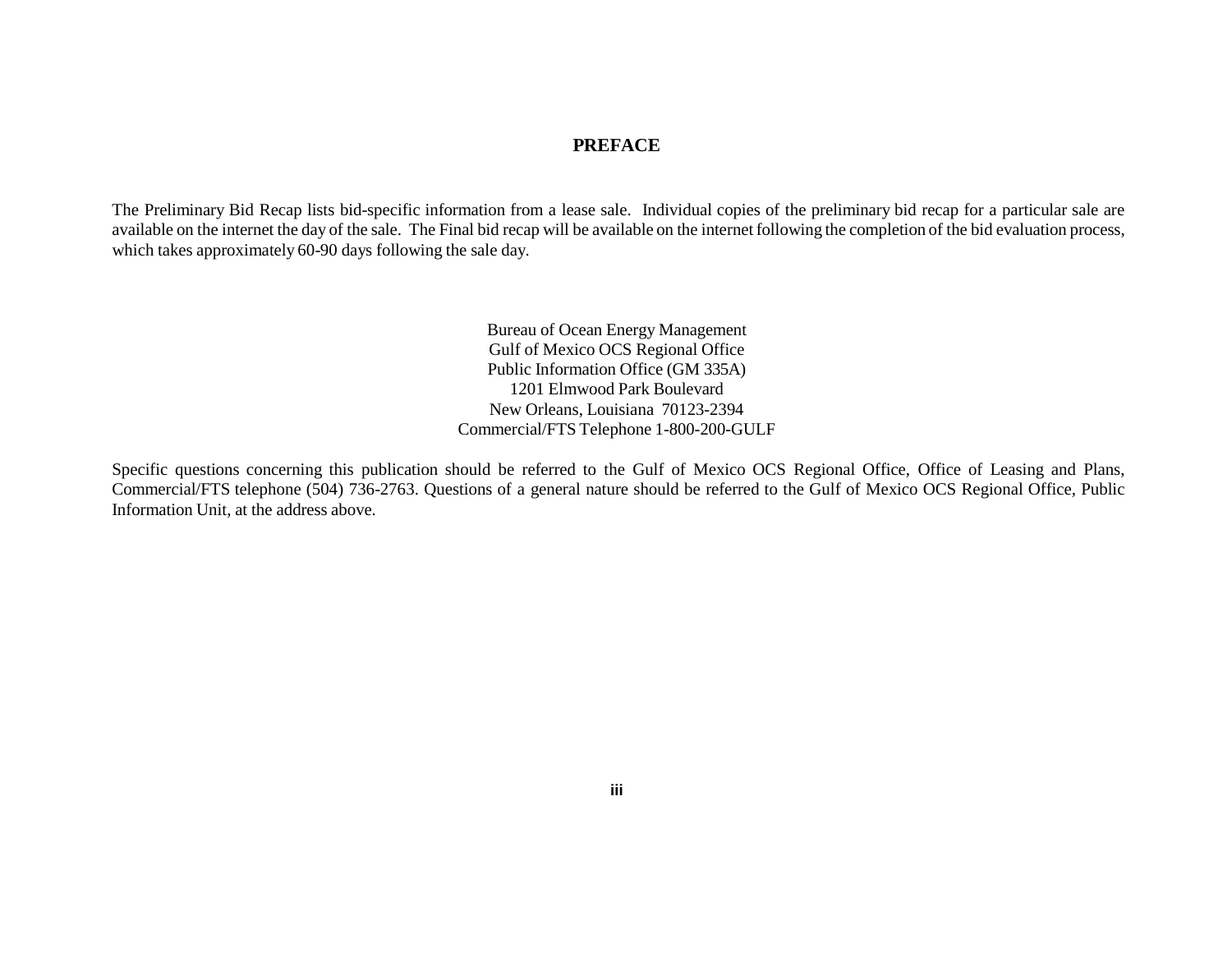# PREFACE

The Preliminary Bid Recap lists bid-specific information from a lease sale. Individual copies of the preliminary bid recap for a particular sale are available on the internet the day of the sale. The Final bid recap will be available on the internet following the completion of the bid evaluation process, which takes approximately 60-90 days following the sale day.

Bureau of Ocean Energy Management
Gulf of Mexico OCS Regional Office
Public Information Office (GM 335A)
1201 Elmwood Park Boulevard
New Orleans, Louisiana 70123-2394
Commercial/FTS Telephone 1-800-200-GULF

Specific questions concerning this publication should be referred to the Gulf of Mexico OCS Regional Office, Office of Leasing and Plans, Commercial/FTS telephone (504) 736-2763. Questions of a general nature should be referred to the Gulf of Mexico OCS Regional Office, Public Information Unit, at the address above.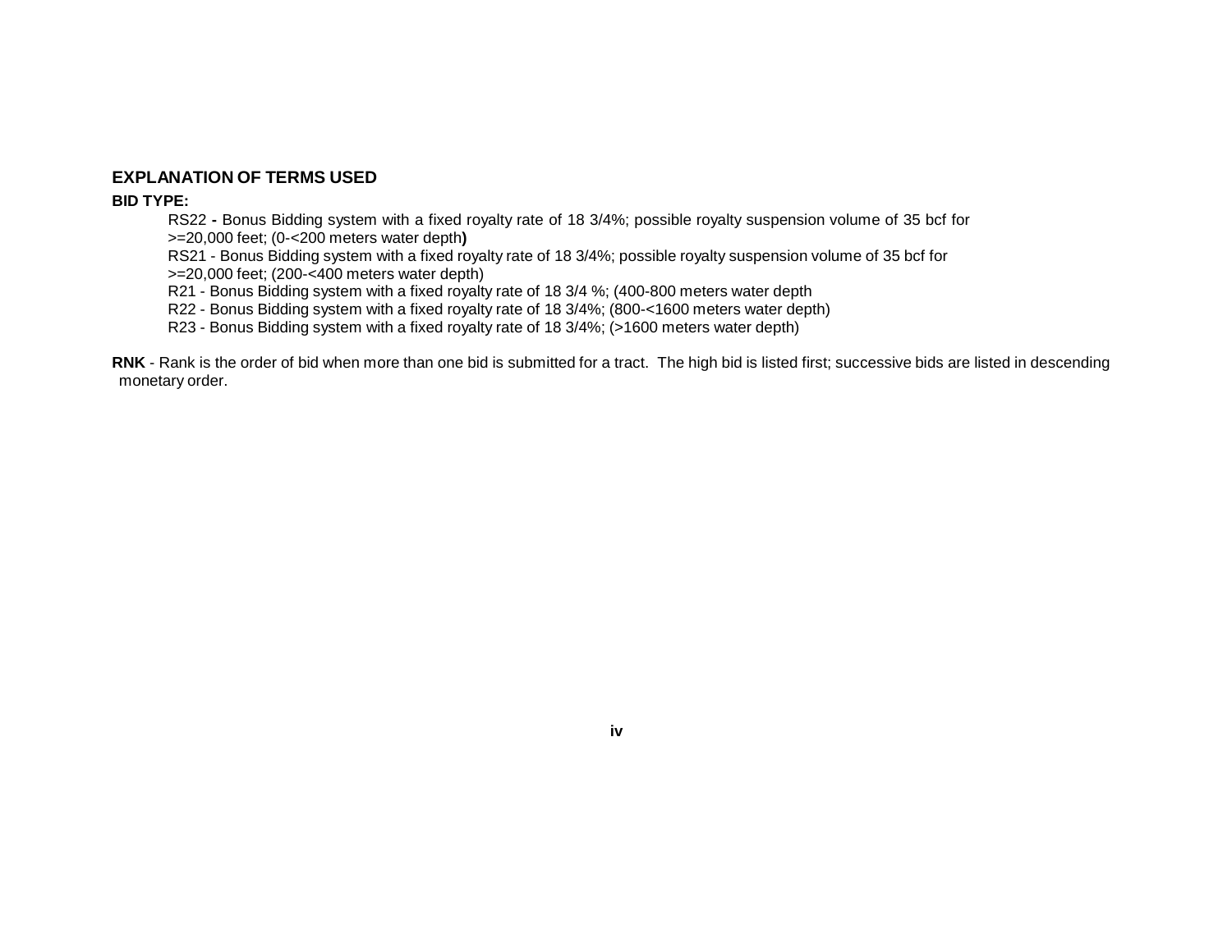## EXPLANATION OF TERMS USED

**BID TYPE:**

RS22 **-** Bonus Bidding system with a fixed royalty rate of 18 3/4%; possible royalty suspension volume of 35 bcf for >=20,000 feet; (0-<200 meters water depth**)**
RS21 - Bonus Bidding system with a fixed royalty rate of 18 3/4%; possible royalty suspension volume of 35 bcf for >=20,000 feet; (200-<400 meters water depth)
R21 - Bonus Bidding system with a fixed royalty rate of 18 3/4 %; (400-800 meters water depth
R22 - Bonus Bidding system with a fixed royalty rate of 18 3/4%; (800-<1600 meters water depth)
R23 - Bonus Bidding system with a fixed royalty rate of 18 3/4%; (>1600 meters water depth)

**RNK** - Rank is the order of bid when more than one bid is submitted for a tract. The high bid is listed first; successive bids are listed in descending monetary order.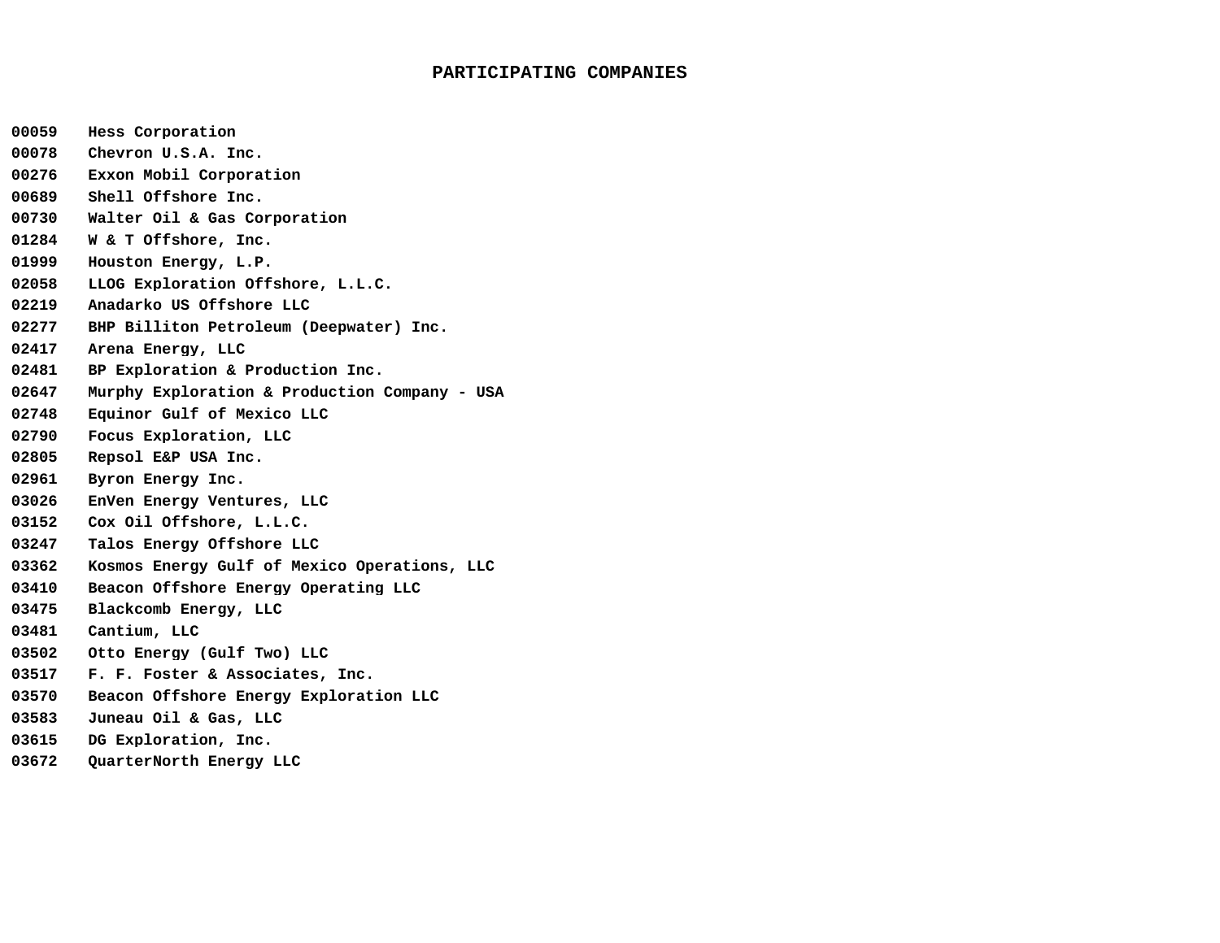# PARTICIPATING COMPANIES

| | |
|---|---|
| 00059 | Hess Corporation |
| 00078 | Chevron U.S.A. Inc. |
| 00276 | Exxon Mobil Corporation |
| 00689 | Shell Offshore Inc. |
| 00730 | Walter Oil & Gas Corporation |
| 01284 | W & T Offshore, Inc. |
| 01999 | Houston Energy, L.P. |
| 02058 | LLOG Exploration Offshore, L.L.C. |
| 02219 | Anadarko US Offshore LLC |
| 02277 | BHP Billiton Petroleum (Deepwater) Inc. |
| 02417 | Arena Energy, LLC |
| 02481 | BP Exploration & Production Inc. |
| 02647 | Murphy Exploration & Production Company - USA |
| 02748 | Equinor Gulf of Mexico LLC |
| 02790 | Focus Exploration, LLC |
| 02805 | Repsol E&P USA Inc. |
| 02961 | Byron Energy Inc. |
| 03026 | EnVen Energy Ventures, LLC |
| 03152 | Cox Oil Offshore, L.L.C. |
| 03247 | Talos Energy Offshore LLC |
| 03362 | Kosmos Energy Gulf of Mexico Operations, LLC |
| 03410 | Beacon Offshore Energy Operating LLC |
| 03475 | Blackcomb Energy, LLC |
| 03481 | Cantium, LLC |
| 03502 | Otto Energy (Gulf Two) LLC |
| 03517 | F. F. Foster & Associates, Inc. |
| 03570 | Beacon Offshore Energy Exploration LLC |
| 03583 | Juneau Oil & Gas, LLC |
| 03615 | DG Exploration, Inc. |
| 03672 | QuarterNorth Energy LLC |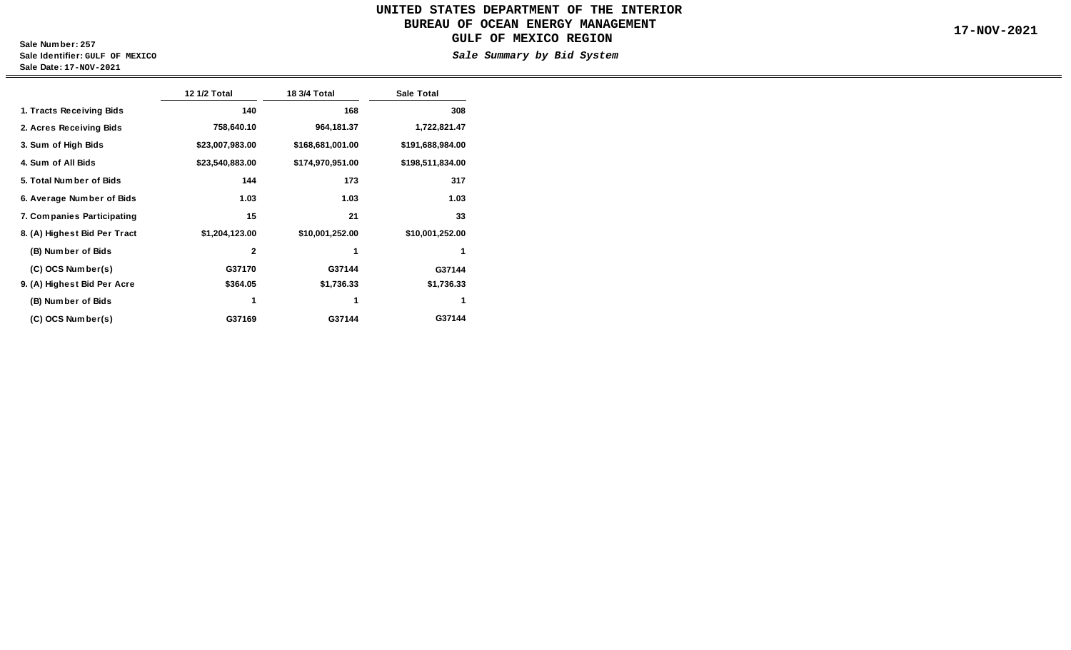# UNITED STATES DEPARTMENT OF THE INTERIOR
## BUREAU OF OCEAN ENERGY MANAGEMENT
## GULF OF MEXICO REGION

**Sale Number:** 257
**Sale Identifier:** GULF OF MEXICO
**Sale Date:** 17-NOV-2021

*Sale Summary by Bid System*

17-NOV-2021

| | 12 1/2 Total | 18 3/4 Total | Sale Total |
|---|---|---|---|
| 1. Tracts Receiving Bids | 140 | 168 | 308 |
| 2. Acres Receiving Bids | 758,640.10 | 964,181.37 | 1,722,821.47 |
| 3. Sum of High Bids | $23,007,983.00 | $168,681,001.00 | $191,688,984.00 |
| 4. Sum of All Bids | $23,540,883.00 | $174,970,951.00 | $198,511,834.00 |
| 5. Total Number of Bids | 144 | 173 | 317 |
| 6. Average Number of Bids | 1.03 | 1.03 | 1.03 |
| 7. Companies Participating | 15 | 21 | 33 |
| 8. (A) Highest Bid Per Tract | $1,204,123.00 | $10,001,252.00 | $10,001,252.00 |
| (B) Number of Bids | 2 | 1 | 1 |
| (C) OCS Number(s) | G37170 | G37144 | G37144 |
| 9. (A) Highest Bid Per Acre | $364.05 | $1,736.33 | $1,736.33 |
| (B) Number of Bids | 1 | 1 | 1 |
| (C) OCS Number(s) | G37169 | G37144 | G37144 |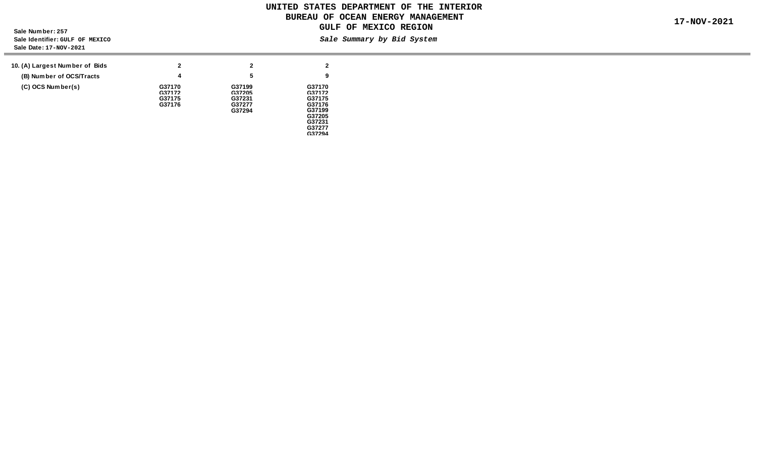# UNITED STATES DEPARTMENT OF THE INTERIOR
## BUREAU OF OCEAN ENERGY MANAGEMENT
## GULF OF MEXICO REGION

*Sale Summary by Bid System*

17-NOV-2021

Sale Number: 257
Sale Identifier: GULF OF MEXICO
Sale Date: 17-NOV-2021

| | | | |
|---|---|---|---|
| 10. (A) Largest Number of Bids | 2 | 2 | 2 |
| (B) Number of OCS/Tracts | 4 | 5 | 9 |
| (C) OCS Number(s) | G37170<br>G37172<br>G37175<br>G37176 | G37199<br>G37205<br>G37231<br>G37277<br>G37294 | G37170<br>G37172<br>G37175<br>G37176<br>G37199<br>G37205<br>G37231<br>G37277<br>G37294 |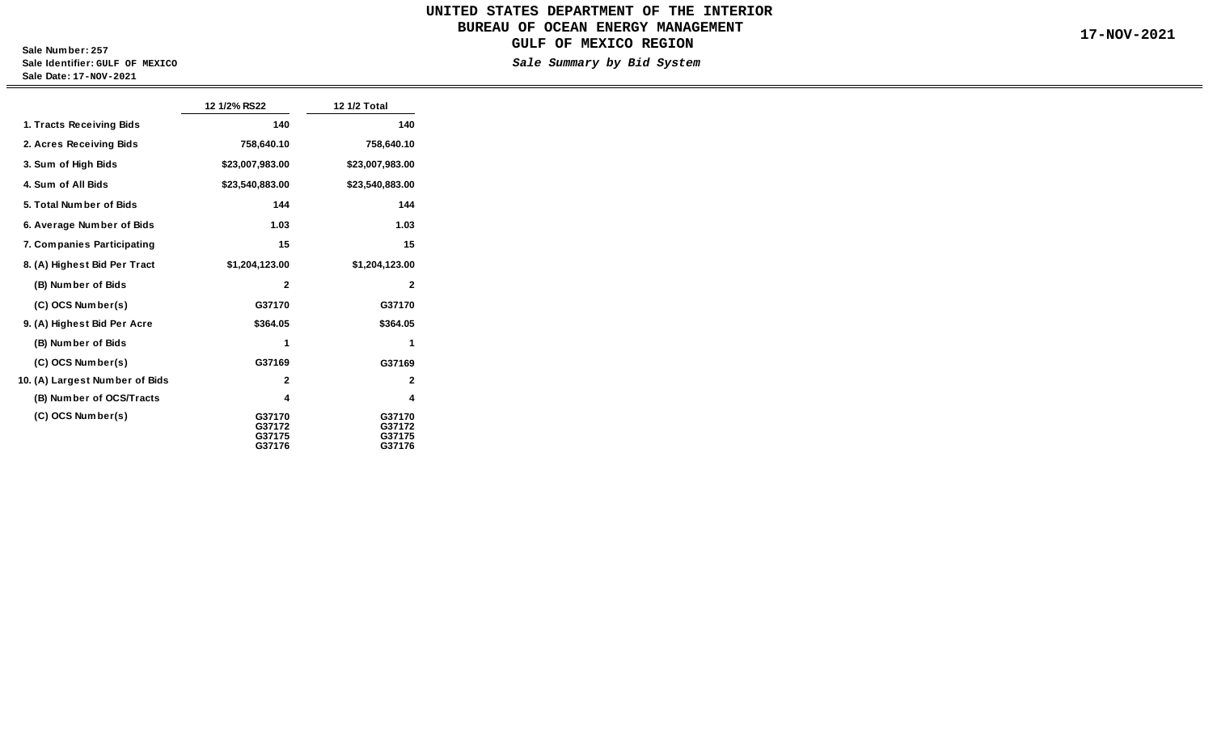# UNITED STATES DEPARTMENT OF THE INTERIOR
## BUREAU OF OCEAN ENERGY MANAGEMENT
## GULF OF MEXICO REGION

**Sale Number: 257**
**Sale Identifier: GULF OF MEXICO**
**Sale Date: 17-NOV-2021**

*Sale Summary by Bid System*

**17-NOV-2021**

| | 12 1/2% RS22 | 12 1/2 Total |
|---|---|---|
| 1. Tracts Receiving Bids | 140 | 140 |
| 2. Acres Receiving Bids | 758,640.10 | 758,640.10 |
| 3. Sum of High Bids | $23,007,983.00 | $23,007,983.00 |
| 4. Sum of All Bids | $23,540,883.00 | $23,540,883.00 |
| 5. Total Number of Bids | 144 | 144 |
| 6. Average Number of Bids | 1.03 | 1.03 |
| 7. Companies Participating | 15 | 15 |
| 8. (A) Highest Bid Per Tract | $1,204,123.00 | $1,204,123.00 |
| (B) Number of Bids | 2 | 2 |
| (C) OCS Number(s) | G37170 | G37170 |
| 9. (A) Highest Bid Per Acre | $364.05 | $364.05 |
| (B) Number of Bids | 1 | 1 |
| (C) OCS Number(s) | G37169 | G37169 |
| 10. (A) Largest Number of Bids | 2 | 2 |
| (B) Number of OCS/Tracts | 4 | 4 |
| (C) OCS Number(s) | G37170<br>G37172<br>G37175<br>G37176 | G37170<br>G37172<br>G37175<br>G37176 |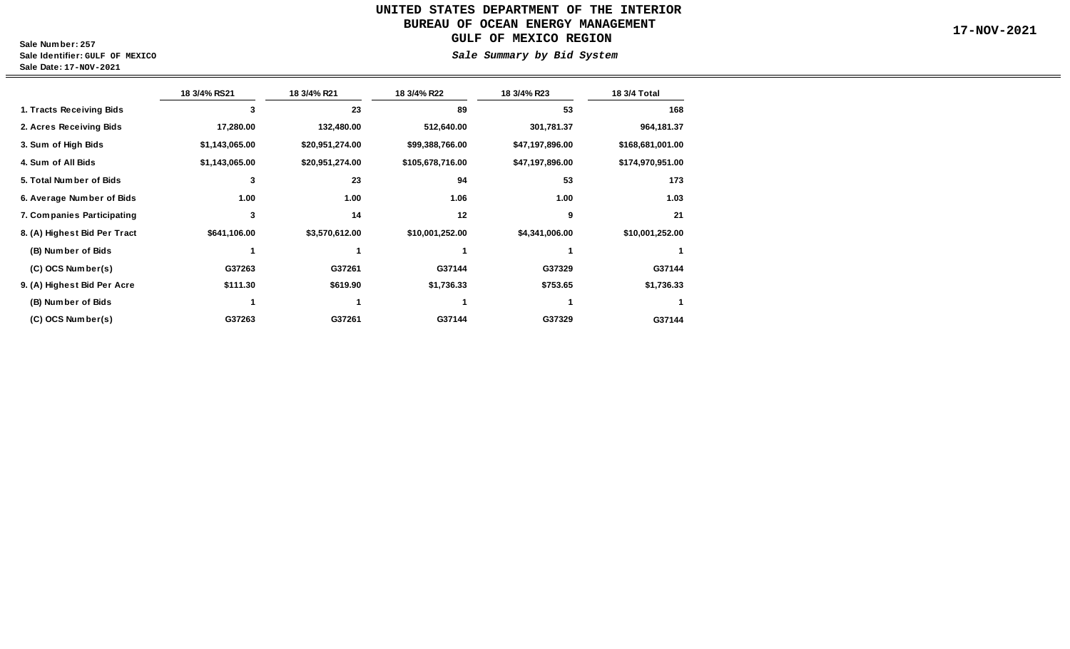# UNITED STATES DEPARTMENT OF THE INTERIOR
## BUREAU OF OCEAN ENERGY MANAGEMENT
## GULF OF MEXICO REGION

**Sale Number:** 257
**Sale Identifier:** GULF OF MEXICO
**Sale Date:** 17-NOV-2021

*Sale Summary by Bid System*

17-NOV-2021

| | 18 3/4% RS21 | 18 3/4% R21 | 18 3/4% R22 | 18 3/4% R23 | 18 3/4 Total |
|---|---|---|---|---|---|
| 1. Tracts Receiving Bids | 3 | 23 | 89 | 53 | 168 |
| 2. Acres Receiving Bids | 17,280.00 | 132,480.00 | 512,640.00 | 301,781.37 | 964,181.37 |
| 3. Sum of High Bids | $1,143,065.00 | $20,951,274.00 | $99,388,766.00 | $47,197,896.00 | $168,681,001.00 |
| 4. Sum of All Bids | $1,143,065.00 | $20,951,274.00 | $105,678,716.00 | $47,197,896.00 | $174,970,951.00 |
| 5. Total Number of Bids | 3 | 23 | 94 | 53 | 173 |
| 6. Average Number of Bids | 1.00 | 1.00 | 1.06 | 1.00 | 1.03 |
| 7. Companies Participating | 3 | 14 | 12 | 9 | 21 |
| 8. (A) Highest Bid Per Tract | $641,106.00 | $3,570,612.00 | $10,001,252.00 | $4,341,006.00 | $10,001,252.00 |
| (B) Number of Bids | 1 | 1 | 1 | 1 | 1 |
| (C) OCS Number(s) | G37263 | G37261 | G37144 | G37329 | G37144 |
| 9. (A) Highest Bid Per Acre | $111.30 | $619.90 | $1,736.33 | $753.65 | $1,736.33 |
| (B) Number of Bids | 1 | 1 | 1 | 1 | 1 |
| (C) OCS Number(s) | G37263 | G37261 | G37144 | G37329 | G37144 |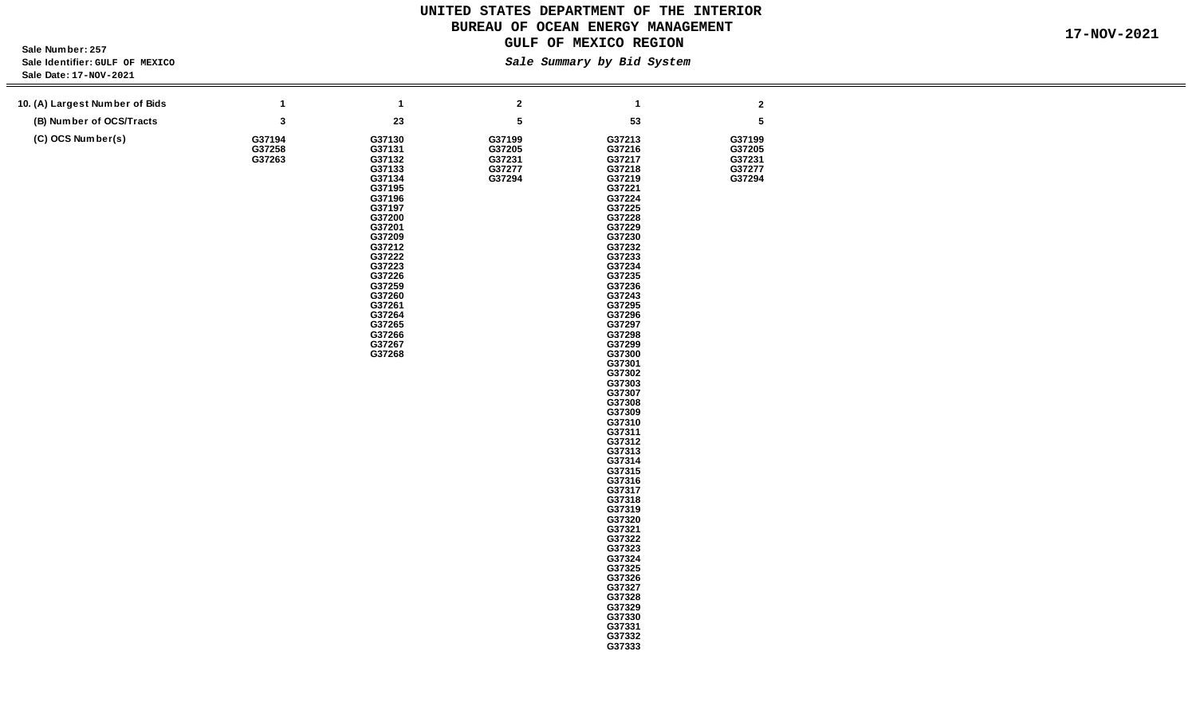# UNITED STATES DEPARTMENT OF THE INTERIOR
## BUREAU OF OCEAN ENERGY MANAGEMENT
## GULF OF MEXICO REGION

**Sale Number:** 257
**Sale Identifier:** GULF OF MEXICO
**Sale Date:** 17-NOV-2021

*Sale Summary by Bid System*

17-NOV-2021

| 10. (A) Largest Number of Bids | 1 | 1 | 2 | 1 | 2 |
|---|---|---|---|---|---|
| (B) Number of OCS/Tracts | 3 | 23 | 5 | 53 | 5 |
| (C) OCS Number(s) | G37194<br>G37258<br>G37263 | G37130<br>G37131<br>G37132<br>G37133<br>G37134<br>G37195<br>G37196<br>G37197<br>G37200<br>G37201<br>G37209<br>G37212<br>G37222<br>G37223<br>G37226<br>G37259<br>G37260<br>G37261<br>G37264<br>G37265<br>G37266<br>G37267<br>G37268 | G37199<br>G37205<br>G37231<br>G37277<br>G37294 | G37213<br>G37216<br>G37217<br>G37218<br>G37219<br>G37221<br>G37224<br>G37225<br>G37228<br>G37229<br>G37230<br>G37232<br>G37233<br>G37234<br>G37235<br>G37236<br>G37243<br>G37295<br>G37296<br>G37297<br>G37298<br>G37299<br>G37300<br>G37301<br>G37302<br>G37303<br>G37307<br>G37308<br>G37309<br>G37310<br>G37311<br>G37312<br>G37313<br>G37314<br>G37315<br>G37316<br>G37317<br>G37318<br>G37319<br>G37320<br>G37321<br>G37322<br>G37323<br>G37324<br>G37325<br>G37326<br>G37327<br>G37328<br>G37329<br>G37330<br>G37331<br>G37332<br>G37333 | G37199<br>G37205<br>G37231<br>G37277<br>G37294 |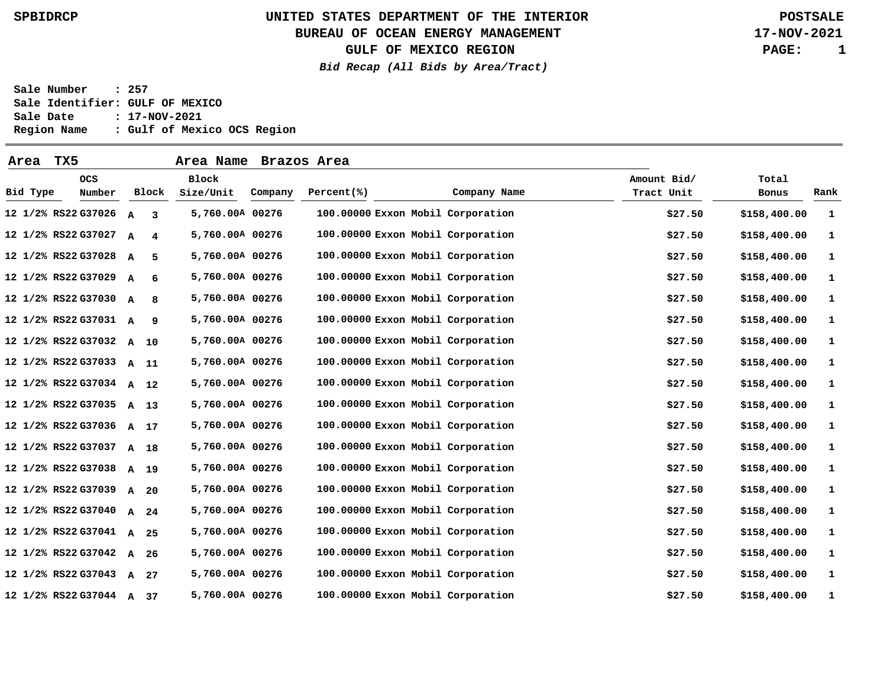SPBIDRCP

**UNITED STATES DEPARTMENT OF THE INTERIOR**
**BUREAU OF OCEAN ENERGY MANAGEMENT**
**GULF OF MEXICO REGION**
***Bid Recap (All Bids by Area/Tract)***

POSTSALE
17-NOV-2021

Sale Number : 257
Sale Identifier: GULF OF MEXICO
Sale Date : 17-NOV-2021
Region Name : Gulf of Mexico OCS Region

**Area TX5 Area Name Brazos Area**

| Bid Type | OCS Number | Block | Block Size/Unit | Company | Percent(%) | Company Name | Amount Bid/ Tract Unit | Total Bonus | Rank |
|---|---|---|---|---|---|---|---|---|---|
| 12 1/2% RS22 | G37026 | A 3 | 5,760.00A | 00276 | 100.00000 | Exxon Mobil Corporation | $27.50 | $158,400.00 | 1 |
| 12 1/2% RS22 | G37027 | A 4 | 5,760.00A | 00276 | 100.00000 | Exxon Mobil Corporation | $27.50 | $158,400.00 | 1 |
| 12 1/2% RS22 | G37028 | A 5 | 5,760.00A | 00276 | 100.00000 | Exxon Mobil Corporation | $27.50 | $158,400.00 | 1 |
| 12 1/2% RS22 | G37029 | A 6 | 5,760.00A | 00276 | 100.00000 | Exxon Mobil Corporation | $27.50 | $158,400.00 | 1 |
| 12 1/2% RS22 | G37030 | A 8 | 5,760.00A | 00276 | 100.00000 | Exxon Mobil Corporation | $27.50 | $158,400.00 | 1 |
| 12 1/2% RS22 | G37031 | A 9 | 5,760.00A | 00276 | 100.00000 | Exxon Mobil Corporation | $27.50 | $158,400.00 | 1 |
| 12 1/2% RS22 | G37032 | A 10 | 5,760.00A | 00276 | 100.00000 | Exxon Mobil Corporation | $27.50 | $158,400.00 | 1 |
| 12 1/2% RS22 | G37033 | A 11 | 5,760.00A | 00276 | 100.00000 | Exxon Mobil Corporation | $27.50 | $158,400.00 | 1 |
| 12 1/2% RS22 | G37034 | A 12 | 5,760.00A | 00276 | 100.00000 | Exxon Mobil Corporation | $27.50 | $158,400.00 | 1 |
| 12 1/2% RS22 | G37035 | A 13 | 5,760.00A | 00276 | 100.00000 | Exxon Mobil Corporation | $27.50 | $158,400.00 | 1 |
| 12 1/2% RS22 | G37036 | A 17 | 5,760.00A | 00276 | 100.00000 | Exxon Mobil Corporation | $27.50 | $158,400.00 | 1 |
| 12 1/2% RS22 | G37037 | A 18 | 5,760.00A | 00276 | 100.00000 | Exxon Mobil Corporation | $27.50 | $158,400.00 | 1 |
| 12 1/2% RS22 | G37038 | A 19 | 5,760.00A | 00276 | 100.00000 | Exxon Mobil Corporation | $27.50 | $158,400.00 | 1 |
| 12 1/2% RS22 | G37039 | A 20 | 5,760.00A | 00276 | 100.00000 | Exxon Mobil Corporation | $27.50 | $158,400.00 | 1 |
| 12 1/2% RS22 | G37040 | A 24 | 5,760.00A | 00276 | 100.00000 | Exxon Mobil Corporation | $27.50 | $158,400.00 | 1 |
| 12 1/2% RS22 | G37041 | A 25 | 5,760.00A | 00276 | 100.00000 | Exxon Mobil Corporation | $27.50 | $158,400.00 | 1 |
| 12 1/2% RS22 | G37042 | A 26 | 5,760.00A | 00276 | 100.00000 | Exxon Mobil Corporation | $27.50 | $158,400.00 | 1 |
| 12 1/2% RS22 | G37043 | A 27 | 5,760.00A | 00276 | 100.00000 | Exxon Mobil Corporation | $27.50 | $158,400.00 | 1 |
| 12 1/2% RS22 | G37044 | A 37 | 5,760.00A | 00276 | 100.00000 | Exxon Mobil Corporation | $27.50 | $158,400.00 | 1 |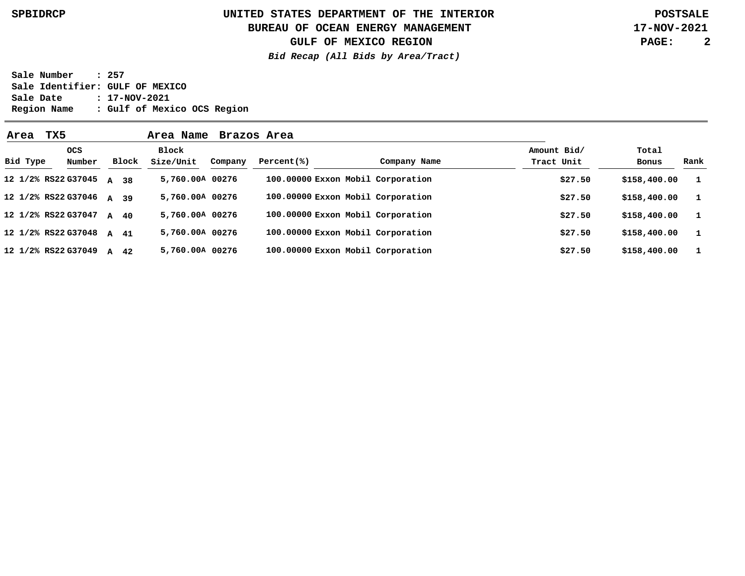**SPBIDRCP**

# UNITED STATES DEPARTMENT OF THE INTERIOR
## BUREAU OF OCEAN ENERGY MANAGEMENT
## GULF OF MEXICO REGION

*Bid Recap (All Bids by Area/Tract)*

**POSTSALE**
**17-NOV-2021**

Sale Number : 257
Sale Identifier: GULF OF MEXICO
Sale Date : 17-NOV-2021
Region Name : Gulf of Mexico OCS Region

**Area TX5 Area Name Brazos Area**

| Bid Type | OCS Number | Block | Block Size/Unit | Company | Percent(%) | Company Name | Amount Bid/ Tract Unit | Total Bonus | Rank |
|---|---|---|---|---|---|---|---|---|---|
| 12 1/2% RS22 | G37045 | A 38 | 5,760.00A | 00276 | 100.00000 | Exxon Mobil Corporation | $27.50 | $158,400.00 | 1 |
| 12 1/2% RS22 | G37046 | A 39 | 5,760.00A | 00276 | 100.00000 | Exxon Mobil Corporation | $27.50 | $158,400.00 | 1 |
| 12 1/2% RS22 | G37047 | A 40 | 5,760.00A | 00276 | 100.00000 | Exxon Mobil Corporation | $27.50 | $158,400.00 | 1 |
| 12 1/2% RS22 | G37048 | A 41 | 5,760.00A | 00276 | 100.00000 | Exxon Mobil Corporation | $27.50 | $158,400.00 | 1 |
| 12 1/2% RS22 | G37049 | A 42 | 5,760.00A | 00276 | 100.00000 | Exxon Mobil Corporation | $27.50 | $158,400.00 | 1 |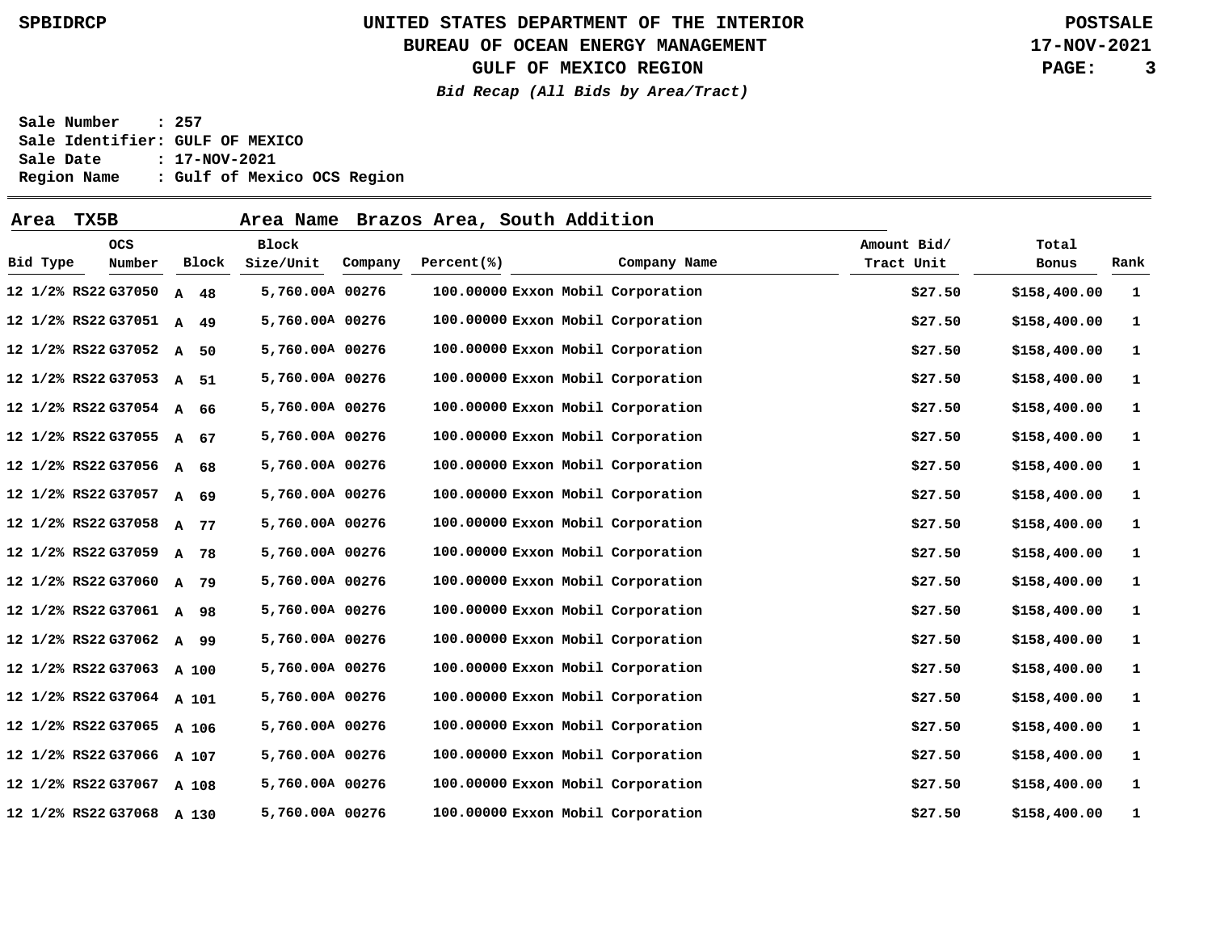UNITED STATES DEPARTMENT OF THE INTERIOR
BUREAU OF OCEAN ENERGY MANAGEMENT
GULF OF MEXICO REGION
*Bid Recap (All Bids by Area/Tract)*

**Sale Number : 257**
**Sale Identifier: GULF OF MEXICO**
**Sale Date : 17-NOV-2021**
**Region Name : Gulf of Mexico OCS Region**

**Area TX5B Area Name Brazos Area, South Addition**

| Bid Type | OCS Number | Block | Block Size/Unit | Company | Percent(%) | Company Name | Amount Bid/ Tract Unit | Total Bonus | Rank |
|---|---|---|---|---|---|---|---|---|---|
| 12 1/2% RS22 | G37050 | A 48 | 5,760.00A | 00276 | 100.00000 | Exxon Mobil Corporation | $27.50 | $158,400.00 | 1 |
| 12 1/2% RS22 | G37051 | A 49 | 5,760.00A | 00276 | 100.00000 | Exxon Mobil Corporation | $27.50 | $158,400.00 | 1 |
| 12 1/2% RS22 | G37052 | A 50 | 5,760.00A | 00276 | 100.00000 | Exxon Mobil Corporation | $27.50 | $158,400.00 | 1 |
| 12 1/2% RS22 | G37053 | A 51 | 5,760.00A | 00276 | 100.00000 | Exxon Mobil Corporation | $27.50 | $158,400.00 | 1 |
| 12 1/2% RS22 | G37054 | A 66 | 5,760.00A | 00276 | 100.00000 | Exxon Mobil Corporation | $27.50 | $158,400.00 | 1 |
| 12 1/2% RS22 | G37055 | A 67 | 5,760.00A | 00276 | 100.00000 | Exxon Mobil Corporation | $27.50 | $158,400.00 | 1 |
| 12 1/2% RS22 | G37056 | A 68 | 5,760.00A | 00276 | 100.00000 | Exxon Mobil Corporation | $27.50 | $158,400.00 | 1 |
| 12 1/2% RS22 | G37057 | A 69 | 5,760.00A | 00276 | 100.00000 | Exxon Mobil Corporation | $27.50 | $158,400.00 | 1 |
| 12 1/2% RS22 | G37058 | A 77 | 5,760.00A | 00276 | 100.00000 | Exxon Mobil Corporation | $27.50 | $158,400.00 | 1 |
| 12 1/2% RS22 | G37059 | A 78 | 5,760.00A | 00276 | 100.00000 | Exxon Mobil Corporation | $27.50 | $158,400.00 | 1 |
| 12 1/2% RS22 | G37060 | A 79 | 5,760.00A | 00276 | 100.00000 | Exxon Mobil Corporation | $27.50 | $158,400.00 | 1 |
| 12 1/2% RS22 | G37061 | A 98 | 5,760.00A | 00276 | 100.00000 | Exxon Mobil Corporation | $27.50 | $158,400.00 | 1 |
| 12 1/2% RS22 | G37062 | A 99 | 5,760.00A | 00276 | 100.00000 | Exxon Mobil Corporation | $27.50 | $158,400.00 | 1 |
| 12 1/2% RS22 | G37063 | A 100 | 5,760.00A | 00276 | 100.00000 | Exxon Mobil Corporation | $27.50 | $158,400.00 | 1 |
| 12 1/2% RS22 | G37064 | A 101 | 5,760.00A | 00276 | 100.00000 | Exxon Mobil Corporation | $27.50 | $158,400.00 | 1 |
| 12 1/2% RS22 | G37065 | A 106 | 5,760.00A | 00276 | 100.00000 | Exxon Mobil Corporation | $27.50 | $158,400.00 | 1 |
| 12 1/2% RS22 | G37066 | A 107 | 5,760.00A | 00276 | 100.00000 | Exxon Mobil Corporation | $27.50 | $158,400.00 | 1 |
| 12 1/2% RS22 | G37067 | A 108 | 5,760.00A | 00276 | 100.00000 | Exxon Mobil Corporation | $27.50 | $158,400.00 | 1 |
| 12 1/2% RS22 | G37068 | A 130 | 5,760.00A | 00276 | 100.00000 | Exxon Mobil Corporation | $27.50 | $158,400.00 | 1 |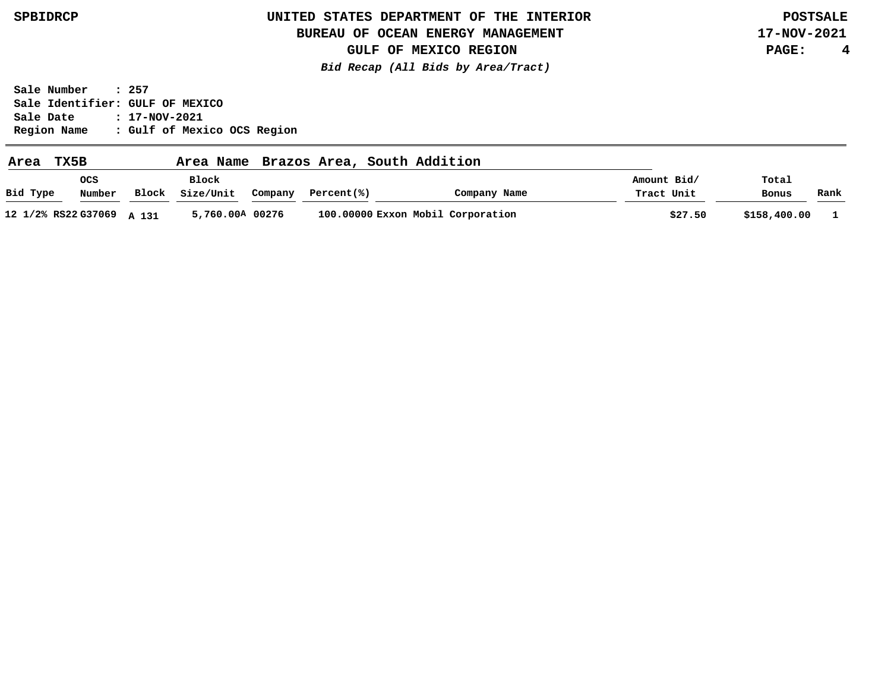**SPBIDRCP**

# UNITED STATES DEPARTMENT OF THE INTERIOR
## BUREAU OF OCEAN ENERGY MANAGEMENT
## GULF OF MEXICO REGION

**POSTSALE**
**17-NOV-2021**

*Bid Recap (All Bids by Area/Tract)*

**Sale Number : 257**
**Sale Identifier: GULF OF MEXICO**
**Sale Date : 17-NOV-2021**
**Region Name : Gulf of Mexico OCS Region**

**Area TX5B** **Area Name Brazos Area, South Addition**

| Bid Type | OCS Number | Block | Block Size/Unit | Company | Percent(%) | Company Name | Amount Bid/ Tract Unit | Total Bonus | Rank |
|---|---|---|---|---|---|---|---|---|---|
| 12 1/2% RS22 | G37069 | A 131 | 5,760.00A | 00276 | 100.00000 | Exxon Mobil Corporation | $27.50 | $158,400.00 | 1 |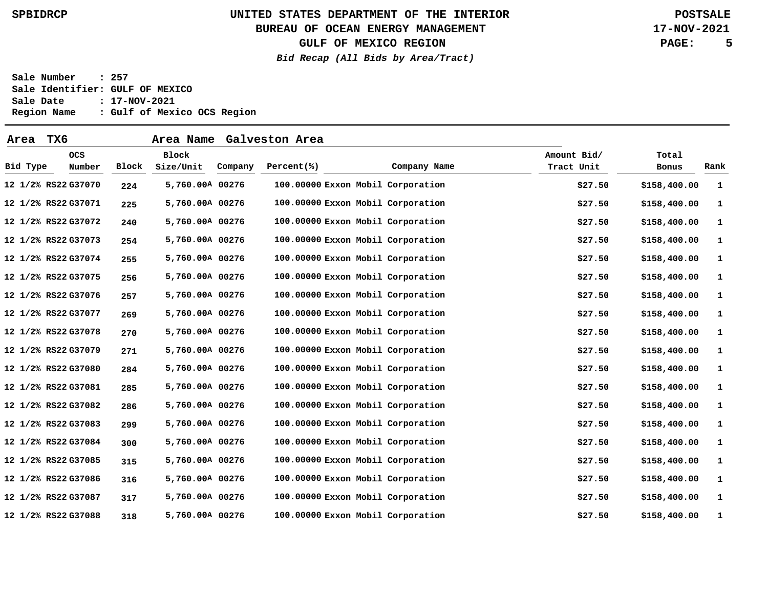# UNITED STATES DEPARTMENT OF THE INTERIOR
## BUREAU OF OCEAN ENERGY MANAGEMENT
## GULF OF MEXICO REGION

SPBIDRCP

POSTSALE
17-NOV-2021

***Bid Recap (All Bids by Area/Tract)***

**Sale Number : 257**
**Sale Identifier: GULF OF MEXICO**
**Sale Date : 17-NOV-2021**
**Region Name : Gulf of Mexico OCS Region**

**Area TX6 Area Name Galveston Area**

| Bid Type | OCS Number | Block | Block Size/Unit | Company | Percent(%) | Company Name | Amount Bid/ Tract Unit | Total Bonus | Rank |
|---|---|---|---|---|---|---|---|---|---|
| 12 1/2% RS22 | G37070 | 224 | 5,760.00A | 00276 | 100.00000 | Exxon Mobil Corporation | $27.50 | $158,400.00 | 1 |
| 12 1/2% RS22 | G37071 | 225 | 5,760.00A | 00276 | 100.00000 | Exxon Mobil Corporation | $27.50 | $158,400.00 | 1 |
| 12 1/2% RS22 | G37072 | 240 | 5,760.00A | 00276 | 100.00000 | Exxon Mobil Corporation | $27.50 | $158,400.00 | 1 |
| 12 1/2% RS22 | G37073 | 254 | 5,760.00A | 00276 | 100.00000 | Exxon Mobil Corporation | $27.50 | $158,400.00 | 1 |
| 12 1/2% RS22 | G37074 | 255 | 5,760.00A | 00276 | 100.00000 | Exxon Mobil Corporation | $27.50 | $158,400.00 | 1 |
| 12 1/2% RS22 | G37075 | 256 | 5,760.00A | 00276 | 100.00000 | Exxon Mobil Corporation | $27.50 | $158,400.00 | 1 |
| 12 1/2% RS22 | G37076 | 257 | 5,760.00A | 00276 | 100.00000 | Exxon Mobil Corporation | $27.50 | $158,400.00 | 1 |
| 12 1/2% RS22 | G37077 | 269 | 5,760.00A | 00276 | 100.00000 | Exxon Mobil Corporation | $27.50 | $158,400.00 | 1 |
| 12 1/2% RS22 | G37078 | 270 | 5,760.00A | 00276 | 100.00000 | Exxon Mobil Corporation | $27.50 | $158,400.00 | 1 |
| 12 1/2% RS22 | G37079 | 271 | 5,760.00A | 00276 | 100.00000 | Exxon Mobil Corporation | $27.50 | $158,400.00 | 1 |
| 12 1/2% RS22 | G37080 | 284 | 5,760.00A | 00276 | 100.00000 | Exxon Mobil Corporation | $27.50 | $158,400.00 | 1 |
| 12 1/2% RS22 | G37081 | 285 | 5,760.00A | 00276 | 100.00000 | Exxon Mobil Corporation | $27.50 | $158,400.00 | 1 |
| 12 1/2% RS22 | G37082 | 286 | 5,760.00A | 00276 | 100.00000 | Exxon Mobil Corporation | $27.50 | $158,400.00 | 1 |
| 12 1/2% RS22 | G37083 | 299 | 5,760.00A | 00276 | 100.00000 | Exxon Mobil Corporation | $27.50 | $158,400.00 | 1 |
| 12 1/2% RS22 | G37084 | 300 | 5,760.00A | 00276 | 100.00000 | Exxon Mobil Corporation | $27.50 | $158,400.00 | 1 |
| 12 1/2% RS22 | G37085 | 315 | 5,760.00A | 00276 | 100.00000 | Exxon Mobil Corporation | $27.50 | $158,400.00 | 1 |
| 12 1/2% RS22 | G37086 | 316 | 5,760.00A | 00276 | 100.00000 | Exxon Mobil Corporation | $27.50 | $158,400.00 | 1 |
| 12 1/2% RS22 | G37087 | 317 | 5,760.00A | 00276 | 100.00000 | Exxon Mobil Corporation | $27.50 | $158,400.00 | 1 |
| 12 1/2% RS22 | G37088 | 318 | 5,760.00A | 00276 | 100.00000 | Exxon Mobil Corporation | $27.50 | $158,400.00 | 1 |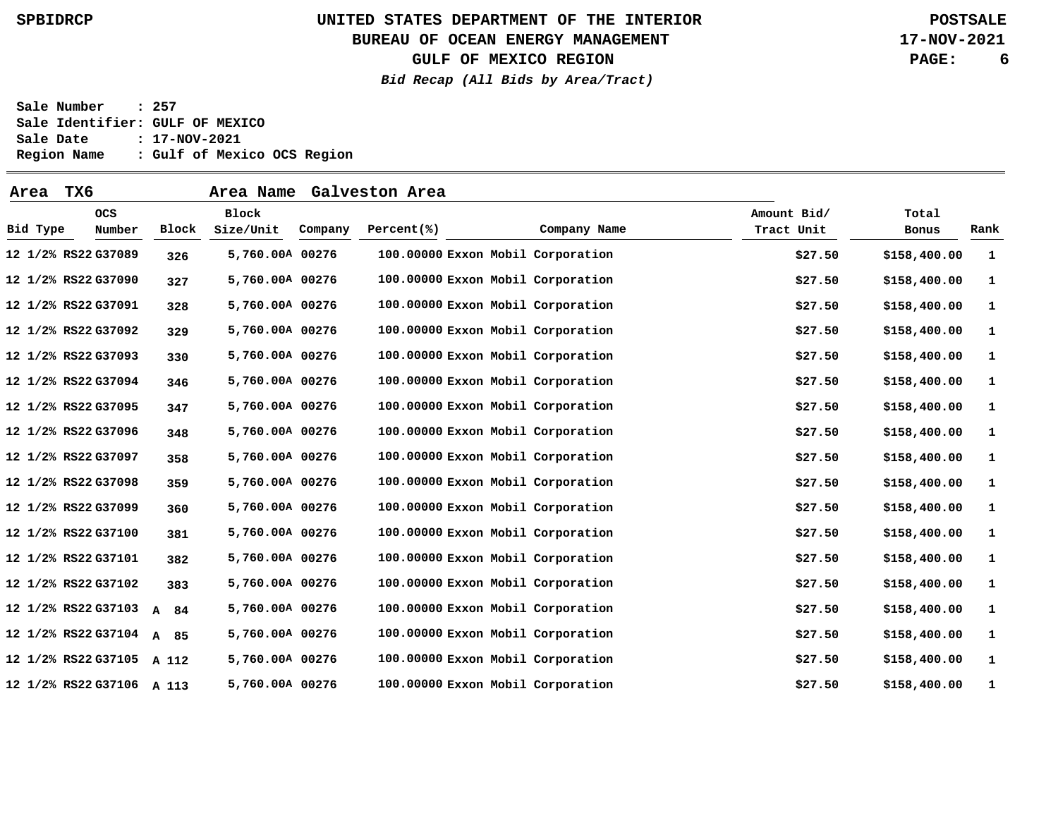**UNITED STATES DEPARTMENT OF THE INTERIOR**
**BUREAU OF OCEAN ENERGY MANAGEMENT**
**GULF OF MEXICO REGION**
***Bid Recap (All Bids by Area/Tract)***

SPBIDRCP — POSTSALE — 17-NOV-2021

Sale Number : 257
Sale Identifier: GULF OF MEXICO
Sale Date : 17-NOV-2021
Region Name : Gulf of Mexico OCS Region

**Area TX6 — Area Name Galveston Area**

| Bid Type | OCS Number | Block | Block Size/Unit | Company | Percent(%) | Company Name | Amount Bid/ Tract Unit | Total Bonus | Rank |
|---|---|---|---|---|---|---|---|---|---|
| 12 1/2% RS22 | G37089 | 326 | 5,760.00A | 00276 | 100.00000 | Exxon Mobil Corporation | $27.50 | $158,400.00 | 1 |
| 12 1/2% RS22 | G37090 | 327 | 5,760.00A | 00276 | 100.00000 | Exxon Mobil Corporation | $27.50 | $158,400.00 | 1 |
| 12 1/2% RS22 | G37091 | 328 | 5,760.00A | 00276 | 100.00000 | Exxon Mobil Corporation | $27.50 | $158,400.00 | 1 |
| 12 1/2% RS22 | G37092 | 329 | 5,760.00A | 00276 | 100.00000 | Exxon Mobil Corporation | $27.50 | $158,400.00 | 1 |
| 12 1/2% RS22 | G37093 | 330 | 5,760.00A | 00276 | 100.00000 | Exxon Mobil Corporation | $27.50 | $158,400.00 | 1 |
| 12 1/2% RS22 | G37094 | 346 | 5,760.00A | 00276 | 100.00000 | Exxon Mobil Corporation | $27.50 | $158,400.00 | 1 |
| 12 1/2% RS22 | G37095 | 347 | 5,760.00A | 00276 | 100.00000 | Exxon Mobil Corporation | $27.50 | $158,400.00 | 1 |
| 12 1/2% RS22 | G37096 | 348 | 5,760.00A | 00276 | 100.00000 | Exxon Mobil Corporation | $27.50 | $158,400.00 | 1 |
| 12 1/2% RS22 | G37097 | 358 | 5,760.00A | 00276 | 100.00000 | Exxon Mobil Corporation | $27.50 | $158,400.00 | 1 |
| 12 1/2% RS22 | G37098 | 359 | 5,760.00A | 00276 | 100.00000 | Exxon Mobil Corporation | $27.50 | $158,400.00 | 1 |
| 12 1/2% RS22 | G37099 | 360 | 5,760.00A | 00276 | 100.00000 | Exxon Mobil Corporation | $27.50 | $158,400.00 | 1 |
| 12 1/2% RS22 | G37100 | 381 | 5,760.00A | 00276 | 100.00000 | Exxon Mobil Corporation | $27.50 | $158,400.00 | 1 |
| 12 1/2% RS22 | G37101 | 382 | 5,760.00A | 00276 | 100.00000 | Exxon Mobil Corporation | $27.50 | $158,400.00 | 1 |
| 12 1/2% RS22 | G37102 | 383 | 5,760.00A | 00276 | 100.00000 | Exxon Mobil Corporation | $27.50 | $158,400.00 | 1 |
| 12 1/2% RS22 | G37103 | A 84 | 5,760.00A | 00276 | 100.00000 | Exxon Mobil Corporation | $27.50 | $158,400.00 | 1 |
| 12 1/2% RS22 | G37104 | A 85 | 5,760.00A | 00276 | 100.00000 | Exxon Mobil Corporation | $27.50 | $158,400.00 | 1 |
| 12 1/2% RS22 | G37105 | A 112 | 5,760.00A | 00276 | 100.00000 | Exxon Mobil Corporation | $27.50 | $158,400.00 | 1 |
| 12 1/2% RS22 | G37106 | A 113 | 5,760.00A | 00276 | 100.00000 | Exxon Mobil Corporation | $27.50 | $158,400.00 | 1 |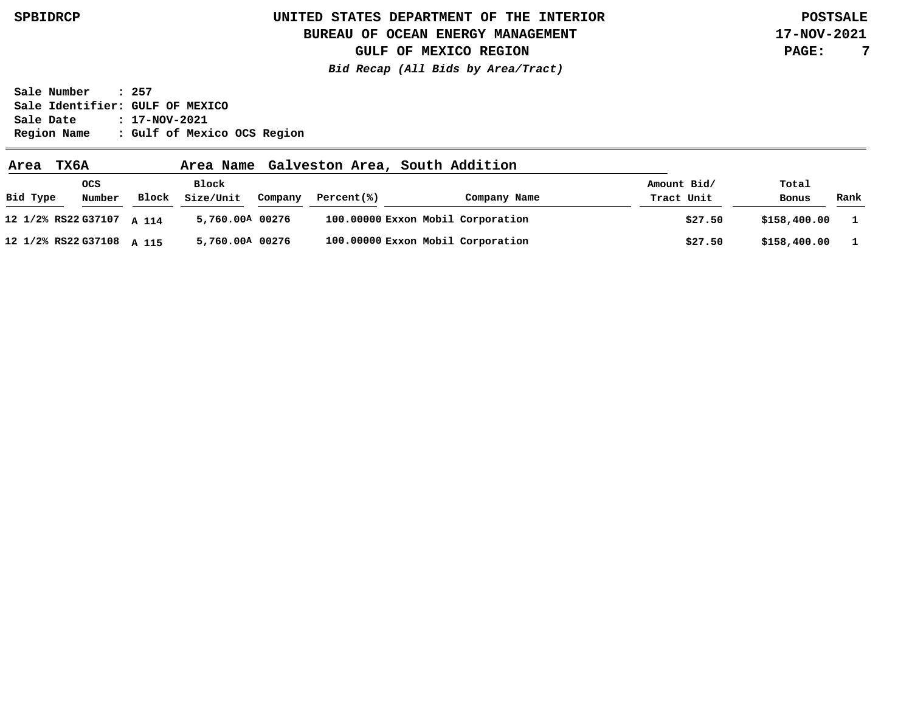**SPBIDRCP** | **UNITED STATES DEPARTMENT OF THE INTERIOR** | **POSTSALE**

**BUREAU OF OCEAN ENERGY MANAGEMENT**

**GULF OF MEXICO REGION**

***Bid Recap (All Bids by Area/Tract)***

**17-NOV-2021**

**Sale Number : 257**
**Sale Identifier: GULF OF MEXICO**
**Sale Date : 17-NOV-2021**
**Region Name : Gulf of Mexico OCS Region**

**Area TX6A** **Area Name Galveston Area, South Addition**

| Bid Type | OCS Number | Block | Block Size/Unit | Company | Percent(%) | Company Name | Amount Bid/ Tract Unit | Total Bonus | Rank |
|---|---|---|---|---|---|---|---|---|---|
| 12 1/2% RS22 | G37107 | A 114 | 5,760.00A | 00276 | 100.00000 | Exxon Mobil Corporation | $27.50 | $158,400.00 | 1 |
| 12 1/2% RS22 | G37108 | A 115 | 5,760.00A | 00276 | 100.00000 | Exxon Mobil Corporation | $27.50 | $158,400.00 | 1 |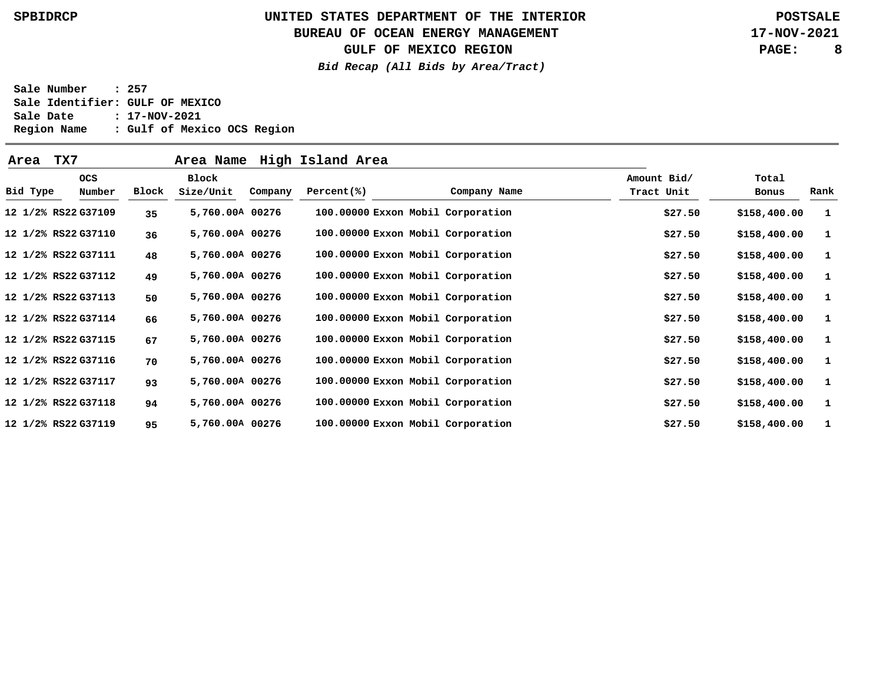UNITED STATES DEPARTMENT OF THE INTERIOR
BUREAU OF OCEAN ENERGY MANAGEMENT
GULF OF MEXICO REGION

*Bid Recap (All Bids by Area/Tract)*

SPBIDRCP — POSTSALE — 17-NOV-2021

Sale Number : 257
Sale Identifier: GULF OF MEXICO
Sale Date : 17-NOV-2021
Region Name : Gulf of Mexico OCS Region

**Area TX7 Area Name High Island Area**

| Bid Type | OCS Number | Block | Block Size/Unit | Company | Percent(%) | Company Name | Amount Bid/ Tract Unit | Total Bonus | Rank |
|---|---|---|---|---|---|---|---|---|---|
| 12 1/2% RS22 | G37109 | 35 | 5,760.00A | 00276 | 100.00000 | Exxon Mobil Corporation | $27.50 | $158,400.00 | 1 |
| 12 1/2% RS22 | G37110 | 36 | 5,760.00A | 00276 | 100.00000 | Exxon Mobil Corporation | $27.50 | $158,400.00 | 1 |
| 12 1/2% RS22 | G37111 | 48 | 5,760.00A | 00276 | 100.00000 | Exxon Mobil Corporation | $27.50 | $158,400.00 | 1 |
| 12 1/2% RS22 | G37112 | 49 | 5,760.00A | 00276 | 100.00000 | Exxon Mobil Corporation | $27.50 | $158,400.00 | 1 |
| 12 1/2% RS22 | G37113 | 50 | 5,760.00A | 00276 | 100.00000 | Exxon Mobil Corporation | $27.50 | $158,400.00 | 1 |
| 12 1/2% RS22 | G37114 | 66 | 5,760.00A | 00276 | 100.00000 | Exxon Mobil Corporation | $27.50 | $158,400.00 | 1 |
| 12 1/2% RS22 | G37115 | 67 | 5,760.00A | 00276 | 100.00000 | Exxon Mobil Corporation | $27.50 | $158,400.00 | 1 |
| 12 1/2% RS22 | G37116 | 70 | 5,760.00A | 00276 | 100.00000 | Exxon Mobil Corporation | $27.50 | $158,400.00 | 1 |
| 12 1/2% RS22 | G37117 | 93 | 5,760.00A | 00276 | 100.00000 | Exxon Mobil Corporation | $27.50 | $158,400.00 | 1 |
| 12 1/2% RS22 | G37118 | 94 | 5,760.00A | 00276 | 100.00000 | Exxon Mobil Corporation | $27.50 | $158,400.00 | 1 |
| 12 1/2% RS22 | G37119 | 95 | 5,760.00A | 00276 | 100.00000 | Exxon Mobil Corporation | $27.50 | $158,400.00 | 1 |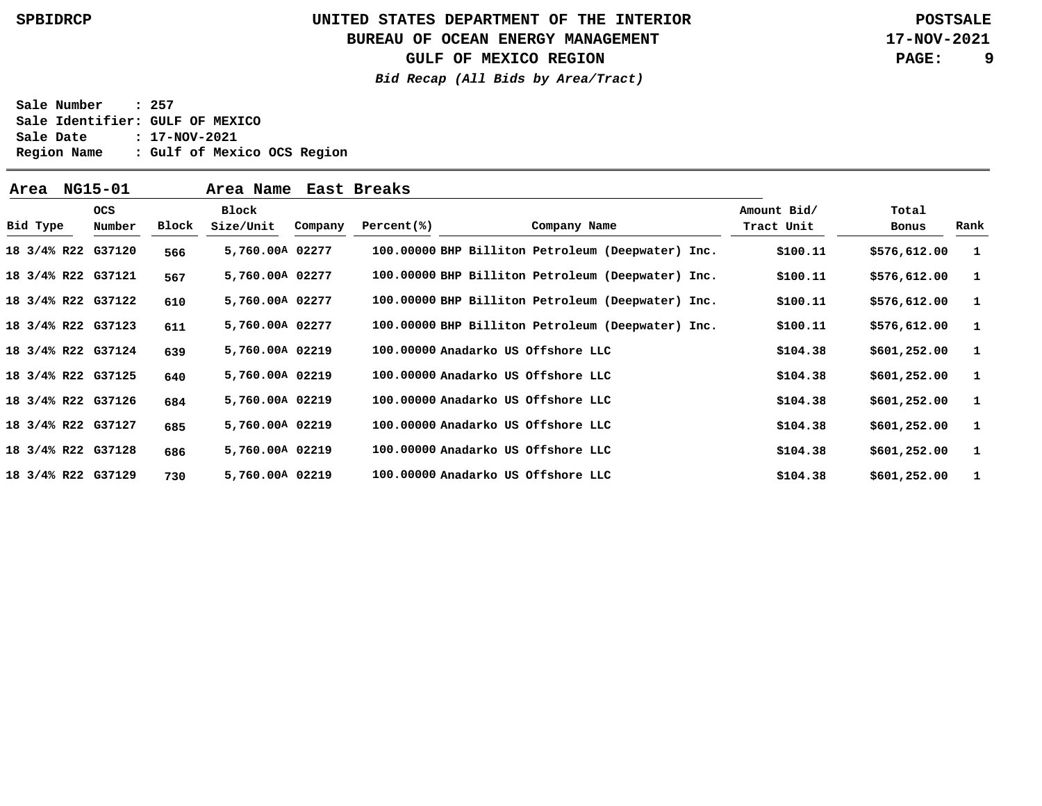**Sale Number : 257**
**Sale Identifier: GULF OF MEXICO**
**Sale Date : 17-NOV-2021**
**Region Name : Gulf of Mexico OCS Region**

**Area NG15-01 Area Name East Breaks**

| Bid Type | OCS Number | Block | Block Size/Unit | Company | Percent(%) | Company Name | Amount Bid/ Tract Unit | Total Bonus | Rank |
|---|---|---|---|---|---|---|---|---|---|
| 18 3/4% R22 | G37120 | 566 | 5,760.00A | 02277 | 100.00000 | BHP Billiton Petroleum (Deepwater) Inc. | $100.11 | $576,612.00 | 1 |
| 18 3/4% R22 | G37121 | 567 | 5,760.00A | 02277 | 100.00000 | BHP Billiton Petroleum (Deepwater) Inc. | $100.11 | $576,612.00 | 1 |
| 18 3/4% R22 | G37122 | 610 | 5,760.00A | 02277 | 100.00000 | BHP Billiton Petroleum (Deepwater) Inc. | $100.11 | $576,612.00 | 1 |
| 18 3/4% R22 | G37123 | 611 | 5,760.00A | 02277 | 100.00000 | BHP Billiton Petroleum (Deepwater) Inc. | $100.11 | $576,612.00 | 1 |
| 18 3/4% R22 | G37124 | 639 | 5,760.00A | 02219 | 100.00000 | Anadarko US Offshore LLC | $104.38 | $601,252.00 | 1 |
| 18 3/4% R22 | G37125 | 640 | 5,760.00A | 02219 | 100.00000 | Anadarko US Offshore LLC | $104.38 | $601,252.00 | 1 |
| 18 3/4% R22 | G37126 | 684 | 5,760.00A | 02219 | 100.00000 | Anadarko US Offshore LLC | $104.38 | $601,252.00 | 1 |
| 18 3/4% R22 | G37127 | 685 | 5,760.00A | 02219 | 100.00000 | Anadarko US Offshore LLC | $104.38 | $601,252.00 | 1 |
| 18 3/4% R22 | G37128 | 686 | 5,760.00A | 02219 | 100.00000 | Anadarko US Offshore LLC | $104.38 | $601,252.00 | 1 |
| 18 3/4% R22 | G37129 | 730 | 5,760.00A | 02219 | 100.00000 | Anadarko US Offshore LLC | $104.38 | $601,252.00 | 1 |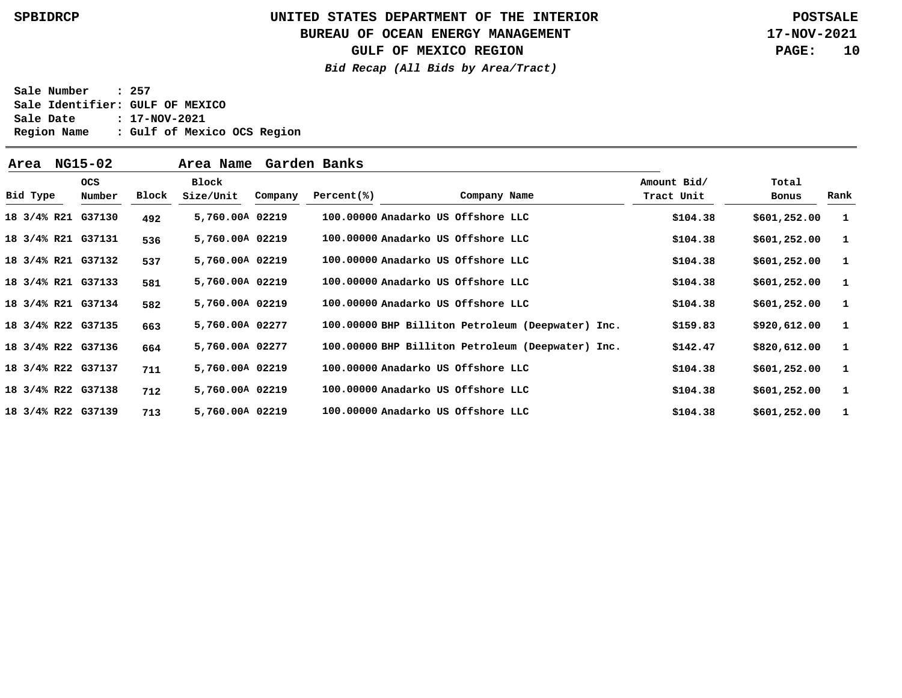# UNITED STATES DEPARTMENT OF THE INTERIOR
## BUREAU OF OCEAN ENERGY MANAGEMENT
## GULF OF MEXICO REGION

***Bid Recap (All Bids by Area/Tract)***

**Sale Number : 257**
**Sale Identifier: GULF OF MEXICO**
**Sale Date : 17-NOV-2021**
**Region Name : Gulf of Mexico OCS Region**

**Area NG15-02 Area Name Garden Banks**

| Bid Type | OCS Number | Block | Block Size/Unit | Company | Percent(%) | Company Name | Amount Bid/ Tract Unit | Total Bonus | Rank |
|---|---|---|---|---|---|---|---|---|---|
| 18 3/4% R21 | G37130 | 492 | 5,760.00A | 02219 | 100.00000 | Anadarko US Offshore LLC | $104.38 | $601,252.00 | 1 |
| 18 3/4% R21 | G37131 | 536 | 5,760.00A | 02219 | 100.00000 | Anadarko US Offshore LLC | $104.38 | $601,252.00 | 1 |
| 18 3/4% R21 | G37132 | 537 | 5,760.00A | 02219 | 100.00000 | Anadarko US Offshore LLC | $104.38 | $601,252.00 | 1 |
| 18 3/4% R21 | G37133 | 581 | 5,760.00A | 02219 | 100.00000 | Anadarko US Offshore LLC | $104.38 | $601,252.00 | 1 |
| 18 3/4% R21 | G37134 | 582 | 5,760.00A | 02219 | 100.00000 | Anadarko US Offshore LLC | $104.38 | $601,252.00 | 1 |
| 18 3/4% R22 | G37135 | 663 | 5,760.00A | 02277 | 100.00000 | BHP Billiton Petroleum (Deepwater) Inc. | $159.83 | $920,612.00 | 1 |
| 18 3/4% R22 | G37136 | 664 | 5,760.00A | 02277 | 100.00000 | BHP Billiton Petroleum (Deepwater) Inc. | $142.47 | $820,612.00 | 1 |
| 18 3/4% R22 | G37137 | 711 | 5,760.00A | 02219 | 100.00000 | Anadarko US Offshore LLC | $104.38 | $601,252.00 | 1 |
| 18 3/4% R22 | G37138 | 712 | 5,760.00A | 02219 | 100.00000 | Anadarko US Offshore LLC | $104.38 | $601,252.00 | 1 |
| 18 3/4% R22 | G37139 | 713 | 5,760.00A | 02219 | 100.00000 | Anadarko US Offshore LLC | $104.38 | $601,252.00 | 1 |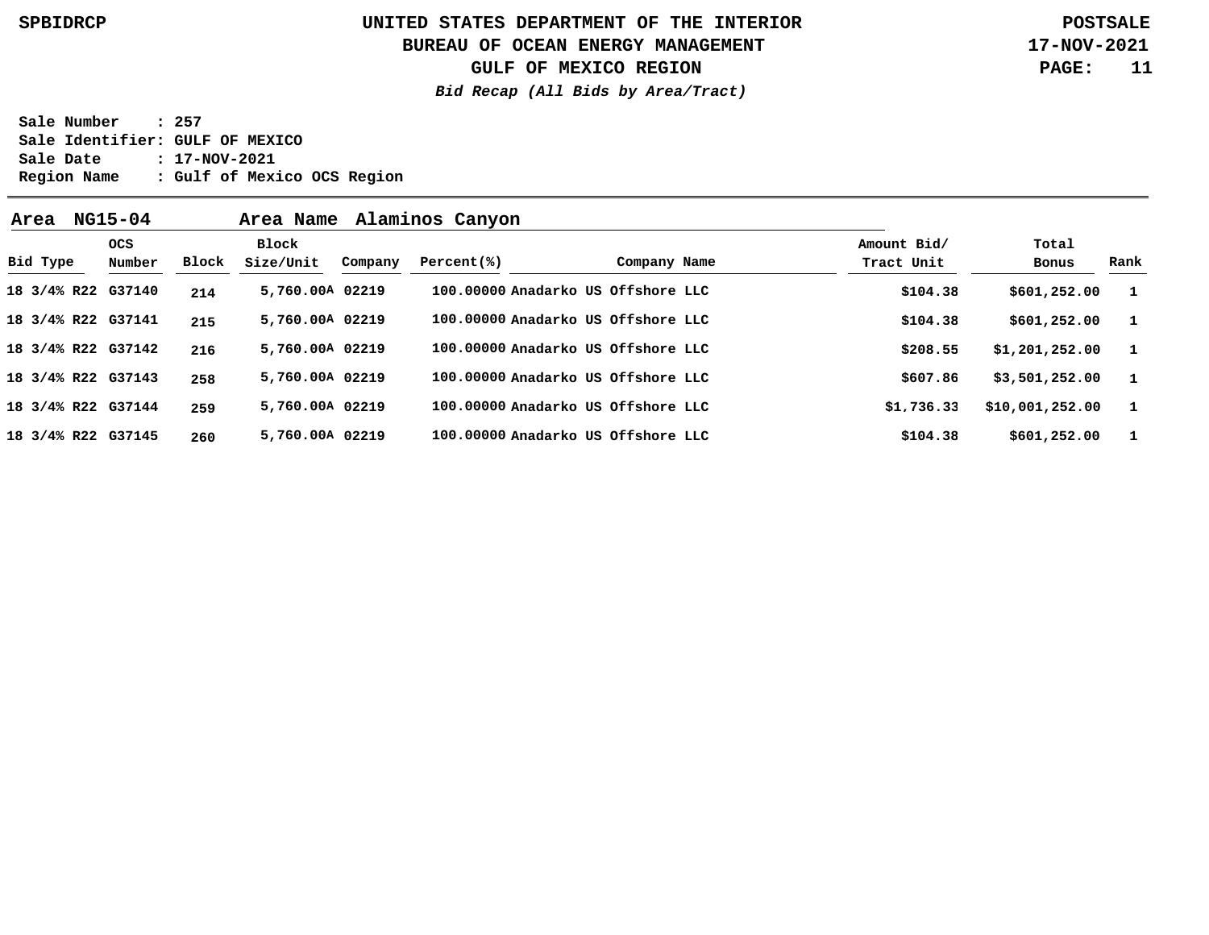**UNITED STATES DEPARTMENT OF THE INTERIOR**
**BUREAU OF OCEAN ENERGY MANAGEMENT**
**GULF OF MEXICO REGION**
***Bid Recap (All Bids by Area/Tract)***

SPBIDRCP — POSTSALE — 17-NOV-2021

Sale Number : 257
Sale Identifier: GULF OF MEXICO
Sale Date : 17-NOV-2021
Region Name : Gulf of Mexico OCS Region

**Area NG15-04 Area Name Alaminos Canyon**

| Bid Type | OCS Number | Block | Block Size/Unit | Company | Percent(%) | Company Name | Amount Bid/ Tract Unit | Total Bonus | Rank |
|---|---|---|---|---|---|---|---|---|---|
| 18 3/4% R22 | G37140 | 214 | 5,760.00A | 02219 | 100.00000 | Anadarko US Offshore LLC | $104.38 | $601,252.00 | 1 |
| 18 3/4% R22 | G37141 | 215 | 5,760.00A | 02219 | 100.00000 | Anadarko US Offshore LLC | $104.38 | $601,252.00 | 1 |
| 18 3/4% R22 | G37142 | 216 | 5,760.00A | 02219 | 100.00000 | Anadarko US Offshore LLC | $208.55 | $1,201,252.00 | 1 |
| 18 3/4% R22 | G37143 | 258 | 5,760.00A | 02219 | 100.00000 | Anadarko US Offshore LLC | $607.86 | $3,501,252.00 | 1 |
| 18 3/4% R22 | G37144 | 259 | 5,760.00A | 02219 | 100.00000 | Anadarko US Offshore LLC | $1,736.33 | $10,001,252.00 | 1 |
| 18 3/4% R22 | G37145 | 260 | 5,760.00A | 02219 | 100.00000 | Anadarko US Offshore LLC | $104.38 | $601,252.00 | 1 |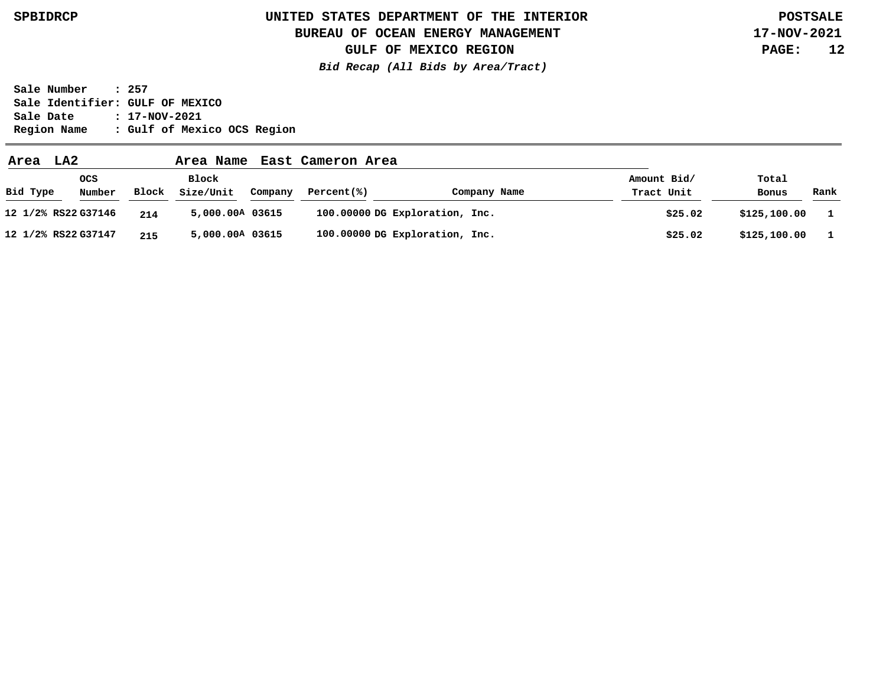**Sale Number : 257**
**Sale Identifier: GULF OF MEXICO**
**Sale Date : 17-NOV-2021**
**Region Name : Gulf of Mexico OCS Region**

**Area LA2 — Area Name East Cameron Area**

| Bid Type | OCS Number | Block | Block Size/Unit | Company | Percent(%) | Company Name | Amount Bid/ Tract Unit | Total Bonus | Rank |
|---|---|---|---|---|---|---|---|---|---|
| 12 1/2% RS22 | G37146 | 214 | 5,000.00A | 03615 | 100.00000 | DG Exploration, Inc. | $25.02 | $125,100.00 | 1 |
| 12 1/2% RS22 | G37147 | 215 | 5,000.00A | 03615 | 100.00000 | DG Exploration, Inc. | $25.02 | $125,100.00 | 1 |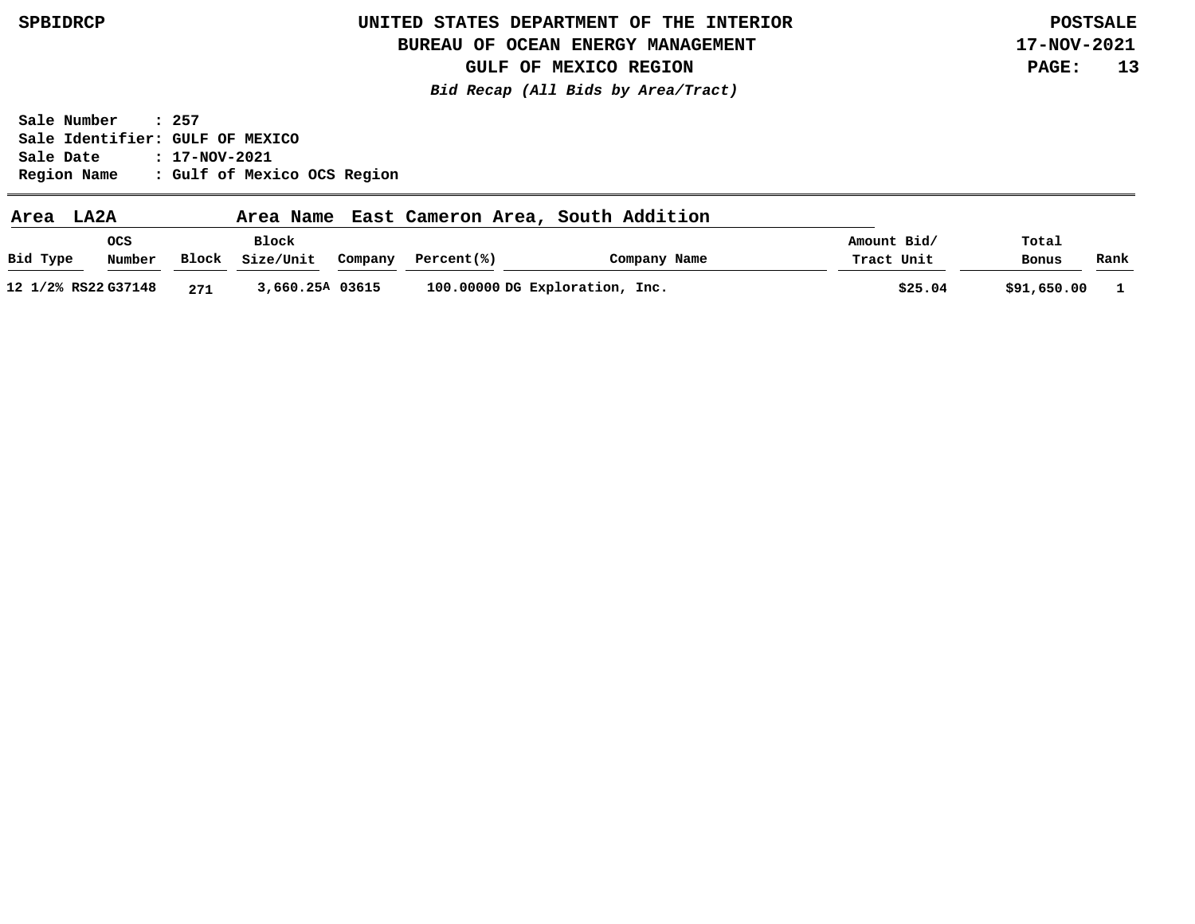UNITED STATES DEPARTMENT OF THE INTERIOR
BUREAU OF OCEAN ENERGY MANAGEMENT
GULF OF MEXICO REGION

*Bid Recap (All Bids by Area/Tract)*

Sale Number : 257
Sale Identifier: GULF OF MEXICO
Sale Date : 17-NOV-2021
Region Name : Gulf of Mexico OCS Region

**Area LA2A** **Area Name East Cameron Area, South Addition**

| Bid Type | OCS Number | Block | Block Size/Unit | Company | Percent(%) | Company Name | Amount Bid/ Tract Unit | Total Bonus | Rank |
|---|---|---|---|---|---|---|---|---|---|
| 12 1/2% RS22 | G37148 | 271 | 3,660.25A | 03615 | 100.00000 | DG Exploration, Inc. | $25.04 | $91,650.00 | 1 |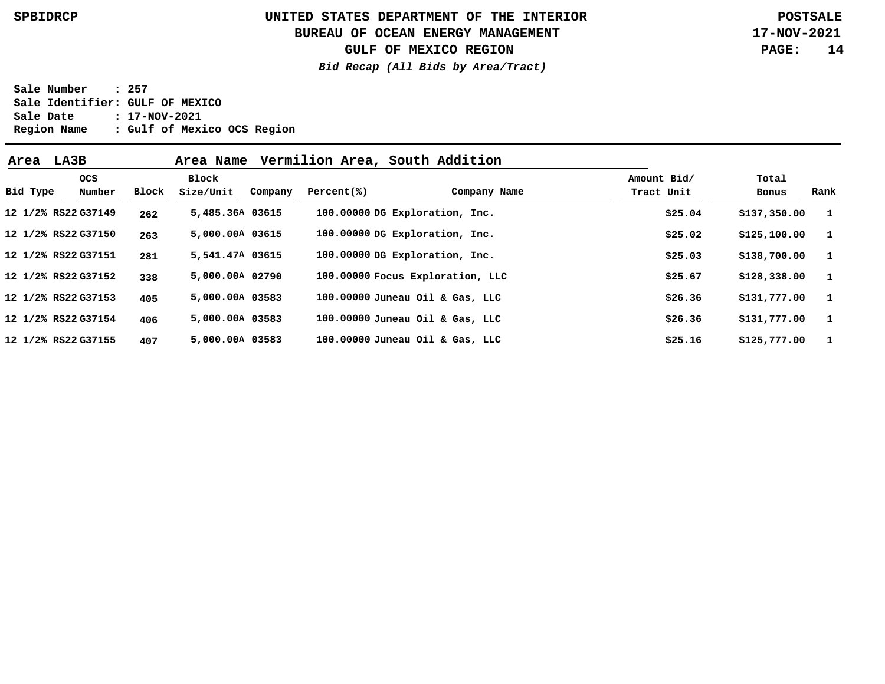# UNITED STATES DEPARTMENT OF THE INTERIOR
## BUREAU OF OCEAN ENERGY MANAGEMENT
## GULF OF MEXICO REGION

***Bid Recap (All Bids by Area/Tract)***

**Sale Number : 257**
**Sale Identifier: GULF OF MEXICO**
**Sale Date : 17-NOV-2021**
**Region Name : Gulf of Mexico OCS Region**

**Area LA3B    Area Name Vermilion Area, South Addition**

| Bid Type | OCS Number | Block | Block Size/Unit | Company | Percent(%) | Company Name | Amount Bid/ Tract Unit | Total Bonus | Rank |
|---|---|---|---|---|---|---|---|---|---|
| 12 1/2% RS22 | G37149 | 262 | 5,485.36A | 03615 | 100.00000 | DG Exploration, Inc. | $25.04 | $137,350.00 | 1 |
| 12 1/2% RS22 | G37150 | 263 | 5,000.00A | 03615 | 100.00000 | DG Exploration, Inc. | $25.02 | $125,100.00 | 1 |
| 12 1/2% RS22 | G37151 | 281 | 5,541.47A | 03615 | 100.00000 | DG Exploration, Inc. | $25.03 | $138,700.00 | 1 |
| 12 1/2% RS22 | G37152 | 338 | 5,000.00A | 02790 | 100.00000 | Focus Exploration, LLC | $25.67 | $128,338.00 | 1 |
| 12 1/2% RS22 | G37153 | 405 | 5,000.00A | 03583 | 100.00000 | Juneau Oil & Gas, LLC | $26.36 | $131,777.00 | 1 |
| 12 1/2% RS22 | G37154 | 406 | 5,000.00A | 03583 | 100.00000 | Juneau Oil & Gas, LLC | $26.36 | $131,777.00 | 1 |
| 12 1/2% RS22 | G37155 | 407 | 5,000.00A | 03583 | 100.00000 | Juneau Oil & Gas, LLC | $25.16 | $125,777.00 | 1 |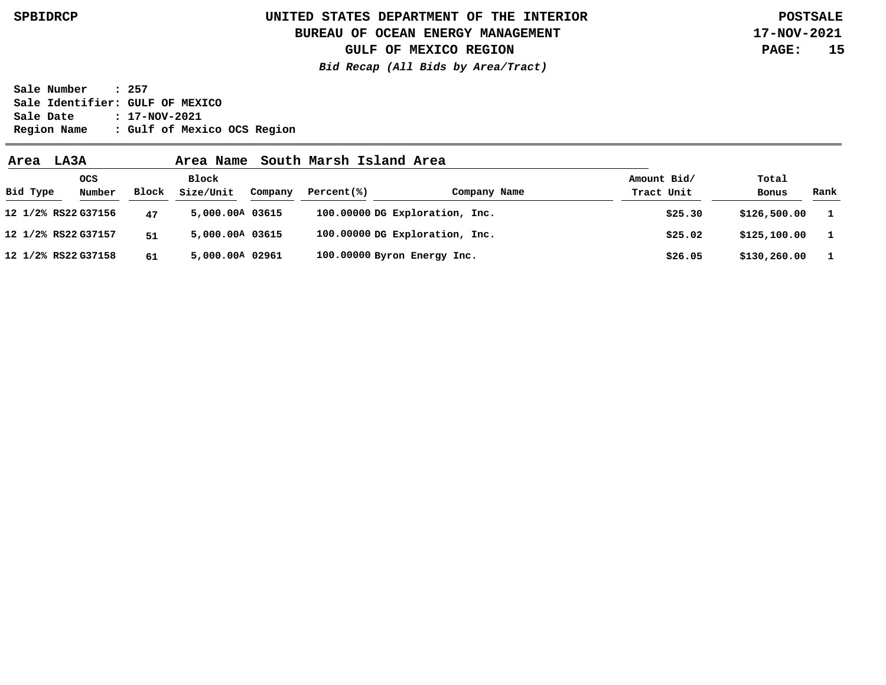**Bid Recap (All Bids by Area/Tract)**

Sale Number : 257
Sale Identifier: GULF OF MEXICO
Sale Date : 17-NOV-2021
Region Name : Gulf of Mexico OCS Region

**Area LA3A    Area Name South Marsh Island Area**

| Bid Type | OCS Number | Block | Block Size/Unit | Company | Percent(%) | Company Name | Amount Bid/ Tract Unit | Total Bonus | Rank |
|---|---|---|---|---|---|---|---|---|---|
| 12 1/2% RS22 | G37156 | 47 | 5,000.00A | 03615 | 100.00000 | DG Exploration, Inc. | $25.30 | $126,500.00 | 1 |
| 12 1/2% RS22 | G37157 | 51 | 5,000.00A | 03615 | 100.00000 | DG Exploration, Inc. | $25.02 | $125,100.00 | 1 |
| 12 1/2% RS22 | G37158 | 61 | 5,000.00A | 02961 | 100.00000 | Byron Energy Inc. | $26.05 | $130,260.00 | 1 |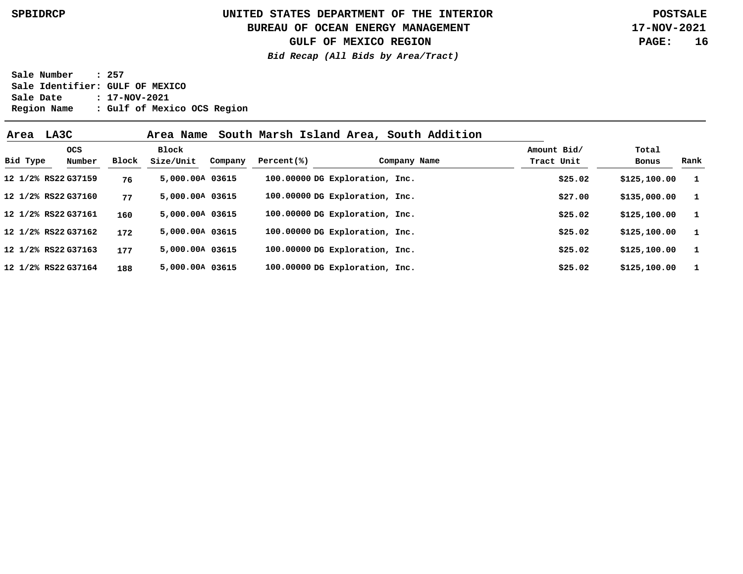# UNITED STATES DEPARTMENT OF THE INTERIOR
## BUREAU OF OCEAN ENERGY MANAGEMENT
## GULF OF MEXICO REGION
***Bid Recap (All Bids by Area/Tract)***

**Sale Number : 257**
**Sale Identifier: GULF OF MEXICO**
**Sale Date : 17-NOV-2021**
**Region Name : Gulf of Mexico OCS Region**

**Area LA3C Area Name South Marsh Island Area, South Addition**

| Bid Type | OCS Number | Block | Block Size/Unit | Company | Percent(%) | Company Name | Amount Bid/ Tract Unit | Total Bonus | Rank |
|---|---|---|---|---|---|---|---|---|---|
| 12 1/2% RS22 | G37159 | 76 | 5,000.00A | 03615 | 100.00000 | DG Exploration, Inc. | $25.02 | $125,100.00 | 1 |
| 12 1/2% RS22 | G37160 | 77 | 5,000.00A | 03615 | 100.00000 | DG Exploration, Inc. | $27.00 | $135,000.00 | 1 |
| 12 1/2% RS22 | G37161 | 160 | 5,000.00A | 03615 | 100.00000 | DG Exploration, Inc. | $25.02 | $125,100.00 | 1 |
| 12 1/2% RS22 | G37162 | 172 | 5,000.00A | 03615 | 100.00000 | DG Exploration, Inc. | $25.02 | $125,100.00 | 1 |
| 12 1/2% RS22 | G37163 | 177 | 5,000.00A | 03615 | 100.00000 | DG Exploration, Inc. | $25.02 | $125,100.00 | 1 |
| 12 1/2% RS22 | G37164 | 188 | 5,000.00A | 03615 | 100.00000 | DG Exploration, Inc. | $25.02 | $125,100.00 | 1 |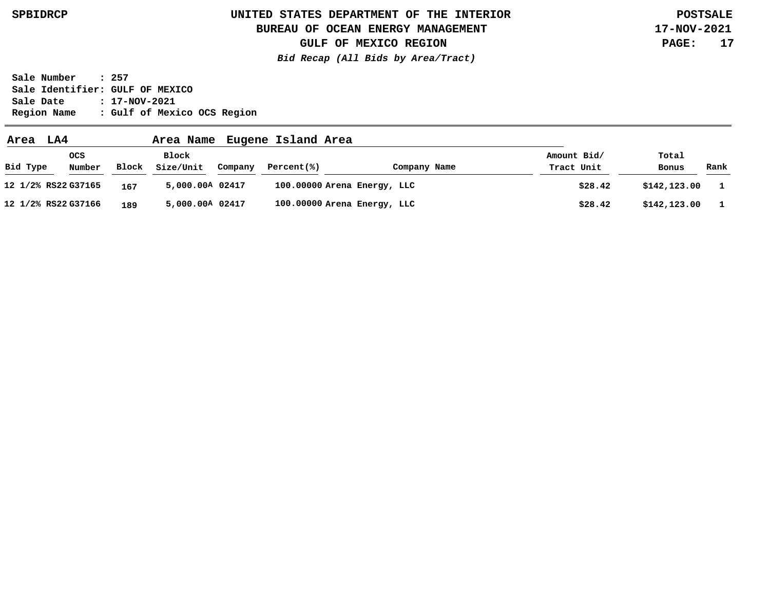UNITED STATES DEPARTMENT OF THE INTERIOR
BUREAU OF OCEAN ENERGY MANAGEMENT
GULF OF MEXICO REGION

***Bid Recap (All Bids by Area/Tract)***

**Sale Number : 257**
**Sale Identifier: GULF OF MEXICO**
**Sale Date : 17-NOV-2021**
**Region Name : Gulf of Mexico OCS Region**

**Area LA4 Area Name Eugene Island Area**

| Bid Type | OCS Number | Block | Block Size/Unit | Company | Percent(%) | Company Name | Amount Bid/ Tract Unit | Total Bonus | Rank |
|---|---|---|---|---|---|---|---|---|---|
| 12 1/2% RS22 | G37165 | 167 | 5,000.00A | 02417 | 100.00000 | Arena Energy, LLC | $28.42 | $142,123.00 | 1 |
| 12 1/2% RS22 | G37166 | 189 | 5,000.00A | 02417 | 100.00000 | Arena Energy, LLC | $28.42 | $142,123.00 | 1 |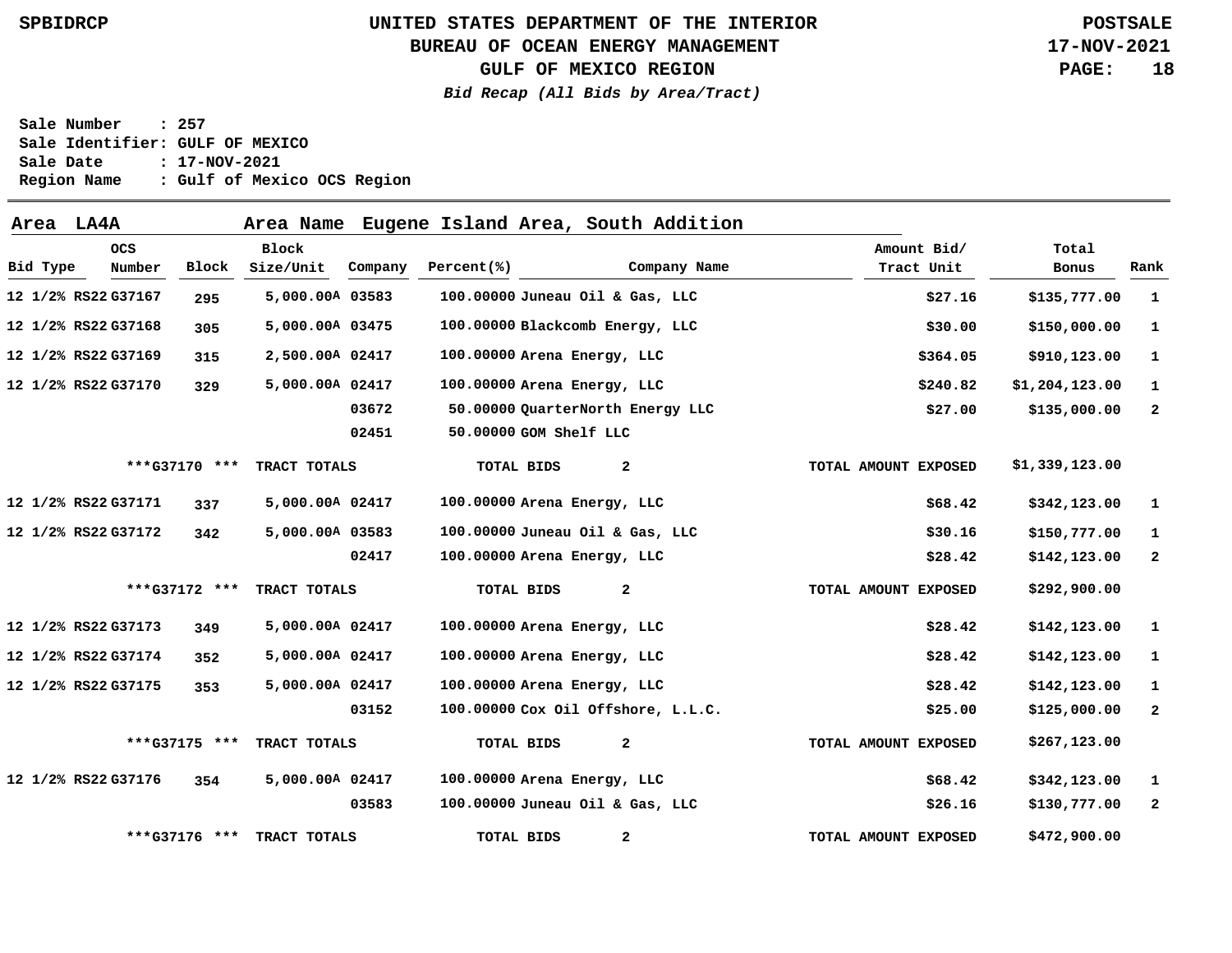# UNITED STATES DEPARTMENT OF THE INTERIOR
## BUREAU OF OCEAN ENERGY MANAGEMENT
## GULF OF MEXICO REGION

*Bid Recap (All Bids by Area/Tract)*

SPBIDRCP — POSTSALE — 17-NOV-2021

**Sale Number** : 257
**Sale Identifier**: GULF OF MEXICO
**Sale Date** : 17-NOV-2021
**Region Name** : Gulf of Mexico OCS Region

**Area LA4A — Area Name Eugene Island Area, South Addition**

| Bid Type | OCS Number | Block | Block Size/Unit | Company | Percent(%) | Company Name | Amount Bid/ Tract Unit | Total Bonus | Rank |
|---|---|---|---|---|---|---|---|---|---|
| 12 1/2% RS22 | G37167 | 295 | 5,000.00A | 03583 | 100.00000 | Juneau Oil & Gas, LLC | $27.16 | $135,777.00 | 1 |
| 12 1/2% RS22 | G37168 | 305 | 5,000.00A | 03475 | 100.00000 | Blackcomb Energy, LLC | $30.00 | $150,000.00 | 1 |
| 12 1/2% RS22 | G37169 | 315 | 2,500.00A | 02417 | 100.00000 | Arena Energy, LLC | $364.05 | $910,123.00 | 1 |
| 12 1/2% RS22 | G37170 | 329 | 5,000.00A | 02417 | 100.00000 | Arena Energy, LLC | $240.82 | $1,204,123.00 | 1 |
| | | | | 03672 | 50.00000 | QuarterNorth Energy LLC | $27.00 | $135,000.00 | 2 |
| | | | | 02451 | 50.00000 | GOM Shelf LLC | | | |
| | ***G37170 *** | | TRACT TOTALS | | TOTAL BIDS | 2 | TOTAL AMOUNT EXPOSED | $1,339,123.00 | |
| 12 1/2% RS22 | G37171 | 337 | 5,000.00A | 02417 | 100.00000 | Arena Energy, LLC | $68.42 | $342,123.00 | 1 |
| 12 1/2% RS22 | G37172 | 342 | 5,000.00A | 03583 | 100.00000 | Juneau Oil & Gas, LLC | $30.16 | $150,777.00 | 1 |
| | | | | 02417 | 100.00000 | Arena Energy, LLC | $28.42 | $142,123.00 | 2 |
| | ***G37172 *** | | TRACT TOTALS | | TOTAL BIDS | 2 | TOTAL AMOUNT EXPOSED | $292,900.00 | |
| 12 1/2% RS22 | G37173 | 349 | 5,000.00A | 02417 | 100.00000 | Arena Energy, LLC | $28.42 | $142,123.00 | 1 |
| 12 1/2% RS22 | G37174 | 352 | 5,000.00A | 02417 | 100.00000 | Arena Energy, LLC | $28.42 | $142,123.00 | 1 |
| 12 1/2% RS22 | G37175 | 353 | 5,000.00A | 02417 | 100.00000 | Arena Energy, LLC | $28.42 | $142,123.00 | 1 |
| | | | | 03152 | 100.00000 | Cox Oil Offshore, L.L.C. | $25.00 | $125,000.00 | 2 |
| | ***G37175 *** | | TRACT TOTALS | | TOTAL BIDS | 2 | TOTAL AMOUNT EXPOSED | $267,123.00 | |
| 12 1/2% RS22 | G37176 | 354 | 5,000.00A | 02417 | 100.00000 | Arena Energy, LLC | $68.42 | $342,123.00 | 1 |
| | | | | 03583 | 100.00000 | Juneau Oil & Gas, LLC | $26.16 | $130,777.00 | 2 |
| | ***G37176 *** | | TRACT TOTALS | | TOTAL BIDS | 2 | TOTAL AMOUNT EXPOSED | $472,900.00 | |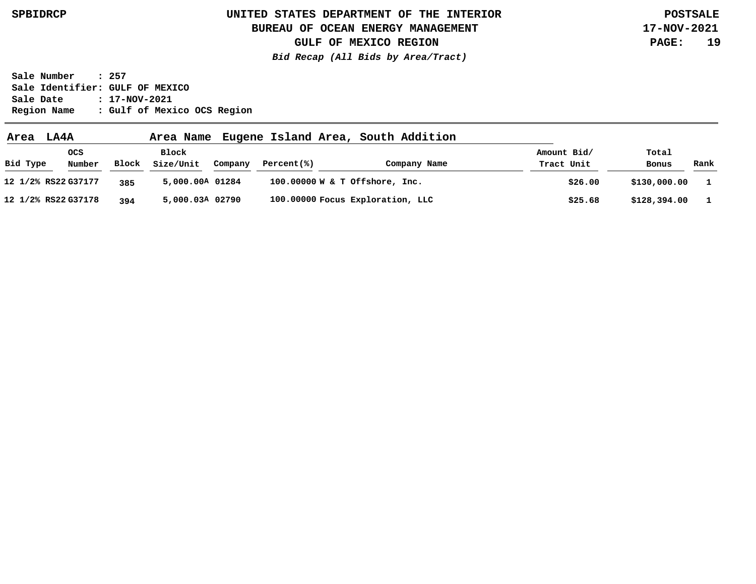# UNITED STATES DEPARTMENT OF THE INTERIOR
## BUREAU OF OCEAN ENERGY MANAGEMENT
## GULF OF MEXICO REGION

***Bid Recap (All Bids by Area/Tract)***

**Sale Number : 257**
**Sale Identifier: GULF OF MEXICO**
**Sale Date : 17-NOV-2021**
**Region Name : Gulf of Mexico OCS Region**

**Area LA4A　　Area Name Eugene Island Area, South Addition**

| Bid Type | OCS Number | Block | Block Size/Unit | Company | Percent(%) | Company Name | Amount Bid/ Tract Unit | Total Bonus | Rank |
|---|---|---|---|---|---|---|---|---|---|
| 12 1/2% RS22 | G37177 | 385 | 5,000.00A | 01284 | 100.00000 | W & T Offshore, Inc. | $26.00 | $130,000.00 | 1 |
| 12 1/2% RS22 | G37178 | 394 | 5,000.03A | 02790 | 100.00000 | Focus Exploration, LLC | $25.68 | $128,394.00 | 1 |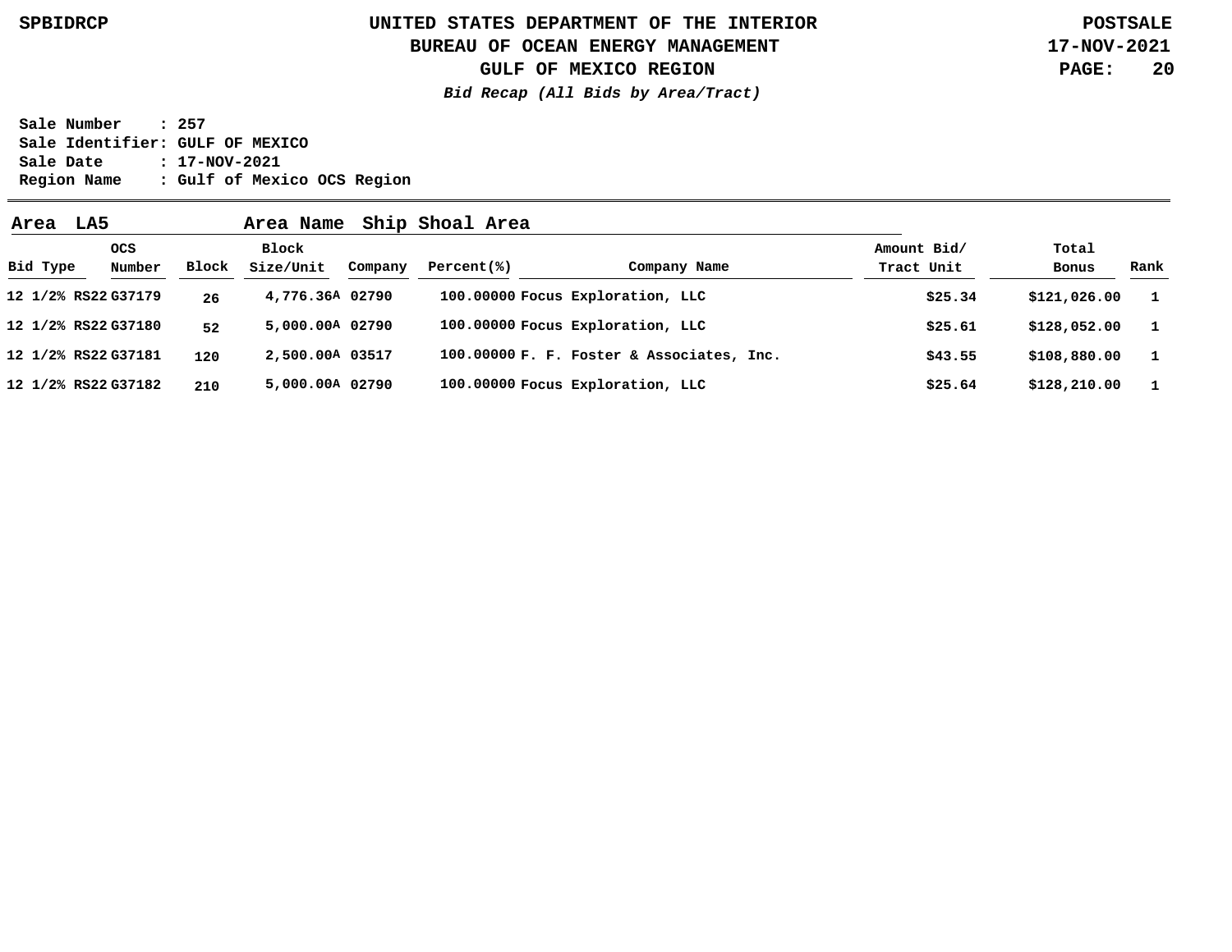SPBIDRCP

# UNITED STATES DEPARTMENT OF THE INTERIOR
## BUREAU OF OCEAN ENERGY MANAGEMENT
## GULF OF MEXICO REGION

POSTSALE
17-NOV-2021

***Bid Recap (All Bids by Area/Tract)***

**Sale Number : 257**
**Sale Identifier: GULF OF MEXICO**
**Sale Date : 17-NOV-2021**
**Region Name : Gulf of Mexico OCS Region**

**Area LA5 Area Name Ship Shoal Area**

| Bid Type | OCS Number | Block | Block Size/Unit | Company | Percent(%) | Company Name | Amount Bid/ Tract Unit | Total Bonus | Rank |
|---|---|---|---|---|---|---|---|---|---|
| 12 1/2% RS22 | G37179 | 26 | 4,776.36A | 02790 | 100.00000 | Focus Exploration, LLC | $25.34 | $121,026.00 | 1 |
| 12 1/2% RS22 | G37180 | 52 | 5,000.00A | 02790 | 100.00000 | Focus Exploration, LLC | $25.61 | $128,052.00 | 1 |
| 12 1/2% RS22 | G37181 | 120 | 2,500.00A | 03517 | 100.00000 | F. F. Foster & Associates, Inc. | $43.55 | $108,880.00 | 1 |
| 12 1/2% RS22 | G37182 | 210 | 5,000.00A | 02790 | 100.00000 | Focus Exploration, LLC | $25.64 | $128,210.00 | 1 |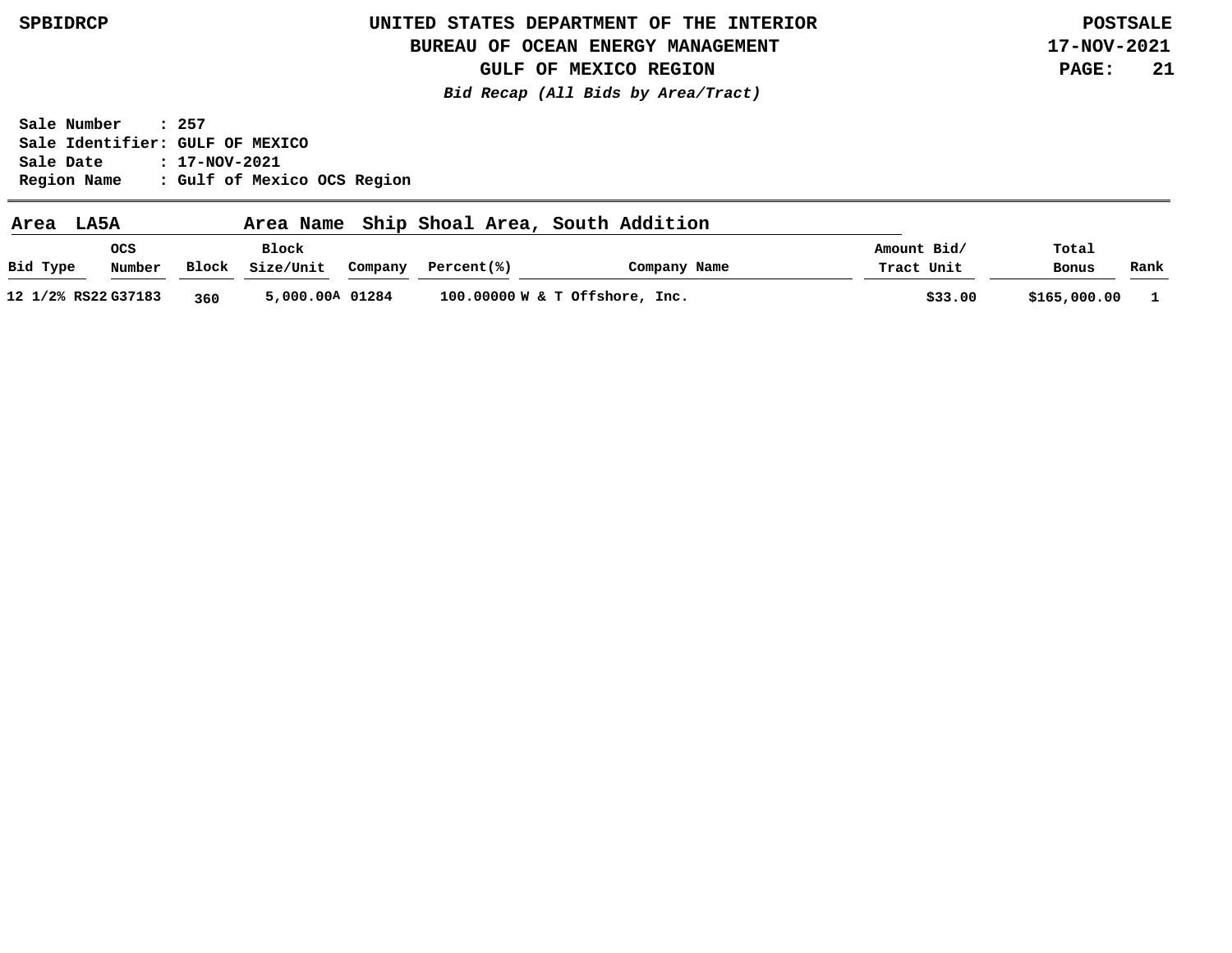UNITED STATES DEPARTMENT OF THE INTERIOR
BUREAU OF OCEAN ENERGY MANAGEMENT
GULF OF MEXICO REGION

*Bid Recap (All Bids by Area/Tract)*

Sale Number : 257
Sale Identifier: GULF OF MEXICO
Sale Date : 17-NOV-2021
Region Name : Gulf of Mexico OCS Region

**Area LA5A Area Name Ship Shoal Area, South Addition**

| Bid Type | OCS Number | Block | Block Size/Unit | Company | Percent(%) | Company Name | Amount Bid/ Tract Unit | Total Bonus | Rank |
|---|---|---|---|---|---|---|---|---|---|
| 12 1/2% RS22 | G37183 | 360 | 5,000.00A | 01284 | 100.00000 | W & T Offshore, Inc. | $33.00 | $165,000.00 | 1 |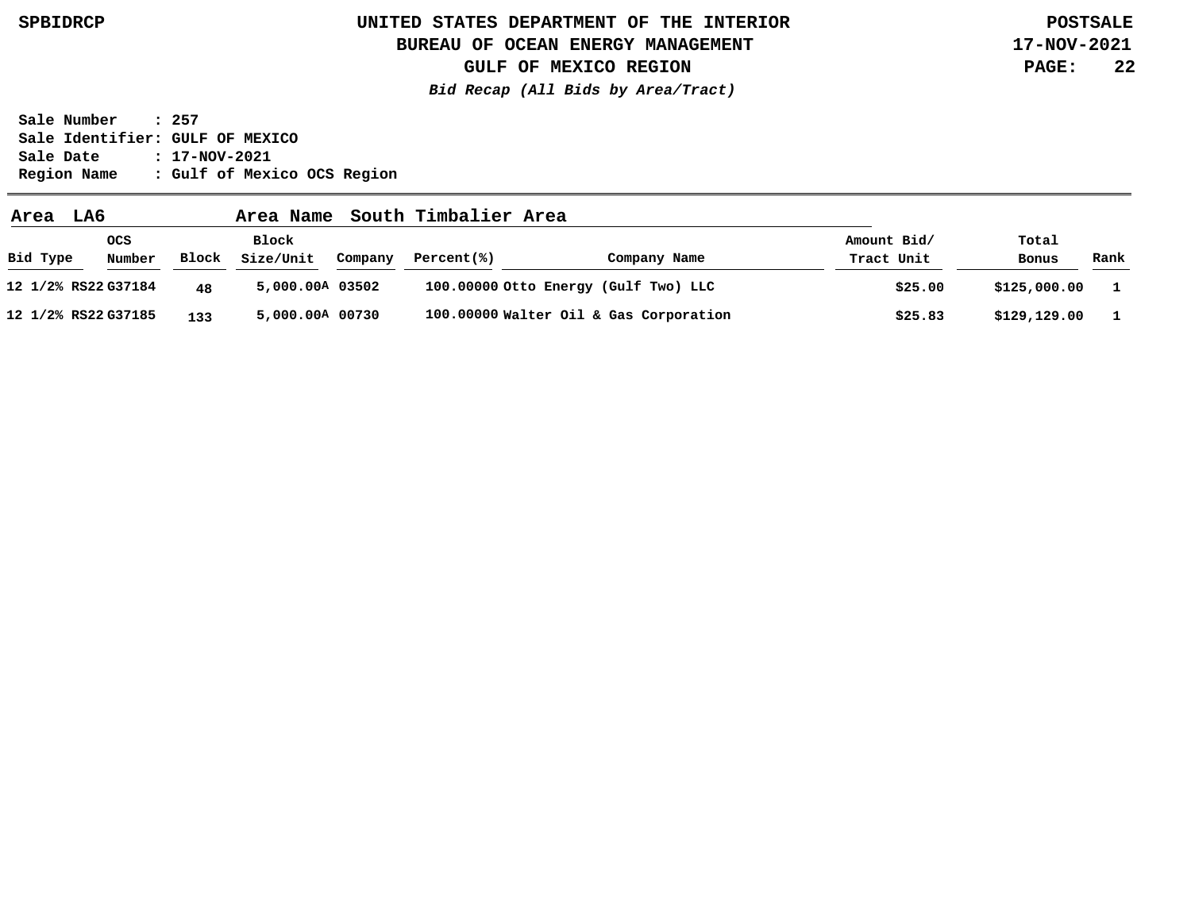# UNITED STATES DEPARTMENT OF THE INTERIOR
## BUREAU OF OCEAN ENERGY MANAGEMENT
## GULF OF MEXICO REGION

*Bid Recap (All Bids by Area/Tract)*

Sale Number : 257
Sale Identifier: GULF OF MEXICO
Sale Date : 17-NOV-2021
Region Name : Gulf of Mexico OCS Region

**Area LA6 Area Name South Timbalier Area**

| Bid Type | OCS Number | Block | Block Size/Unit | Company | Percent(%) | Company Name | Amount Bid/ Tract Unit | Total Bonus | Rank |
|---|---|---|---|---|---|---|---|---|---|
| 12 1/2% RS22 | G37184 | 48 | 5,000.00A | 03502 | 100.00000 | Otto Energy (Gulf Two) LLC | $25.00 | $125,000.00 | 1 |
| 12 1/2% RS22 | G37185 | 133 | 5,000.00A | 00730 | 100.00000 | Walter Oil & Gas Corporation | $25.83 | $129,129.00 | 1 |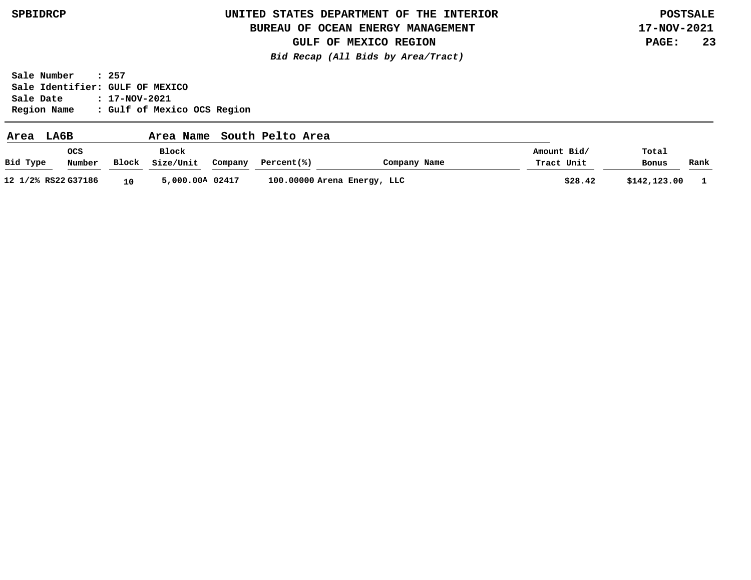# UNITED STATES DEPARTMENT OF THE INTERIOR
## BUREAU OF OCEAN ENERGY MANAGEMENT
## GULF OF MEXICO REGION

***Bid Recap (All Bids by Area/Tract)***

**Sale Number : 257**
**Sale Identifier: GULF OF MEXICO**
**Sale Date : 17-NOV-2021**
**Region Name : Gulf of Mexico OCS Region**

**Area LA6B** **Area Name South Pelto Area**

| Bid Type | OCS Number | Block | Block Size/Unit | Company | Percent(%) | Company Name | Amount Bid/ Tract Unit | Total Bonus | Rank |
|---|---|---|---|---|---|---|---|---|---|
| 12 1/2% RS22 | G37186 | 10 | 5,000.00A | 02417 | 100.00000 | Arena Energy, LLC | $28.42 | $142,123.00 | 1 |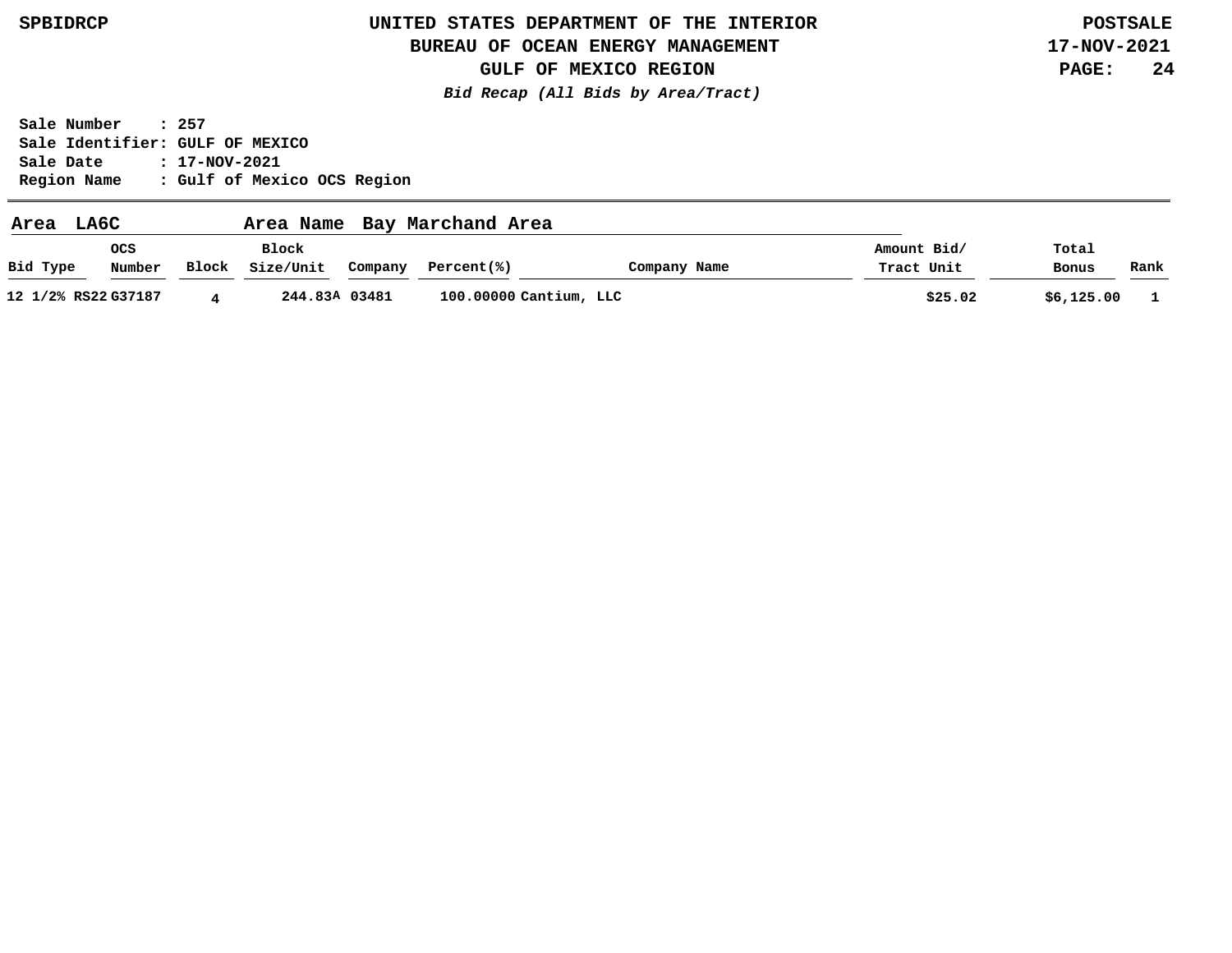# UNITED STATES DEPARTMENT OF THE INTERIOR
## BUREAU OF OCEAN ENERGY MANAGEMENT
## GULF OF MEXICO REGION

*Bid Recap (All Bids by Area/Tract)*

**Sale Number : 257**
**Sale Identifier: GULF OF MEXICO**
**Sale Date : 17-NOV-2021**
**Region Name : Gulf of Mexico OCS Region**

**Area LA6C** **Area Name Bay Marchand Area**

| Bid Type | OCS Number | Block | Block Size/Unit | Company | Percent(%) | Company Name | Amount Bid/ Tract Unit | Total Bonus | Rank |
|---|---|---|---|---|---|---|---|---|---|
| 12 1/2% RS22 | G37187 | 4 | 244.83A | 03481 | 100.00000 | Cantium, LLC | $25.02 | $6,125.00 | 1 |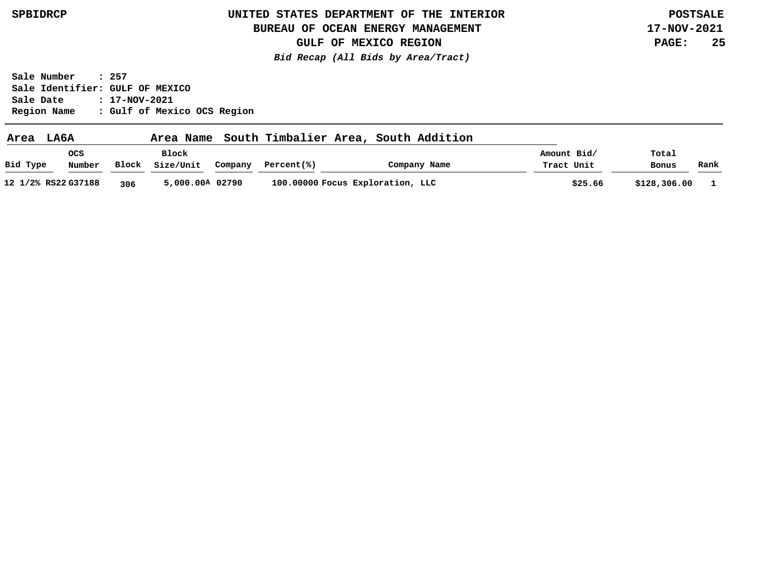# UNITED STATES DEPARTMENT OF THE INTERIOR
## BUREAU OF OCEAN ENERGY MANAGEMENT
## GULF OF MEXICO REGION

***Bid Recap (All Bids by Area/Tract)***

**SPBIDRCP** — **POSTSALE 17-NOV-2021**

**Sale Number : 257**
**Sale Identifier: GULF OF MEXICO**
**Sale Date : 17-NOV-2021**
**Region Name : Gulf of Mexico OCS Region**

**Area LA6A** — **Area Name South Timbalier Area, South Addition**

| Bid Type | OCS Number | Block | Block Size/Unit | Company | Percent(%) | Company Name | Amount Bid/ Tract Unit | Total Bonus | Rank |
|---|---|---|---|---|---|---|---|---|---|
| 12 1/2% RS22 | G37188 | 306 | 5,000.00A | 02790 | 100.00000 | Focus Exploration, LLC | $25.66 | $128,306.00 | 1 |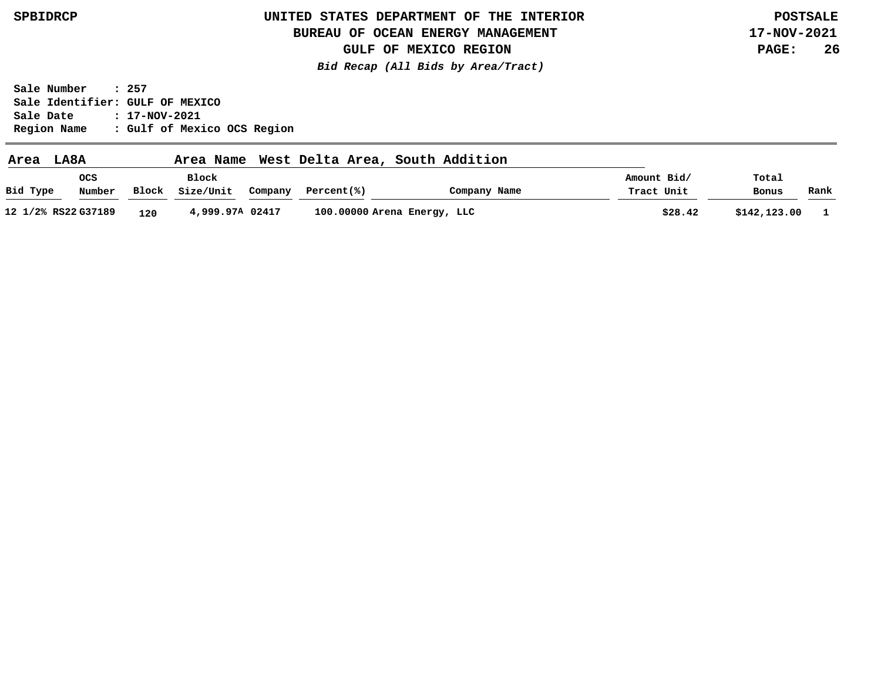# UNITED STATES DEPARTMENT OF THE INTERIOR
## BUREAU OF OCEAN ENERGY MANAGEMENT
## GULF OF MEXICO REGION

***Bid Recap (All Bids by Area/Tract)***

**Sale Number : 257**
**Sale Identifier: GULF OF MEXICO**
**Sale Date : 17-NOV-2021**
**Region Name : Gulf of Mexico OCS Region**

**Area LA8A Area Name West Delta Area, South Addition**

| Bid Type | OCS Number | Block | Block Size/Unit | Company | Percent(%) | Company Name | Amount Bid/ Tract Unit | Total Bonus | Rank |
|---|---|---|---|---|---|---|---|---|---|
| 12 1/2% RS22 | G37189 | 120 | 4,999.97A | 02417 | 100.00000 | Arena Energy, LLC | $28.42 | $142,123.00 | 1 |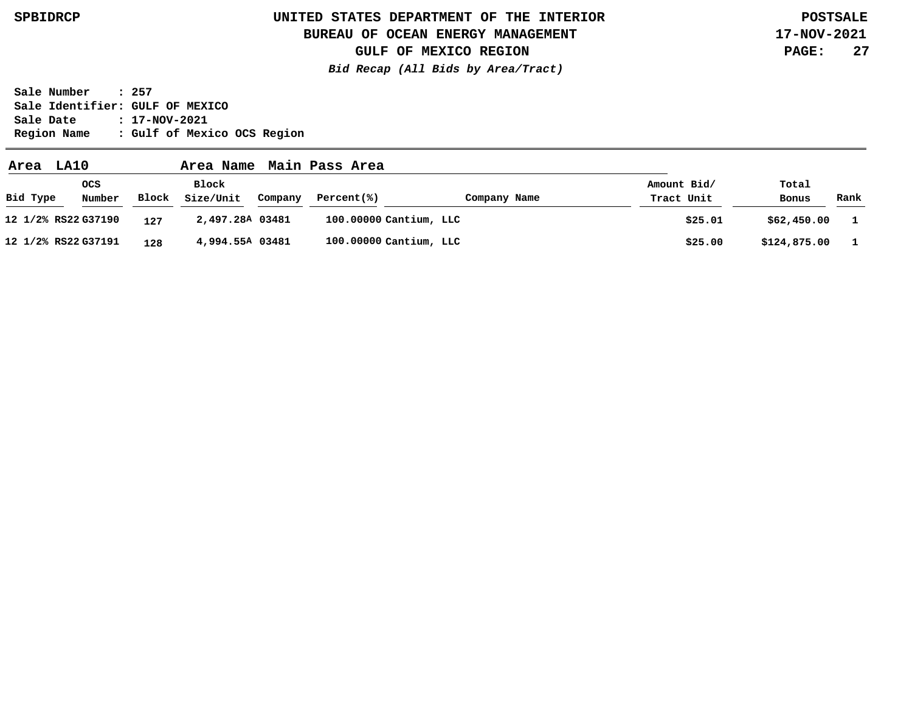# UNITED STATES DEPARTMENT OF THE INTERIOR
## BUREAU OF OCEAN ENERGY MANAGEMENT
## GULF OF MEXICO REGION

***Bid Recap (All Bids by Area/Tract)***

**Sale Number : 257**
**Sale Identifier: GULF OF MEXICO**
**Sale Date : 17-NOV-2021**
**Region Name : Gulf of Mexico OCS Region**

**Area LA10** **Area Name Main Pass Area**

| Bid Type | OCS Number | Block | Block Size/Unit | Company | Percent(%) | Company Name | Amount Bid/ Tract Unit | Total Bonus | Rank |
|---|---|---|---|---|---|---|---|---|---|
| 12 1/2% RS22 | G37190 | 127 | 2,497.28A | 03481 | 100.00000 | Cantium, LLC | $25.01 | $62,450.00 | 1 |
| 12 1/2% RS22 | G37191 | 128 | 4,994.55A | 03481 | 100.00000 | Cantium, LLC | $25.00 | $124,875.00 | 1 |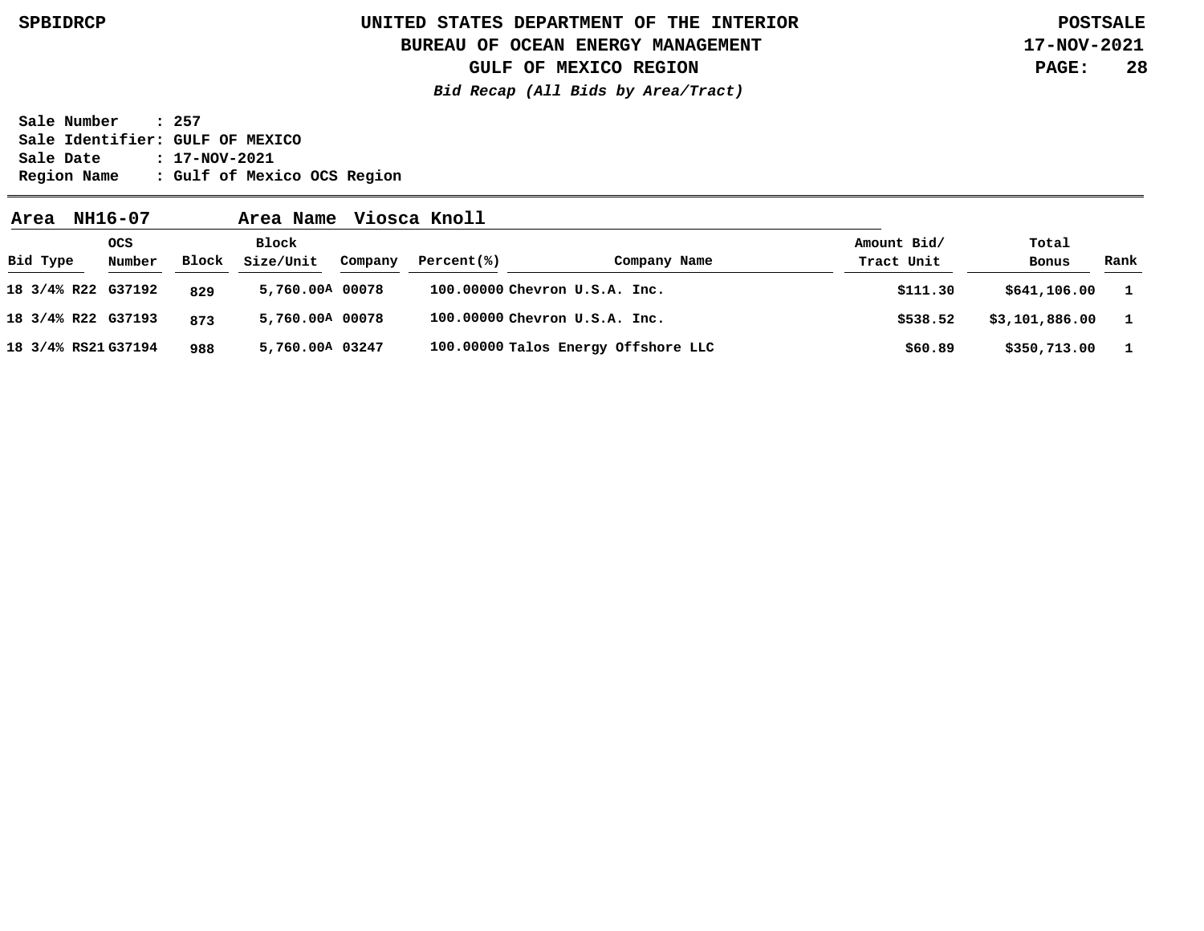**UNITED STATES DEPARTMENT OF THE INTERIOR**
**BUREAU OF OCEAN ENERGY MANAGEMENT**
**GULF OF MEXICO REGION**
***Bid Recap (All Bids by Area/Tract)***

SPBIDRCP | POSTSALE | 17-NOV-2021

**Sale Number : 257**
**Sale Identifier: GULF OF MEXICO**
**Sale Date : 17-NOV-2021**
**Region Name : Gulf of Mexico OCS Region**

**Area NH16-07 Area Name Viosca Knoll**

| Bid Type | OCS Number | Block | Block Size/Unit | Company | Percent(%) | Company Name | Amount Bid/ Tract Unit | Total Bonus | Rank |
|---|---|---|---|---|---|---|---|---|---|
| 18 3/4% R22 | G37192 | 829 | 5,760.00A | 00078 | 100.00000 | Chevron U.S.A. Inc. | $111.30 | $641,106.00 | 1 |
| 18 3/4% R22 | G37193 | 873 | 5,760.00A | 00078 | 100.00000 | Chevron U.S.A. Inc. | $538.52 | $3,101,886.00 | 1 |
| 18 3/4% RS21 | G37194 | 988 | 5,760.00A | 03247 | 100.00000 | Talos Energy Offshore LLC | $60.89 | $350,713.00 | 1 |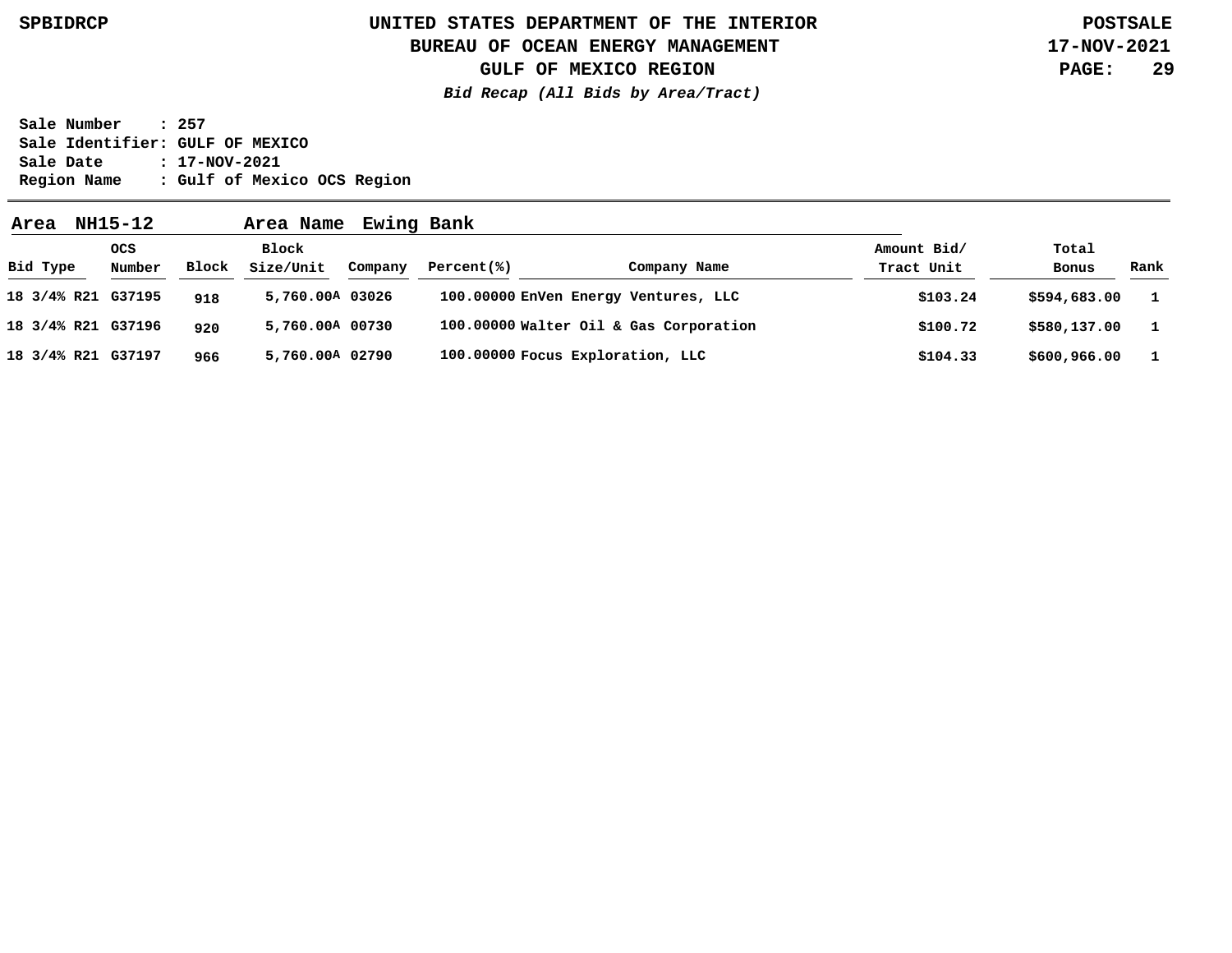SPBIDRCP

# UNITED STATES DEPARTMENT OF THE INTERIOR
## BUREAU OF OCEAN ENERGY MANAGEMENT
## GULF OF MEXICO REGION

POSTSALE
17-NOV-2021

***Bid Recap (All Bids by Area/Tract)***

**Sale Number : 257**
**Sale Identifier: GULF OF MEXICO**
**Sale Date : 17-NOV-2021**
**Region Name : Gulf of Mexico OCS Region**

**Area NH15-12 Area Name Ewing Bank**

| Bid Type | OCS Number | Block | Block Size/Unit | Company | Percent(%) | Company Name | Amount Bid/ Tract Unit | Total Bonus | Rank |
|---|---|---|---|---|---|---|---|---|---|
| 18 3/4% R21 | G37195 | 918 | 5,760.00A | 03026 | 100.00000 | EnVen Energy Ventures, LLC | $103.24 | $594,683.00 | 1 |
| 18 3/4% R21 | G37196 | 920 | 5,760.00A | 00730 | 100.00000 | Walter Oil & Gas Corporation | $100.72 | $580,137.00 | 1 |
| 18 3/4% R21 | G37197 | 966 | 5,760.00A | 02790 | 100.00000 | Focus Exploration, LLC | $104.33 | $600,966.00 | 1 |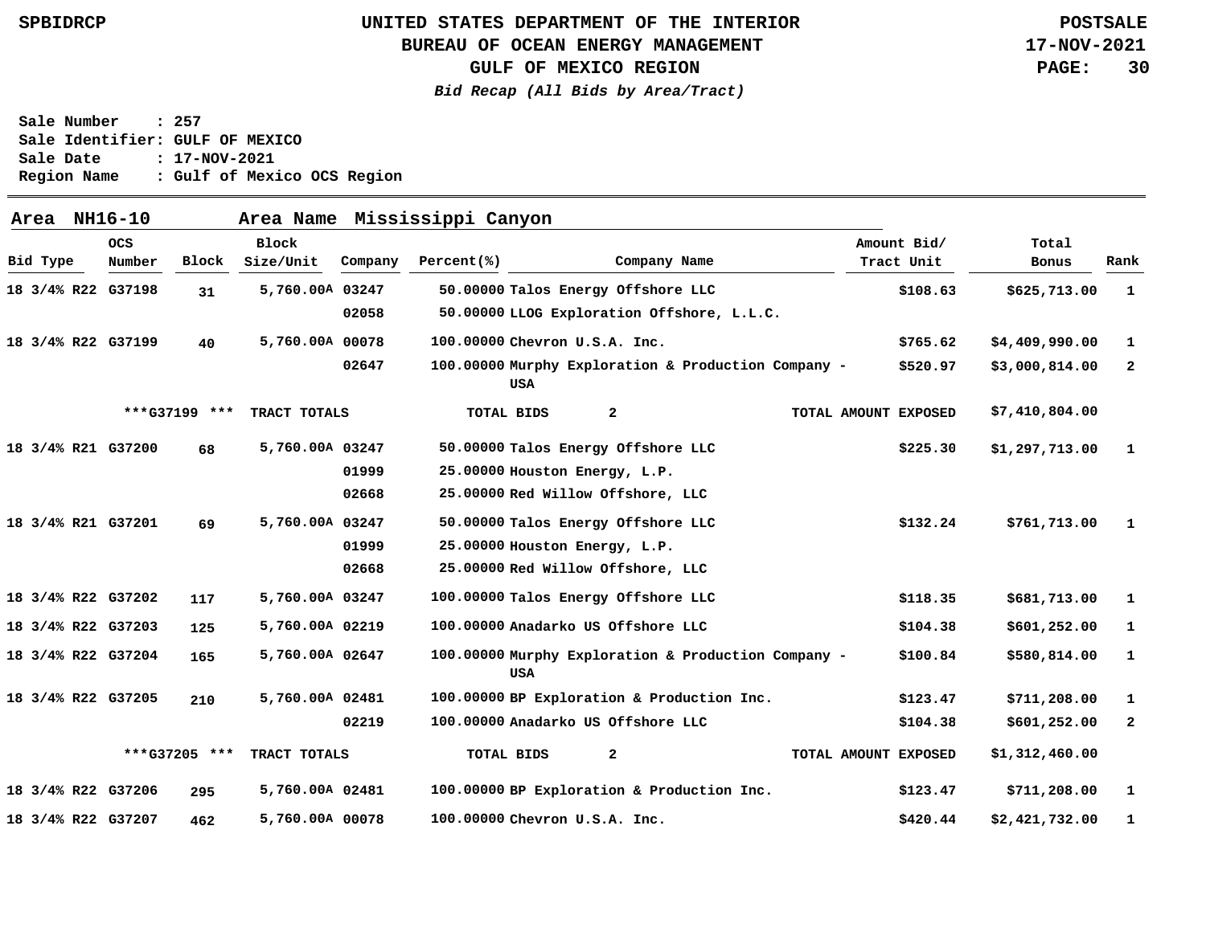**UNITED STATES DEPARTMENT OF THE INTERIOR**
**BUREAU OF OCEAN ENERGY MANAGEMENT**
**GULF OF MEXICO REGION**
*Bid Recap (All Bids by Area/Tract)*

SPBIDRCP — POSTSALE 17-NOV-2021

Sale Number : 257
Sale Identifier: GULF OF MEXICO
Sale Date : 17-NOV-2021
Region Name : Gulf of Mexico OCS Region

**Area NH16-10 Area Name Mississippi Canyon**

| Bid Type | OCS Number | Block | Block Size/Unit | Company | Percent(%) | Company Name | Amount Bid/ Tract Unit | Total Bonus | Rank |
|---|---|---|---|---|---|---|---|---|---|
| 18 3/4% R22 | G37198 | 31 | 5,760.00A | 03247 | 50.00000 | Talos Energy Offshore LLC | $108.63 | $625,713.00 | 1 |
| | | | | 02058 | 50.00000 | LLOG Exploration Offshore, L.L.C. | | | |
| 18 3/4% R22 | G37199 | 40 | 5,760.00A | 00078 | 100.00000 | Chevron U.S.A. Inc. | $765.62 | $4,409,990.00 | 1 |
| | | | | 02647 | 100.00000 | Murphy Exploration & Production Company - USA | $520.97 | $3,000,814.00 | 2 |
| | ***G37199 *** | | TRACT TOTALS | | TOTAL BIDS | 2 | TOTAL AMOUNT EXPOSED | $7,410,804.00 | |
| 18 3/4% R21 | G37200 | 68 | 5,760.00A | 03247 | 50.00000 | Talos Energy Offshore LLC | $225.30 | $1,297,713.00 | 1 |
| | | | | 01999 | 25.00000 | Houston Energy, L.P. | | | |
| | | | | 02668 | 25.00000 | Red Willow Offshore, LLC | | | |
| 18 3/4% R21 | G37201 | 69 | 5,760.00A | 03247 | 50.00000 | Talos Energy Offshore LLC | $132.24 | $761,713.00 | 1 |
| | | | | 01999 | 25.00000 | Houston Energy, L.P. | | | |
| | | | | 02668 | 25.00000 | Red Willow Offshore, LLC | | | |
| 18 3/4% R22 | G37202 | 117 | 5,760.00A | 03247 | 100.00000 | Talos Energy Offshore LLC | $118.35 | $681,713.00 | 1 |
| 18 3/4% R22 | G37203 | 125 | 5,760.00A | 02219 | 100.00000 | Anadarko US Offshore LLC | $104.38 | $601,252.00 | 1 |
| 18 3/4% R22 | G37204 | 165 | 5,760.00A | 02647 | 100.00000 | Murphy Exploration & Production Company - USA | $100.84 | $580,814.00 | 1 |
| 18 3/4% R22 | G37205 | 210 | 5,760.00A | 02481 | 100.00000 | BP Exploration & Production Inc. | $123.47 | $711,208.00 | 1 |
| | | | | 02219 | 100.00000 | Anadarko US Offshore LLC | $104.38 | $601,252.00 | 2 |
| | ***G37205 *** | | TRACT TOTALS | | TOTAL BIDS | 2 | TOTAL AMOUNT EXPOSED | $1,312,460.00 | |
| 18 3/4% R22 | G37206 | 295 | 5,760.00A | 02481 | 100.00000 | BP Exploration & Production Inc. | $123.47 | $711,208.00 | 1 |
| 18 3/4% R22 | G37207 | 462 | 5,760.00A | 00078 | 100.00000 | Chevron U.S.A. Inc. | $420.44 | $2,421,732.00 | 1 |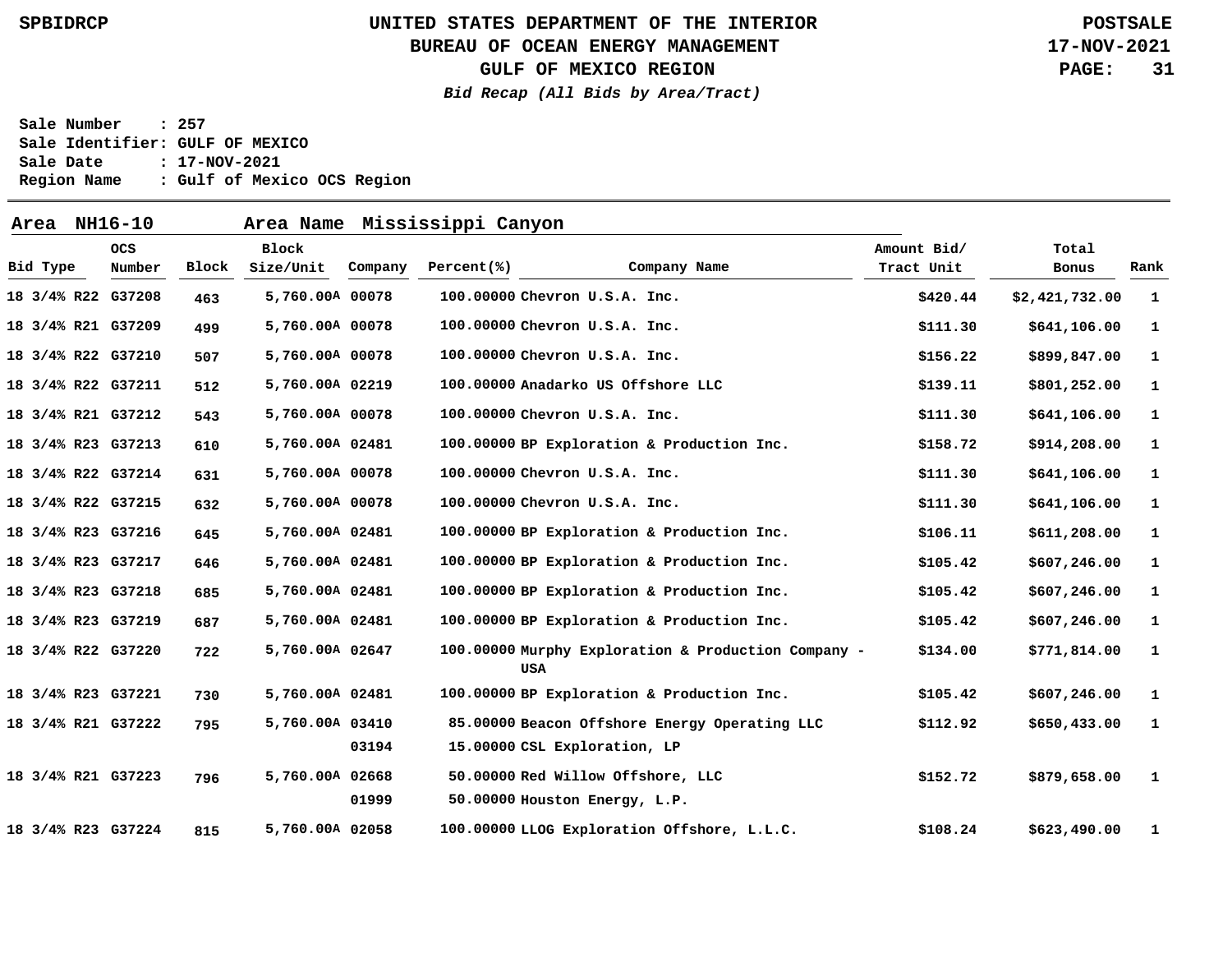# UNITED STATES DEPARTMENT OF THE INTERIOR
## BUREAU OF OCEAN ENERGY MANAGEMENT
## GULF OF MEXICO REGION

*Bid Recap (All Bids by Area/Tract)*

SPBIDRCP — POSTSALE — 17-NOV-2021

**Sale Number : 257**
**Sale Identifier: GULF OF MEXICO**
**Sale Date : 17-NOV-2021**
**Region Name : Gulf of Mexico OCS Region**

**Area NH16-10 Area Name Mississippi Canyon**

| Bid Type | OCS Number | Block | Block Size/Unit | Company | Percent(%) | Company Name | Amount Bid/ Tract Unit | Total Bonus | Rank |
|---|---|---|---|---|---|---|---|---|---|
| 18 3/4% R22 | G37208 | 463 | 5,760.00A | 00078 | 100.00000 | Chevron U.S.A. Inc. | $420.44 | $2,421,732.00 | 1 |
| 18 3/4% R21 | G37209 | 499 | 5,760.00A | 00078 | 100.00000 | Chevron U.S.A. Inc. | $111.30 | $641,106.00 | 1 |
| 18 3/4% R22 | G37210 | 507 | 5,760.00A | 00078 | 100.00000 | Chevron U.S.A. Inc. | $156.22 | $899,847.00 | 1 |
| 18 3/4% R22 | G37211 | 512 | 5,760.00A | 02219 | 100.00000 | Anadarko US Offshore LLC | $139.11 | $801,252.00 | 1 |
| 18 3/4% R21 | G37212 | 543 | 5,760.00A | 00078 | 100.00000 | Chevron U.S.A. Inc. | $111.30 | $641,106.00 | 1 |
| 18 3/4% R23 | G37213 | 610 | 5,760.00A | 02481 | 100.00000 | BP Exploration & Production Inc. | $158.72 | $914,208.00 | 1 |
| 18 3/4% R22 | G37214 | 631 | 5,760.00A | 00078 | 100.00000 | Chevron U.S.A. Inc. | $111.30 | $641,106.00 | 1 |
| 18 3/4% R22 | G37215 | 632 | 5,760.00A | 00078 | 100.00000 | Chevron U.S.A. Inc. | $111.30 | $641,106.00 | 1 |
| 18 3/4% R23 | G37216 | 645 | 5,760.00A | 02481 | 100.00000 | BP Exploration & Production Inc. | $106.11 | $611,208.00 | 1 |
| 18 3/4% R23 | G37217 | 646 | 5,760.00A | 02481 | 100.00000 | BP Exploration & Production Inc. | $105.42 | $607,246.00 | 1 |
| 18 3/4% R23 | G37218 | 685 | 5,760.00A | 02481 | 100.00000 | BP Exploration & Production Inc. | $105.42 | $607,246.00 | 1 |
| 18 3/4% R23 | G37219 | 687 | 5,760.00A | 02481 | 100.00000 | BP Exploration & Production Inc. | $105.42 | $607,246.00 | 1 |
| 18 3/4% R22 | G37220 | 722 | 5,760.00A | 02647 | 100.00000 | Murphy Exploration & Production Company - USA | $134.00 | $771,814.00 | 1 |
| 18 3/4% R23 | G37221 | 730 | 5,760.00A | 02481 | 100.00000 | BP Exploration & Production Inc. | $105.42 | $607,246.00 | 1 |
| 18 3/4% R21 | G37222 | 795 | 5,760.00A | 03410 | 85.00000 | Beacon Offshore Energy Operating LLC | $112.92 | $650,433.00 | 1 |
| | | | | 03194 | 15.00000 | CSL Exploration, LP | | | |
| 18 3/4% R21 | G37223 | 796 | 5,760.00A | 02668 | 50.00000 | Red Willow Offshore, LLC | $152.72 | $879,658.00 | 1 |
| | | | | 01999 | 50.00000 | Houston Energy, L.P. | | | |
| 18 3/4% R23 | G37224 | 815 | 5,760.00A | 02058 | 100.00000 | LLOG Exploration Offshore, L.L.C. | $108.24 | $623,490.00 | 1 |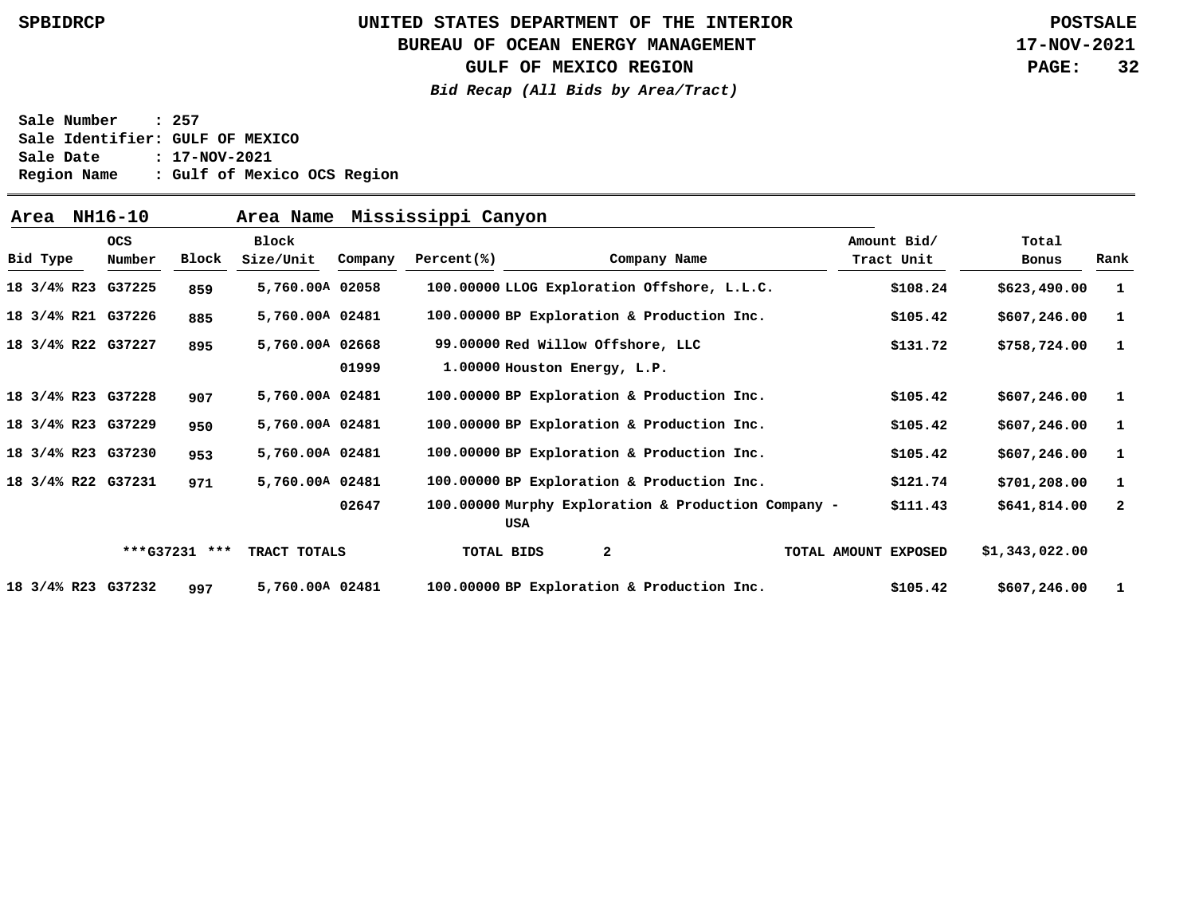UNITED STATES DEPARTMENT OF THE INTERIOR
BUREAU OF OCEAN ENERGY MANAGEMENT
GULF OF MEXICO REGION
*Bid Recap (All Bids by Area/Tract)*

SPBIDRCP | POSTSALE | 17-NOV-2021

Sale Number : 257
Sale Identifier: GULF OF MEXICO
Sale Date : 17-NOV-2021
Region Name : Gulf of Mexico OCS Region

**Area NH16-10 Area Name Mississippi Canyon**

| Bid Type | OCS Number | Block | Block Size/Unit | Company | Percent(%) | Company Name | Amount Bid/ Tract Unit | Total Bonus | Rank |
|---|---|---|---|---|---|---|---|---|---|
| 18 3/4% R23 | G37225 | 859 | 5,760.00A | 02058 | 100.00000 | LLOG Exploration Offshore, L.L.C. | $108.24 | $623,490.00 | 1 |
| 18 3/4% R21 | G37226 | 885 | 5,760.00A | 02481 | 100.00000 | BP Exploration & Production Inc. | $105.42 | $607,246.00 | 1 |
| 18 3/4% R22 | G37227 | 895 | 5,760.00A | 02668 | 99.00000 | Red Willow Offshore, LLC | $131.72 | $758,724.00 | 1 |
| | | | | 01999 | 1.00000 | Houston Energy, L.P. | | | |
| 18 3/4% R23 | G37228 | 907 | 5,760.00A | 02481 | 100.00000 | BP Exploration & Production Inc. | $105.42 | $607,246.00 | 1 |
| 18 3/4% R23 | G37229 | 950 | 5,760.00A | 02481 | 100.00000 | BP Exploration & Production Inc. | $105.42 | $607,246.00 | 1 |
| 18 3/4% R23 | G37230 | 953 | 5,760.00A | 02481 | 100.00000 | BP Exploration & Production Inc. | $105.42 | $607,246.00 | 1 |
| 18 3/4% R22 | G37231 | 971 | 5,760.00A | 02481 | 100.00000 | BP Exploration & Production Inc. | $121.74 | $701,208.00 | 1 |
| | | | | 02647 | 100.00000 | Murphy Exploration & Production Company - USA | $111.43 | $641,814.00 | 2 |
| | ***G37231 *** | | TRACT TOTALS | | TOTAL BIDS | 2 | TOTAL AMOUNT EXPOSED | $1,343,022.00 | |
| 18 3/4% R23 | G37232 | 997 | 5,760.00A | 02481 | 100.00000 | BP Exploration & Production Inc. | $105.42 | $607,246.00 | 1 |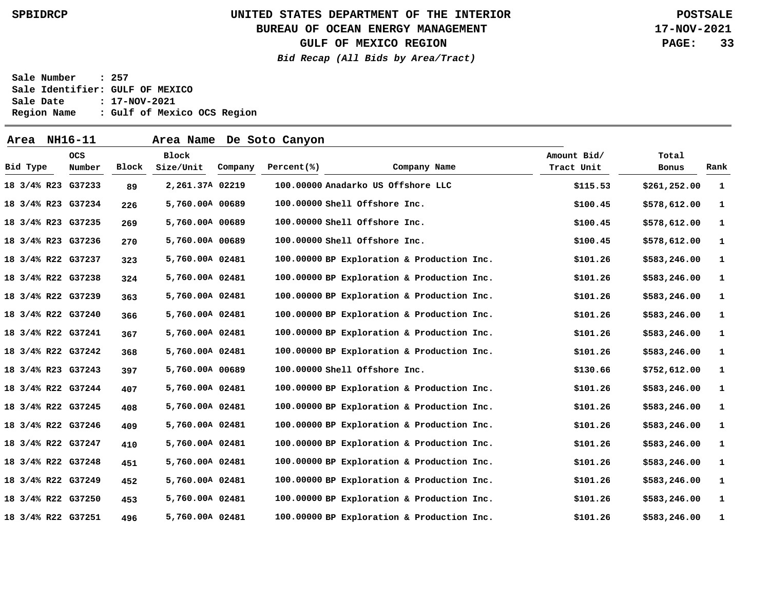UNITED STATES DEPARTMENT OF THE INTERIOR
BUREAU OF OCEAN ENERGY MANAGEMENT
GULF OF MEXICO REGION

*Bid Recap (All Bids by Area/Tract)*

SPBIDRCP — POSTSALE — 17-NOV-2021

**Sale Number : 257**
**Sale Identifier: GULF OF MEXICO**
**Sale Date : 17-NOV-2021**
**Region Name : Gulf of Mexico OCS Region**

**Area NH16-11 Area Name De Soto Canyon**

| Bid Type | OCS Number | Block | Block Size/Unit | Company | Percent(%) | Company Name | Amount Bid/ Tract Unit | Total Bonus | Rank |
|---|---|---|---|---|---|---|---|---|---|
| 18 3/4% R23 | G37233 | 89 | 2,261.37A | 02219 | 100.00000 | Anadarko US Offshore LLC | $115.53 | $261,252.00 | 1 |
| 18 3/4% R23 | G37234 | 226 | 5,760.00A | 00689 | 100.00000 | Shell Offshore Inc. | $100.45 | $578,612.00 | 1 |
| 18 3/4% R23 | G37235 | 269 | 5,760.00A | 00689 | 100.00000 | Shell Offshore Inc. | $100.45 | $578,612.00 | 1 |
| 18 3/4% R23 | G37236 | 270 | 5,760.00A | 00689 | 100.00000 | Shell Offshore Inc. | $100.45 | $578,612.00 | 1 |
| 18 3/4% R22 | G37237 | 323 | 5,760.00A | 02481 | 100.00000 | BP Exploration & Production Inc. | $101.26 | $583,246.00 | 1 |
| 18 3/4% R22 | G37238 | 324 | 5,760.00A | 02481 | 100.00000 | BP Exploration & Production Inc. | $101.26 | $583,246.00 | 1 |
| 18 3/4% R22 | G37239 | 363 | 5,760.00A | 02481 | 100.00000 | BP Exploration & Production Inc. | $101.26 | $583,246.00 | 1 |
| 18 3/4% R22 | G37240 | 366 | 5,760.00A | 02481 | 100.00000 | BP Exploration & Production Inc. | $101.26 | $583,246.00 | 1 |
| 18 3/4% R22 | G37241 | 367 | 5,760.00A | 02481 | 100.00000 | BP Exploration & Production Inc. | $101.26 | $583,246.00 | 1 |
| 18 3/4% R22 | G37242 | 368 | 5,760.00A | 02481 | 100.00000 | BP Exploration & Production Inc. | $101.26 | $583,246.00 | 1 |
| 18 3/4% R23 | G37243 | 397 | 5,760.00A | 00689 | 100.00000 | Shell Offshore Inc. | $130.66 | $752,612.00 | 1 |
| 18 3/4% R22 | G37244 | 407 | 5,760.00A | 02481 | 100.00000 | BP Exploration & Production Inc. | $101.26 | $583,246.00 | 1 |
| 18 3/4% R22 | G37245 | 408 | 5,760.00A | 02481 | 100.00000 | BP Exploration & Production Inc. | $101.26 | $583,246.00 | 1 |
| 18 3/4% R22 | G37246 | 409 | 5,760.00A | 02481 | 100.00000 | BP Exploration & Production Inc. | $101.26 | $583,246.00 | 1 |
| 18 3/4% R22 | G37247 | 410 | 5,760.00A | 02481 | 100.00000 | BP Exploration & Production Inc. | $101.26 | $583,246.00 | 1 |
| 18 3/4% R22 | G37248 | 451 | 5,760.00A | 02481 | 100.00000 | BP Exploration & Production Inc. | $101.26 | $583,246.00 | 1 |
| 18 3/4% R22 | G37249 | 452 | 5,760.00A | 02481 | 100.00000 | BP Exploration & Production Inc. | $101.26 | $583,246.00 | 1 |
| 18 3/4% R22 | G37250 | 453 | 5,760.00A | 02481 | 100.00000 | BP Exploration & Production Inc. | $101.26 | $583,246.00 | 1 |
| 18 3/4% R22 | G37251 | 496 | 5,760.00A | 02481 | 100.00000 | BP Exploration & Production Inc. | $101.26 | $583,246.00 | 1 |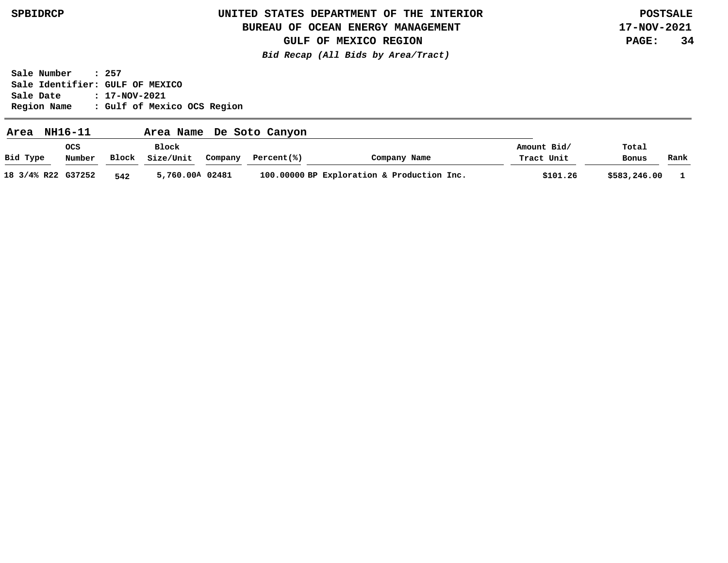# UNITED STATES DEPARTMENT OF THE INTERIOR
## BUREAU OF OCEAN ENERGY MANAGEMENT
## GULF OF MEXICO REGION

***Bid Recap (All Bids by Area/Tract)***

Sale Number : 257
Sale Identifier: GULF OF MEXICO
Sale Date : 17-NOV-2021
Region Name : Gulf of Mexico OCS Region

**Area NH16-11 Area Name De Soto Canyon**

| Bid Type | OCS Number | Block | Block Size/Unit | Company | Percent(%) | Company Name | Amount Bid/ Tract Unit | Total Bonus | Rank |
|---|---|---|---|---|---|---|---|---|---|
| 18 3/4% R22 | G37252 | 542 | 5,760.00A | 02481 | 100.00000 | BP Exploration & Production Inc. | $101.26 | $583,246.00 | 1 |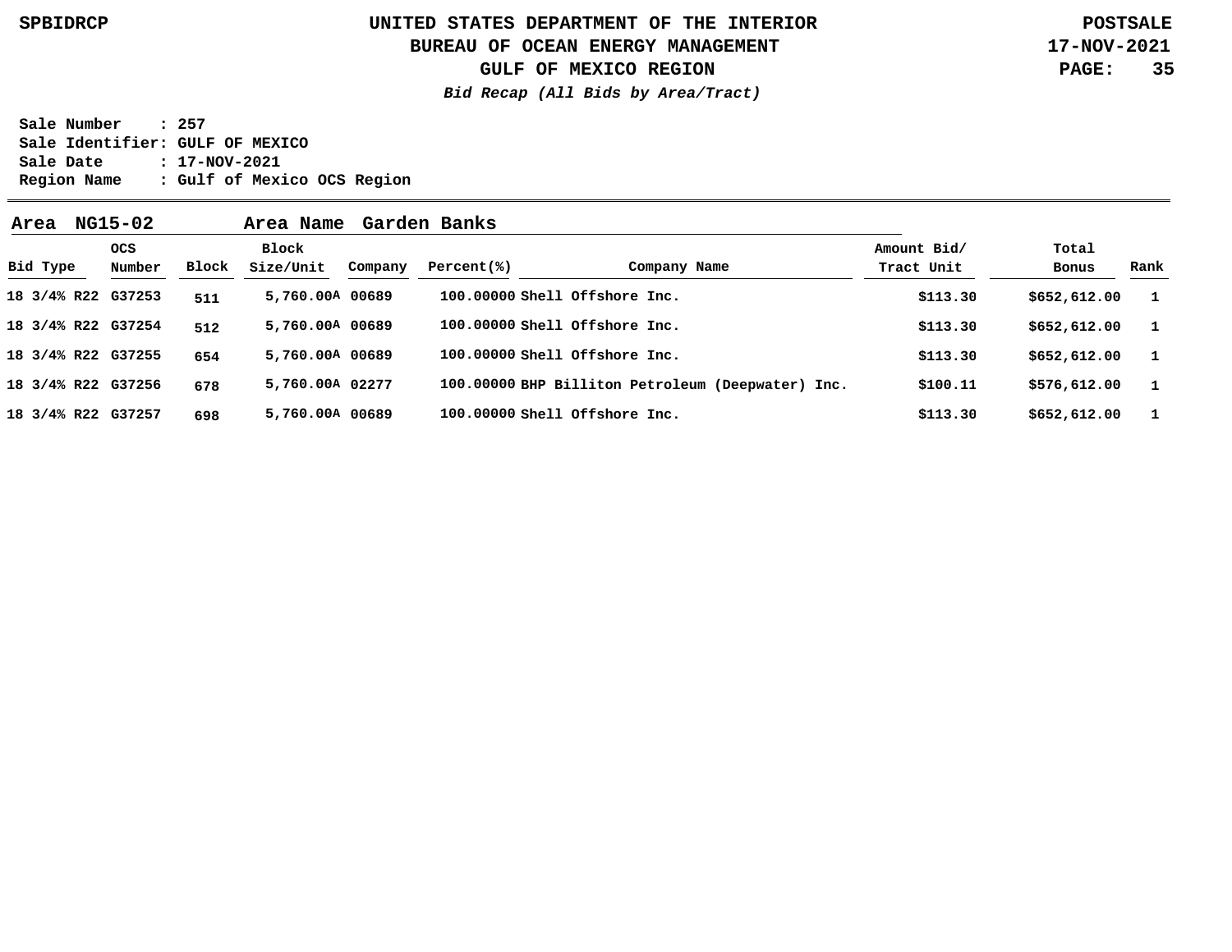**UNITED STATES DEPARTMENT OF THE INTERIOR**
**BUREAU OF OCEAN ENERGY MANAGEMENT**
**GULF OF MEXICO REGION**
***Bid Recap (All Bids by Area/Tract)***

SPBIDRCP — POSTSALE — 17-NOV-2021

Sale Number : 257
Sale Identifier: GULF OF MEXICO
Sale Date : 17-NOV-2021
Region Name : Gulf of Mexico OCS Region

**Area NG15-02 Area Name Garden Banks**

| Bid Type | OCS Number | Block | Block Size/Unit | Company | Percent(%) | Company Name | Amount Bid/ Tract Unit | Total Bonus | Rank |
|---|---|---|---|---|---|---|---|---|---|
| 18 3/4% R22 | G37253 | 511 | 5,760.00A | 00689 | 100.00000 | Shell Offshore Inc. | $113.30 | $652,612.00 | 1 |
| 18 3/4% R22 | G37254 | 512 | 5,760.00A | 00689 | 100.00000 | Shell Offshore Inc. | $113.30 | $652,612.00 | 1 |
| 18 3/4% R22 | G37255 | 654 | 5,760.00A | 00689 | 100.00000 | Shell Offshore Inc. | $113.30 | $652,612.00 | 1 |
| 18 3/4% R22 | G37256 | 678 | 5,760.00A | 02277 | 100.00000 | BHP Billiton Petroleum (Deepwater) Inc. | $100.11 | $576,612.00 | 1 |
| 18 3/4% R22 | G37257 | 698 | 5,760.00A | 00689 | 100.00000 | Shell Offshore Inc. | $113.30 | $652,612.00 | 1 |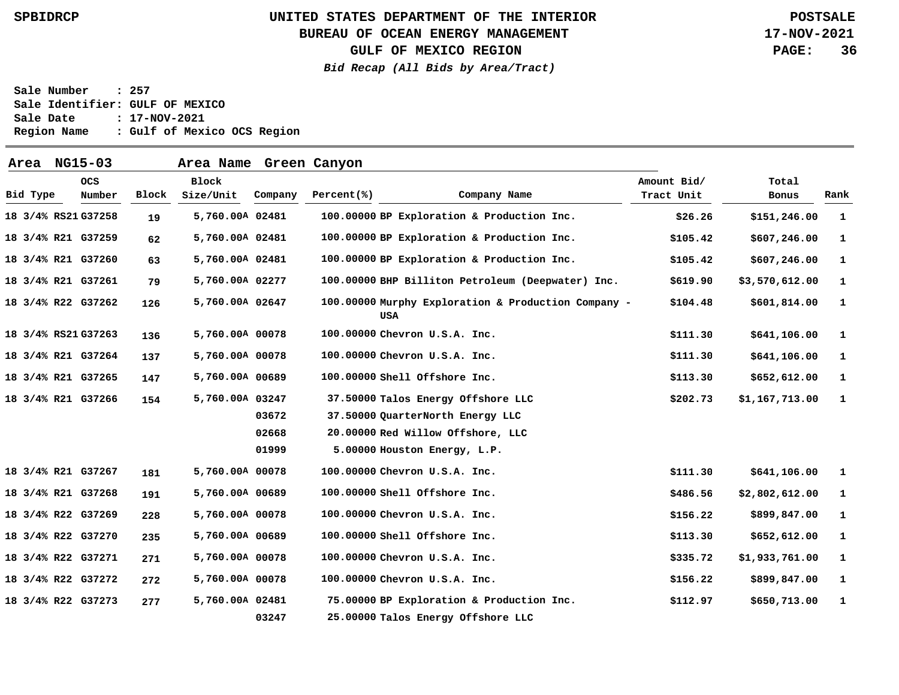**UNITED STATES DEPARTMENT OF THE INTERIOR**
**BUREAU OF OCEAN ENERGY MANAGEMENT**
**GULF OF MEXICO REGION**
***Bid Recap (All Bids by Area/Tract)***

SPBIDRCP — POSTSALE 17-NOV-2021

Sale Number : 257
Sale Identifier: GULF OF MEXICO
Sale Date : 17-NOV-2021
Region Name : Gulf of Mexico OCS Region

**Area NG15-03 Area Name Green Canyon**

| Bid Type | OCS Number | Block | Block Size/Unit | Company | Percent(%) | Company Name | Amount Bid/ Tract Unit | Total Bonus | Rank |
|---|---|---|---|---|---|---|---|---|---|
| 18 3/4% RS21 | G37258 | 19 | 5,760.00A | 02481 | 100.00000 | BP Exploration & Production Inc. | $26.26 | $151,246.00 | 1 |
| 18 3/4% R21 | G37259 | 62 | 5,760.00A | 02481 | 100.00000 | BP Exploration & Production Inc. | $105.42 | $607,246.00 | 1 |
| 18 3/4% R21 | G37260 | 63 | 5,760.00A | 02481 | 100.00000 | BP Exploration & Production Inc. | $105.42 | $607,246.00 | 1 |
| 18 3/4% R21 | G37261 | 79 | 5,760.00A | 02277 | 100.00000 | BHP Billiton Petroleum (Deepwater) Inc. | $619.90 | $3,570,612.00 | 1 |
| 18 3/4% R22 | G37262 | 126 | 5,760.00A | 02647 | 100.00000 | Murphy Exploration & Production Company - USA | $104.48 | $601,814.00 | 1 |
| 18 3/4% RS21 | G37263 | 136 | 5,760.00A | 00078 | 100.00000 | Chevron U.S.A. Inc. | $111.30 | $641,106.00 | 1 |
| 18 3/4% R21 | G37264 | 137 | 5,760.00A | 00078 | 100.00000 | Chevron U.S.A. Inc. | $111.30 | $641,106.00 | 1 |
| 18 3/4% R21 | G37265 | 147 | 5,760.00A | 00689 | 100.00000 | Shell Offshore Inc. | $113.30 | $652,612.00 | 1 |
| 18 3/4% R21 | G37266 | 154 | 5,760.00A | 03247 | 37.50000 | Talos Energy Offshore LLC | $202.73 | $1,167,713.00 | 1 |
| | | | | 03672 | 37.50000 | QuarterNorth Energy LLC | | | |
| | | | | 02668 | 20.00000 | Red Willow Offshore, LLC | | | |
| | | | | 01999 | 5.00000 | Houston Energy, L.P. | | | |
| 18 3/4% R21 | G37267 | 181 | 5,760.00A | 00078 | 100.00000 | Chevron U.S.A. Inc. | $111.30 | $641,106.00 | 1 |
| 18 3/4% R21 | G37268 | 191 | 5,760.00A | 00689 | 100.00000 | Shell Offshore Inc. | $486.56 | $2,802,612.00 | 1 |
| 18 3/4% R22 | G37269 | 228 | 5,760.00A | 00078 | 100.00000 | Chevron U.S.A. Inc. | $156.22 | $899,847.00 | 1 |
| 18 3/4% R22 | G37270 | 235 | 5,760.00A | 00689 | 100.00000 | Shell Offshore Inc. | $113.30 | $652,612.00 | 1 |
| 18 3/4% R22 | G37271 | 271 | 5,760.00A | 00078 | 100.00000 | Chevron U.S.A. Inc. | $335.72 | $1,933,761.00 | 1 |
| 18 3/4% R22 | G37272 | 272 | 5,760.00A | 00078 | 100.00000 | Chevron U.S.A. Inc. | $156.22 | $899,847.00 | 1 |
| 18 3/4% R22 | G37273 | 277 | 5,760.00A | 02481 | 75.00000 | BP Exploration & Production Inc. | $112.97 | $650,713.00 | 1 |
| | | | | 03247 | 25.00000 | Talos Energy Offshore LLC | | | |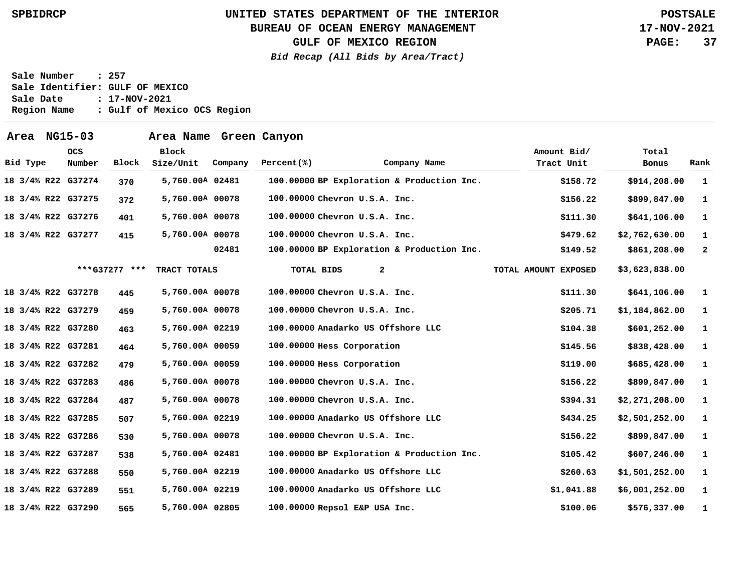UNITED STATES DEPARTMENT OF THE INTERIOR
BUREAU OF OCEAN ENERGY MANAGEMENT
GULF OF MEXICO REGION
*Bid Recap (All Bids by Area/Tract)*

SPBIDRCP — POSTSALE — 17-NOV-2021

**Sale Number : 257**
**Sale Identifier: GULF OF MEXICO**
**Sale Date : 17-NOV-2021**
**Region Name : Gulf of Mexico OCS Region**

**Area NG15-03 Area Name Green Canyon**

| Bid Type | OCS Number | Block | Block Size/Unit | Company | Percent(%) | Company Name | Amount Bid/ Tract Unit | Total Bonus | Rank |
|---|---|---|---|---|---|---|---|---|---|
| 18 3/4% R22 | G37274 | 370 | 5,760.00A | 02481 | 100.00000 | BP Exploration & Production Inc. | $158.72 | $914,208.00 | 1 |
| 18 3/4% R22 | G37275 | 372 | 5,760.00A | 00078 | 100.00000 | Chevron U.S.A. Inc. | $156.22 | $899,847.00 | 1 |
| 18 3/4% R22 | G37276 | 401 | 5,760.00A | 00078 | 100.00000 | Chevron U.S.A. Inc. | $111.30 | $641,106.00 | 1 |
| 18 3/4% R22 | G37277 | 415 | 5,760.00A | 00078 | 100.00000 | Chevron U.S.A. Inc. | $479.62 | $2,762,630.00 | 1 |
| | | | | 02481 | 100.00000 | BP Exploration & Production Inc. | $149.52 | $861,208.00 | 2 |
| | ***G37277 *** | TRACT TOTALS | | | TOTAL BIDS | 2 | TOTAL AMOUNT EXPOSED | $3,623,838.00 | |
| 18 3/4% R22 | G37278 | 445 | 5,760.00A | 00078 | 100.00000 | Chevron U.S.A. Inc. | $111.30 | $641,106.00 | 1 |
| 18 3/4% R22 | G37279 | 459 | 5,760.00A | 00078 | 100.00000 | Chevron U.S.A. Inc. | $205.71 | $1,184,862.00 | 1 |
| 18 3/4% R22 | G37280 | 463 | 5,760.00A | 02219 | 100.00000 | Anadarko US Offshore LLC | $104.38 | $601,252.00 | 1 |
| 18 3/4% R22 | G37281 | 464 | 5,760.00A | 00059 | 100.00000 | Hess Corporation | $145.56 | $838,428.00 | 1 |
| 18 3/4% R22 | G37282 | 479 | 5,760.00A | 00059 | 100.00000 | Hess Corporation | $119.00 | $685,428.00 | 1 |
| 18 3/4% R22 | G37283 | 486 | 5,760.00A | 00078 | 100.00000 | Chevron U.S.A. Inc. | $156.22 | $899,847.00 | 1 |
| 18 3/4% R22 | G37284 | 487 | 5,760.00A | 00078 | 100.00000 | Chevron U.S.A. Inc. | $394.31 | $2,271,208.00 | 1 |
| 18 3/4% R22 | G37285 | 507 | 5,760.00A | 02219 | 100.00000 | Anadarko US Offshore LLC | $434.25 | $2,501,252.00 | 1 |
| 18 3/4% R22 | G37286 | 530 | 5,760.00A | 00078 | 100.00000 | Chevron U.S.A. Inc. | $156.22 | $899,847.00 | 1 |
| 18 3/4% R22 | G37287 | 538 | 5,760.00A | 02481 | 100.00000 | BP Exploration & Production Inc. | $105.42 | $607,246.00 | 1 |
| 18 3/4% R22 | G37288 | 550 | 5,760.00A | 02219 | 100.00000 | Anadarko US Offshore LLC | $260.63 | $1,501,252.00 | 1 |
| 18 3/4% R22 | G37289 | 551 | 5,760.00A | 02219 | 100.00000 | Anadarko US Offshore LLC | $1,041.88 | $6,001,252.00 | 1 |
| 18 3/4% R22 | G37290 | 565 | 5,760.00A | 02805 | 100.00000 | Repsol E&P USA Inc. | $100.06 | $576,337.00 | 1 |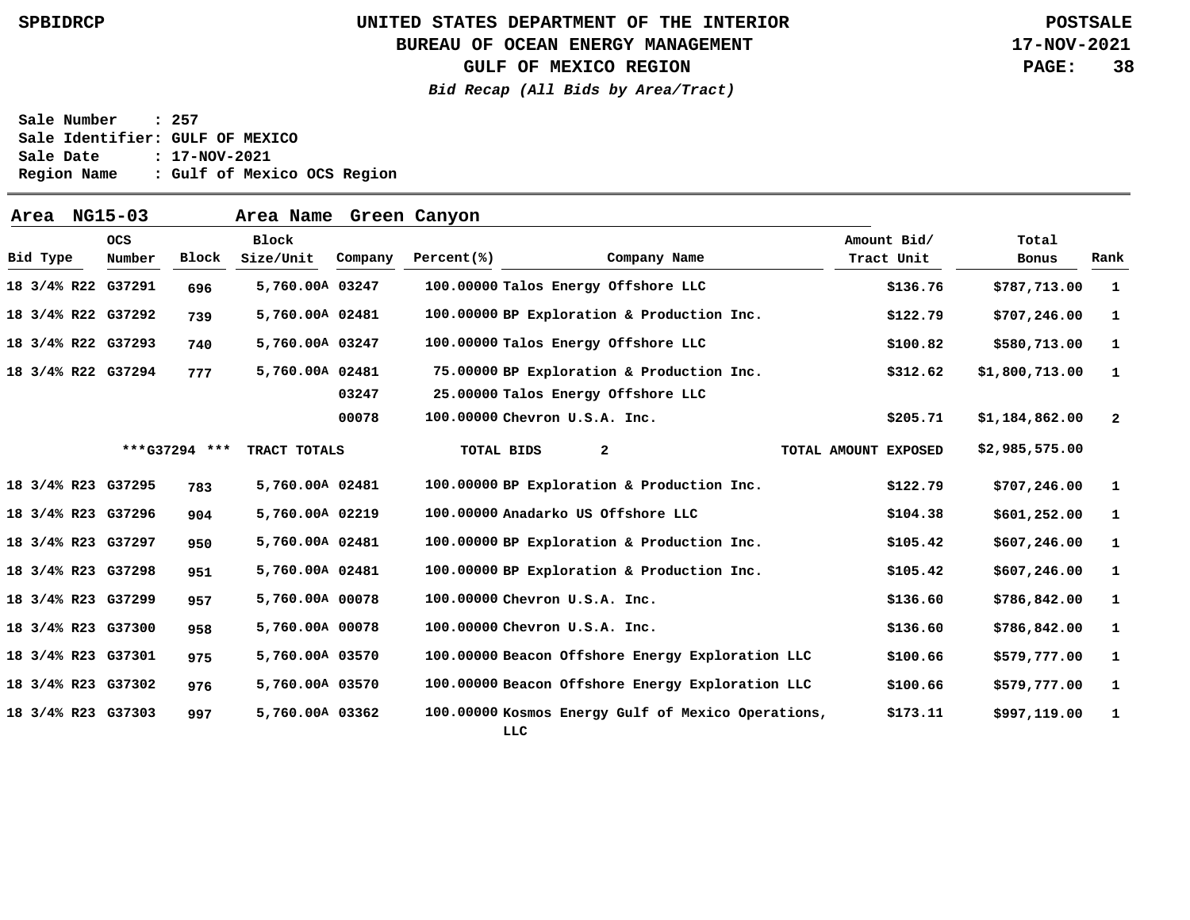# UNITED STATES DEPARTMENT OF THE INTERIOR
## BUREAU OF OCEAN ENERGY MANAGEMENT
## GULF OF MEXICO REGION

*Bid Recap (All Bids by Area/Tract)*

SPBIDRCP — POSTSALE — 17-NOV-2021

**Sale Number : 257**
**Sale Identifier: GULF OF MEXICO**
**Sale Date : 17-NOV-2021**
**Region Name : Gulf of Mexico OCS Region**

**Area NG15-03 Area Name Green Canyon**

| Bid Type | OCS Number | Block | Block Size/Unit | Company | Percent(%) | Company Name | Amount Bid/ Tract Unit | Total Bonus | Rank |
|---|---|---|---|---|---|---|---|---|---|
| 18 3/4% R22 | G37291 | 696 | 5,760.00A | 03247 | 100.00000 | Talos Energy Offshore LLC | $136.76 | $787,713.00 | 1 |
| 18 3/4% R22 | G37292 | 739 | 5,760.00A | 02481 | 100.00000 | BP Exploration & Production Inc. | $122.79 | $707,246.00 | 1 |
| 18 3/4% R22 | G37293 | 740 | 5,760.00A | 03247 | 100.00000 | Talos Energy Offshore LLC | $100.82 | $580,713.00 | 1 |
| 18 3/4% R22 | G37294 | 777 | 5,760.00A | 02481 | 75.00000 | BP Exploration & Production Inc. | $312.62 | $1,800,713.00 | 1 |
| | | | | 03247 | 25.00000 | Talos Energy Offshore LLC | | | |
| | | | | 00078 | 100.00000 | Chevron U.S.A. Inc. | $205.71 | $1,184,862.00 | 2 |
| | ***G37294 *** | | TRACT TOTALS | | TOTAL BIDS 2 | | TOTAL AMOUNT EXPOSED | $2,985,575.00 | |
| 18 3/4% R23 | G37295 | 783 | 5,760.00A | 02481 | 100.00000 | BP Exploration & Production Inc. | $122.79 | $707,246.00 | 1 |
| 18 3/4% R23 | G37296 | 904 | 5,760.00A | 02219 | 100.00000 | Anadarko US Offshore LLC | $104.38 | $601,252.00 | 1 |
| 18 3/4% R23 | G37297 | 950 | 5,760.00A | 02481 | 100.00000 | BP Exploration & Production Inc. | $105.42 | $607,246.00 | 1 |
| 18 3/4% R23 | G37298 | 951 | 5,760.00A | 02481 | 100.00000 | BP Exploration & Production Inc. | $105.42 | $607,246.00 | 1 |
| 18 3/4% R23 | G37299 | 957 | 5,760.00A | 00078 | 100.00000 | Chevron U.S.A. Inc. | $136.60 | $786,842.00 | 1 |
| 18 3/4% R23 | G37300 | 958 | 5,760.00A | 00078 | 100.00000 | Chevron U.S.A. Inc. | $136.60 | $786,842.00 | 1 |
| 18 3/4% R23 | G37301 | 975 | 5,760.00A | 03570 | 100.00000 | Beacon Offshore Energy Exploration LLC | $100.66 | $579,777.00 | 1 |
| 18 3/4% R23 | G37302 | 976 | 5,760.00A | 03570 | 100.00000 | Beacon Offshore Energy Exploration LLC | $100.66 | $579,777.00 | 1 |
| 18 3/4% R23 | G37303 | 997 | 5,760.00A | 03362 | 100.00000 | Kosmos Energy Gulf of Mexico Operations, LLC | $173.11 | $997,119.00 | 1 |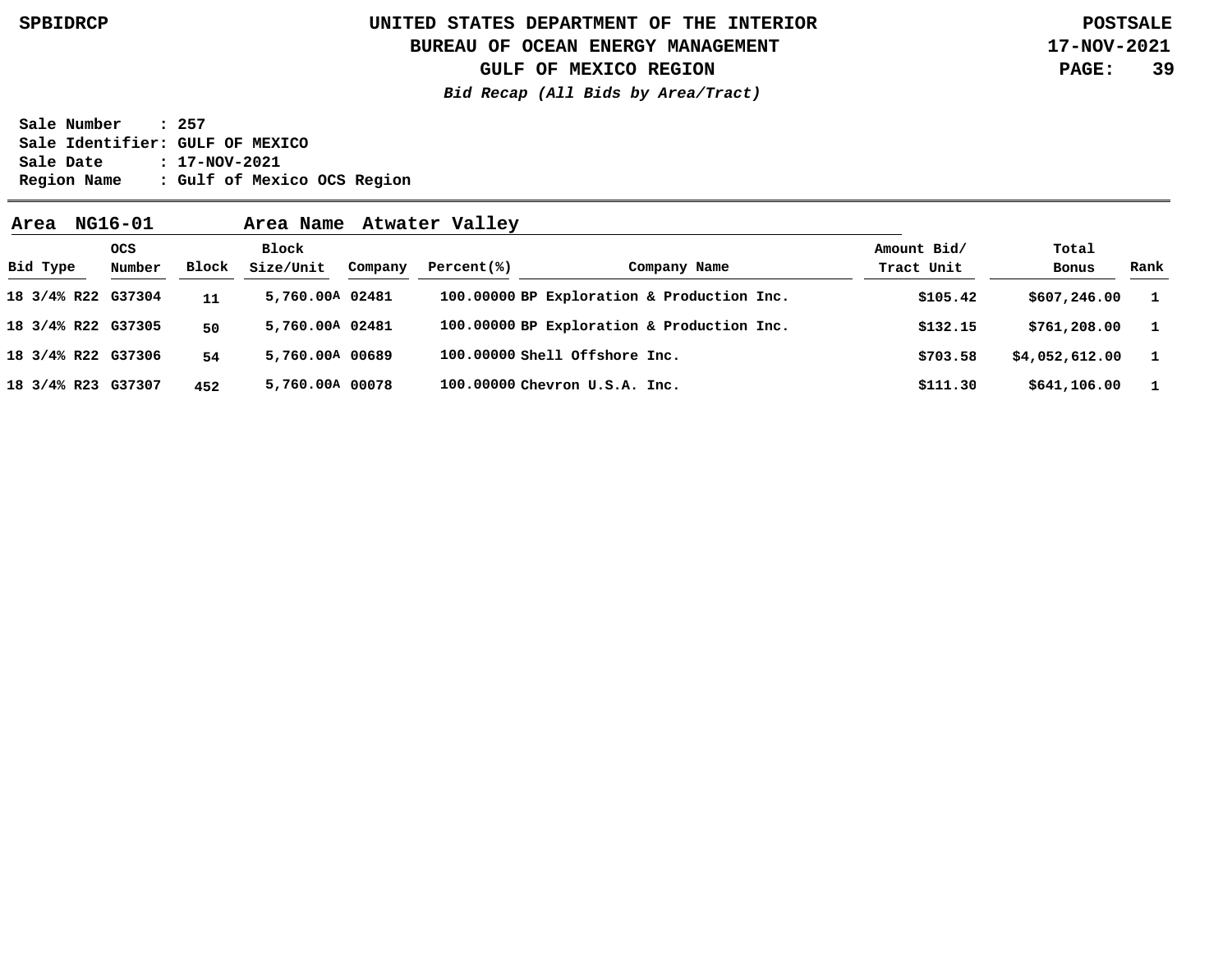**UNITED STATES DEPARTMENT OF THE INTERIOR**
**BUREAU OF OCEAN ENERGY MANAGEMENT**
**GULF OF MEXICO REGION**
***Bid Recap (All Bids by Area/Tract)***

SPBIDRCP — POSTSALE — 17-NOV-2021

**Sale Number : 257**
**Sale Identifier: GULF OF MEXICO**
**Sale Date : 17-NOV-2021**
**Region Name : Gulf of Mexico OCS Region**

**Area NG16-01 Area Name Atwater Valley**

| Bid Type | OCS Number | Block | Block Size/Unit | Company | Percent(%) | Company Name | Amount Bid/ Tract Unit | Total Bonus | Rank |
|---|---|---|---|---|---|---|---|---|---|
| 18 3/4% R22 | G37304 | 11 | 5,760.00A | 02481 | 100.00000 | BP Exploration & Production Inc. | $105.42 | $607,246.00 | 1 |
| 18 3/4% R22 | G37305 | 50 | 5,760.00A | 02481 | 100.00000 | BP Exploration & Production Inc. | $132.15 | $761,208.00 | 1 |
| 18 3/4% R22 | G37306 | 54 | 5,760.00A | 00689 | 100.00000 | Shell Offshore Inc. | $703.58 | $4,052,612.00 | 1 |
| 18 3/4% R23 | G37307 | 452 | 5,760.00A | 00078 | 100.00000 | Chevron U.S.A. Inc. | $111.30 | $641,106.00 | 1 |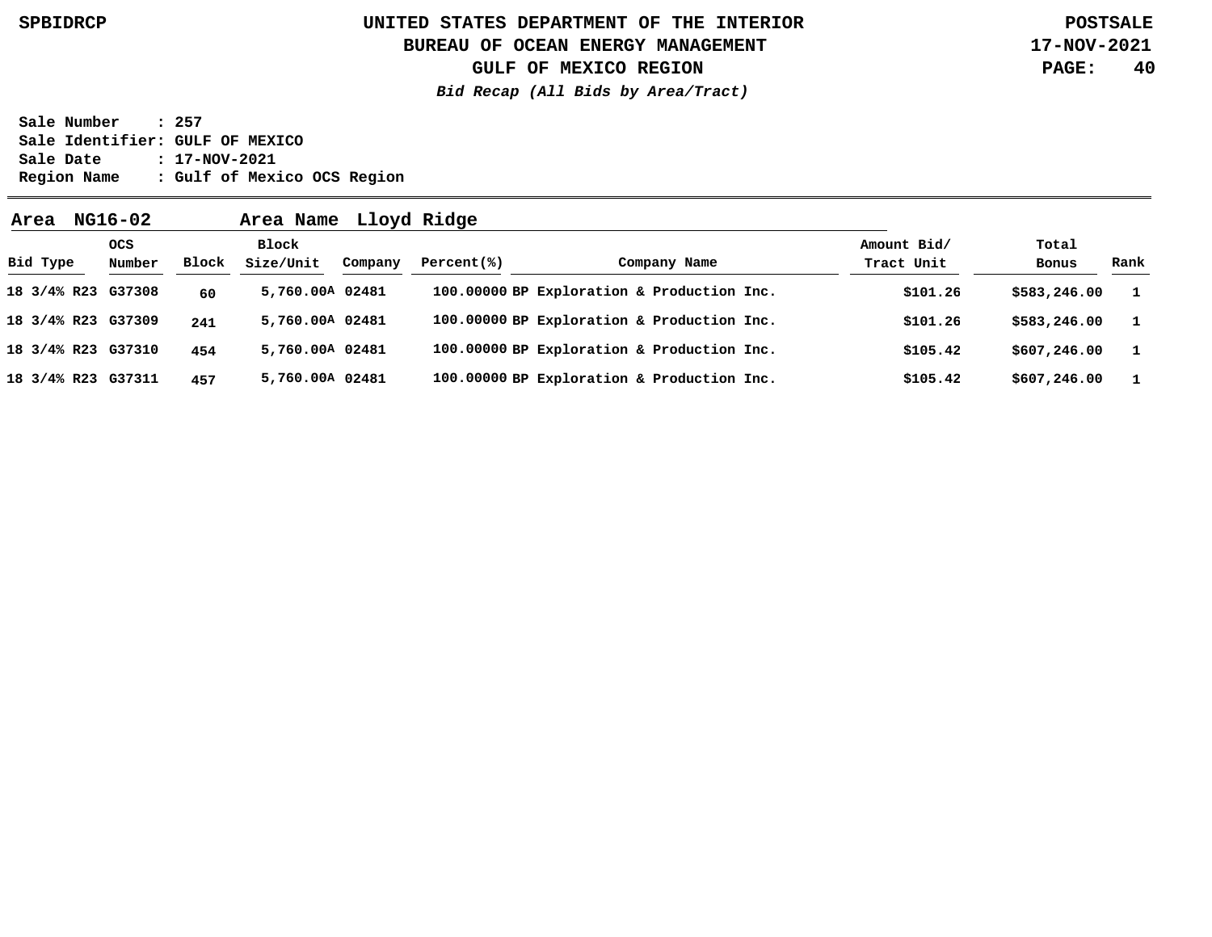UNITED STATES DEPARTMENT OF THE INTERIOR
BUREAU OF OCEAN ENERGY MANAGEMENT
GULF OF MEXICO REGION

*Bid Recap (All Bids by Area/Tract)*

**Sale Number : 257**
**Sale Identifier: GULF OF MEXICO**
**Sale Date : 17-NOV-2021**
**Region Name : Gulf of Mexico OCS Region**

**Area NG16-02 Area Name Lloyd Ridge**

| Bid Type | OCS Number | Block | Block Size/Unit | Company | Percent(%) | Company Name | Amount Bid/ Tract Unit | Total Bonus | Rank |
|---|---|---|---|---|---|---|---|---|---|
| 18 3/4% R23 | G37308 | 60 | 5,760.00A | 02481 | 100.00000 | BP Exploration & Production Inc. | $101.26 | $583,246.00 | 1 |
| 18 3/4% R23 | G37309 | 241 | 5,760.00A | 02481 | 100.00000 | BP Exploration & Production Inc. | $101.26 | $583,246.00 | 1 |
| 18 3/4% R23 | G37310 | 454 | 5,760.00A | 02481 | 100.00000 | BP Exploration & Production Inc. | $105.42 | $607,246.00 | 1 |
| 18 3/4% R23 | G37311 | 457 | 5,760.00A | 02481 | 100.00000 | BP Exploration & Production Inc. | $105.42 | $607,246.00 | 1 |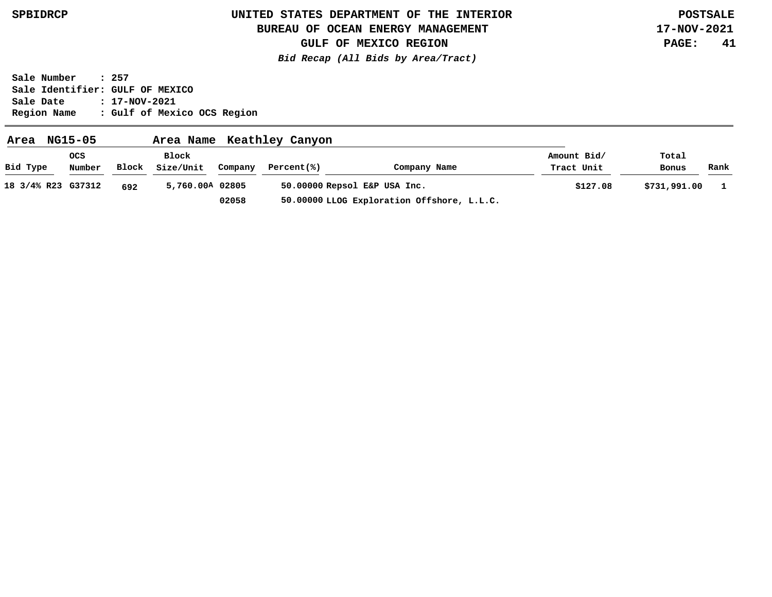**Bid Recap (All Bids by Area/Tract)**

Sale Number : 257
Sale Identifier: GULF OF MEXICO
Sale Date : 17-NOV-2021
Region Name : Gulf of Mexico OCS Region

**Area NG15-05 Area Name Keathley Canyon**

| Bid Type | OCS Number | Block | Block Size/Unit | Company | Percent(%) | Company Name | Amount Bid/ Tract Unit | Total Bonus | Rank |
|---|---|---|---|---|---|---|---|---|---|
| 18 3/4% R23 | G37312 | 692 | 5,760.00A | 02805 | 50.00000 | Repsol E&P USA Inc. | $127.08 | $731,991.00 | 1 |
| | | | | 02058 | 50.00000 | LLOG Exploration Offshore, L.L.C. | | | |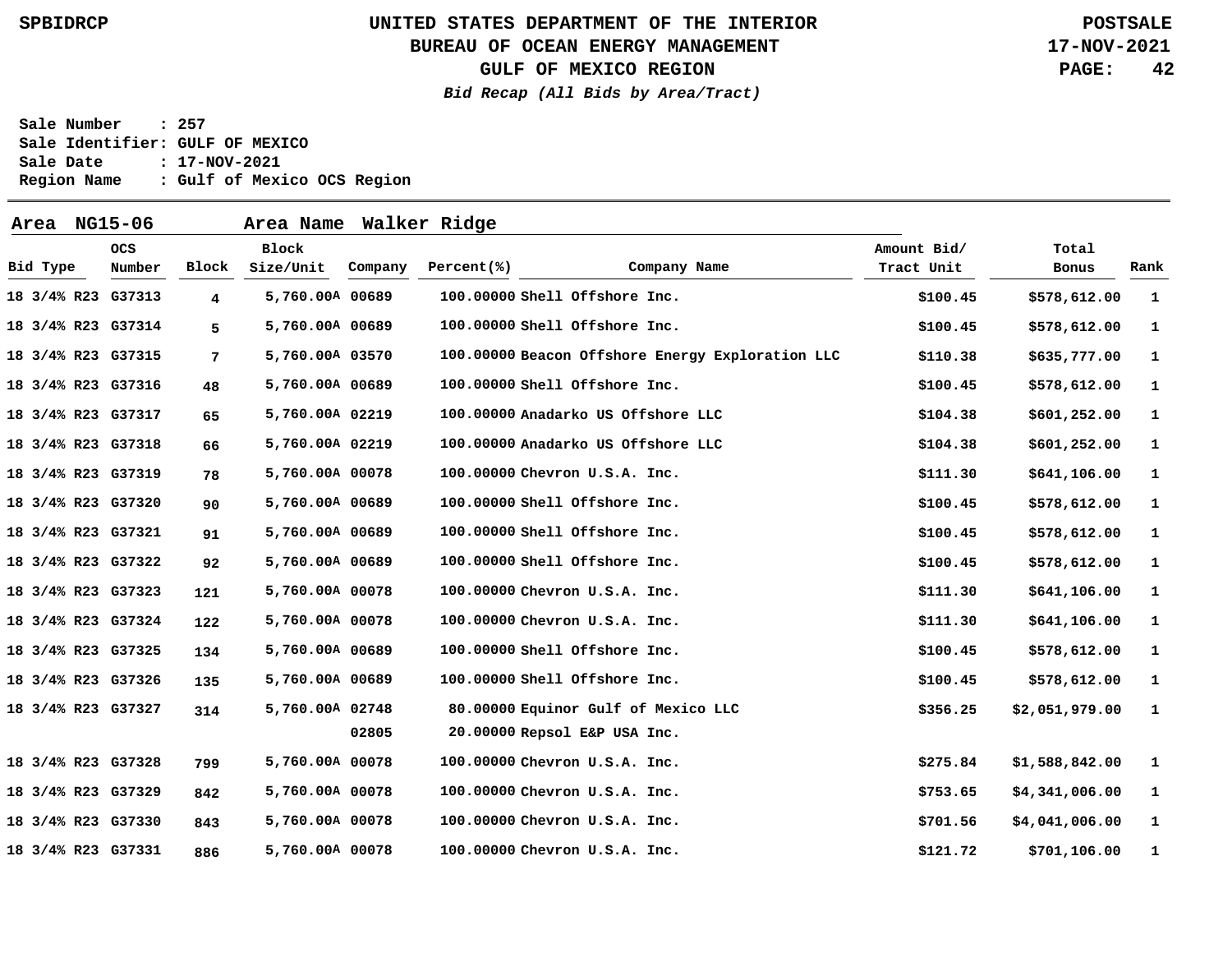# UNITED STATES DEPARTMENT OF THE INTERIOR
## BUREAU OF OCEAN ENERGY MANAGEMENT
## GULF OF MEXICO REGION

*Bid Recap (All Bids by Area/Tract)*

**Sale Number : 257**
**Sale Identifier: GULF OF MEXICO**
**Sale Date : 17-NOV-2021**
**Region Name : Gulf of Mexico OCS Region**

**Area NG15-06 Area Name Walker Ridge**

| Bid Type | OCS Number | Block | Block Size/Unit | Company | Percent(%) | Company Name | Amount Bid/ Tract Unit | Total Bonus | Rank |
|---|---|---|---|---|---|---|---|---|---|
| 18 3/4% R23 | G37313 | 4 | 5,760.00A | 00689 | 100.00000 | Shell Offshore Inc. | $100.45 | $578,612.00 | 1 |
| 18 3/4% R23 | G37314 | 5 | 5,760.00A | 00689 | 100.00000 | Shell Offshore Inc. | $100.45 | $578,612.00 | 1 |
| 18 3/4% R23 | G37315 | 7 | 5,760.00A | 03570 | 100.00000 | Beacon Offshore Energy Exploration LLC | $110.38 | $635,777.00 | 1 |
| 18 3/4% R23 | G37316 | 48 | 5,760.00A | 00689 | 100.00000 | Shell Offshore Inc. | $100.45 | $578,612.00 | 1 |
| 18 3/4% R23 | G37317 | 65 | 5,760.00A | 02219 | 100.00000 | Anadarko US Offshore LLC | $104.38 | $601,252.00 | 1 |
| 18 3/4% R23 | G37318 | 66 | 5,760.00A | 02219 | 100.00000 | Anadarko US Offshore LLC | $104.38 | $601,252.00 | 1 |
| 18 3/4% R23 | G37319 | 78 | 5,760.00A | 00078 | 100.00000 | Chevron U.S.A. Inc. | $111.30 | $641,106.00 | 1 |
| 18 3/4% R23 | G37320 | 90 | 5,760.00A | 00689 | 100.00000 | Shell Offshore Inc. | $100.45 | $578,612.00 | 1 |
| 18 3/4% R23 | G37321 | 91 | 5,760.00A | 00689 | 100.00000 | Shell Offshore Inc. | $100.45 | $578,612.00 | 1 |
| 18 3/4% R23 | G37322 | 92 | 5,760.00A | 00689 | 100.00000 | Shell Offshore Inc. | $100.45 | $578,612.00 | 1 |
| 18 3/4% R23 | G37323 | 121 | 5,760.00A | 00078 | 100.00000 | Chevron U.S.A. Inc. | $111.30 | $641,106.00 | 1 |
| 18 3/4% R23 | G37324 | 122 | 5,760.00A | 00078 | 100.00000 | Chevron U.S.A. Inc. | $111.30 | $641,106.00 | 1 |
| 18 3/4% R23 | G37325 | 134 | 5,760.00A | 00689 | 100.00000 | Shell Offshore Inc. | $100.45 | $578,612.00 | 1 |
| 18 3/4% R23 | G37326 | 135 | 5,760.00A | 00689 | 100.00000 | Shell Offshore Inc. | $100.45 | $578,612.00 | 1 |
| 18 3/4% R23 | G37327 | 314 | 5,760.00A | 02748 | 80.00000 | Equinor Gulf of Mexico LLC | $356.25 | $2,051,979.00 | 1 |
| | | | | 02805 | 20.00000 | Repsol E&P USA Inc. | | | |
| 18 3/4% R23 | G37328 | 799 | 5,760.00A | 00078 | 100.00000 | Chevron U.S.A. Inc. | $275.84 | $1,588,842.00 | 1 |
| 18 3/4% R23 | G37329 | 842 | 5,760.00A | 00078 | 100.00000 | Chevron U.S.A. Inc. | $753.65 | $4,341,006.00 | 1 |
| 18 3/4% R23 | G37330 | 843 | 5,760.00A | 00078 | 100.00000 | Chevron U.S.A. Inc. | $701.56 | $4,041,006.00 | 1 |
| 18 3/4% R23 | G37331 | 886 | 5,760.00A | 00078 | 100.00000 | Chevron U.S.A. Inc. | $121.72 | $701,106.00 | 1 |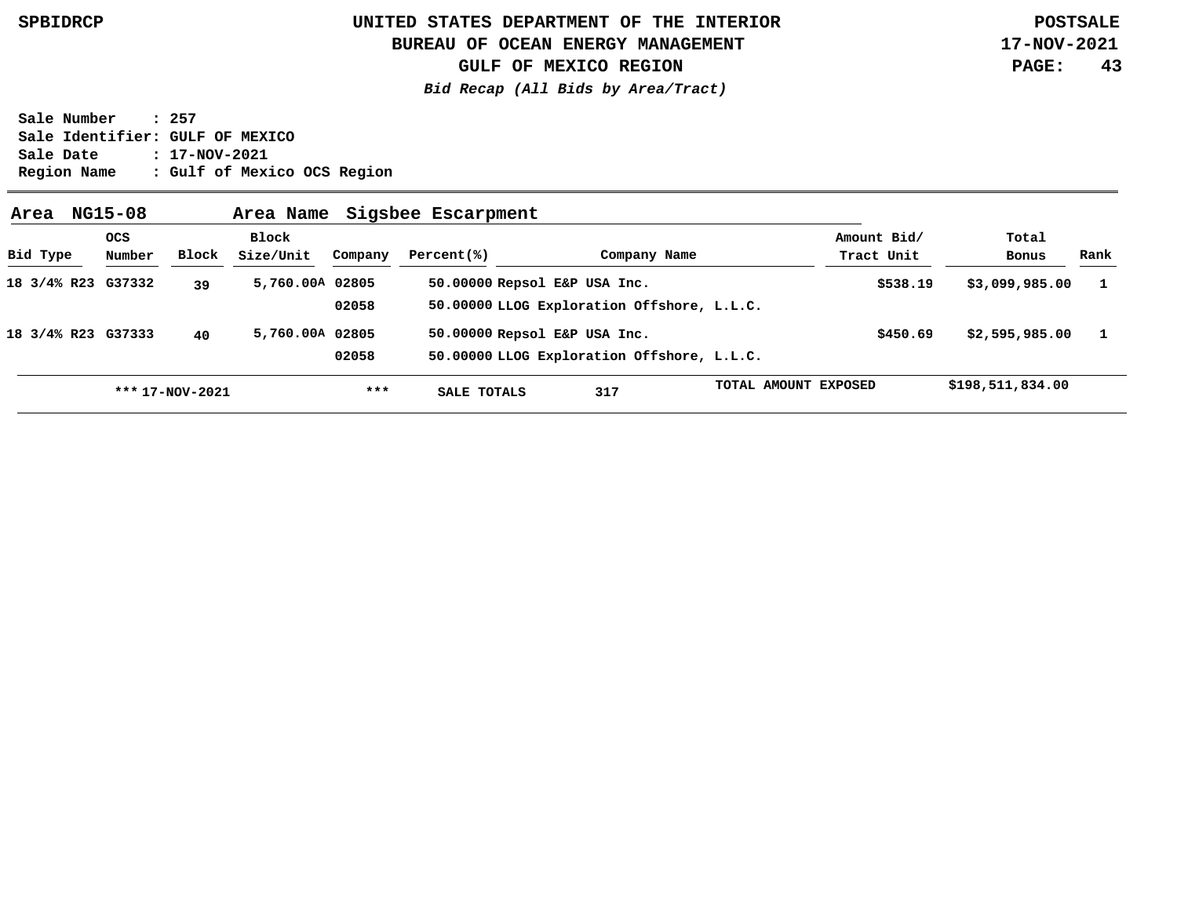**SPBIDRCP** | **UNITED STATES DEPARTMENT OF THE INTERIOR** | **POSTSALE**

**BUREAU OF OCEAN ENERGY MANAGEMENT**

**GULF OF MEXICO REGION**

***Bid Recap (All Bids by Area/Tract)***

**Sale Number : 257**
**Sale Identifier: GULF OF MEXICO**
**Sale Date : 17-NOV-2021**
**Region Name : Gulf of Mexico OCS Region**

**Area NG15-08 Area Name Sigsbee Escarpment**

| Bid Type | OCS Number | Block | Block Size/Unit | Company | Percent(%) | Company Name | Amount Bid/ Tract Unit | Total Bonus | Rank |
|---|---|---|---|---|---|---|---|---|---|
| 18 3/4% R23 | G37332 | 39 | 5,760.00A | 02805 | 50.00000 | Repsol E&P USA Inc. | $538.19 | $3,099,985.00 | 1 |
| | | | | 02058 | 50.00000 | LLOG Exploration Offshore, L.L.C. | | | |
| 18 3/4% R23 | G37333 | 40 | 5,760.00A | 02805 | 50.00000 | Repsol E&P USA Inc. | $450.69 | $2,595,985.00 | 1 |
| | | | | 02058 | 50.00000 | LLOG Exploration Offshore, L.L.C. | | | |

*** 17-NOV-2021 *** SALE TOTALS 317 TOTAL AMOUNT EXPOSED $198,511,834.00